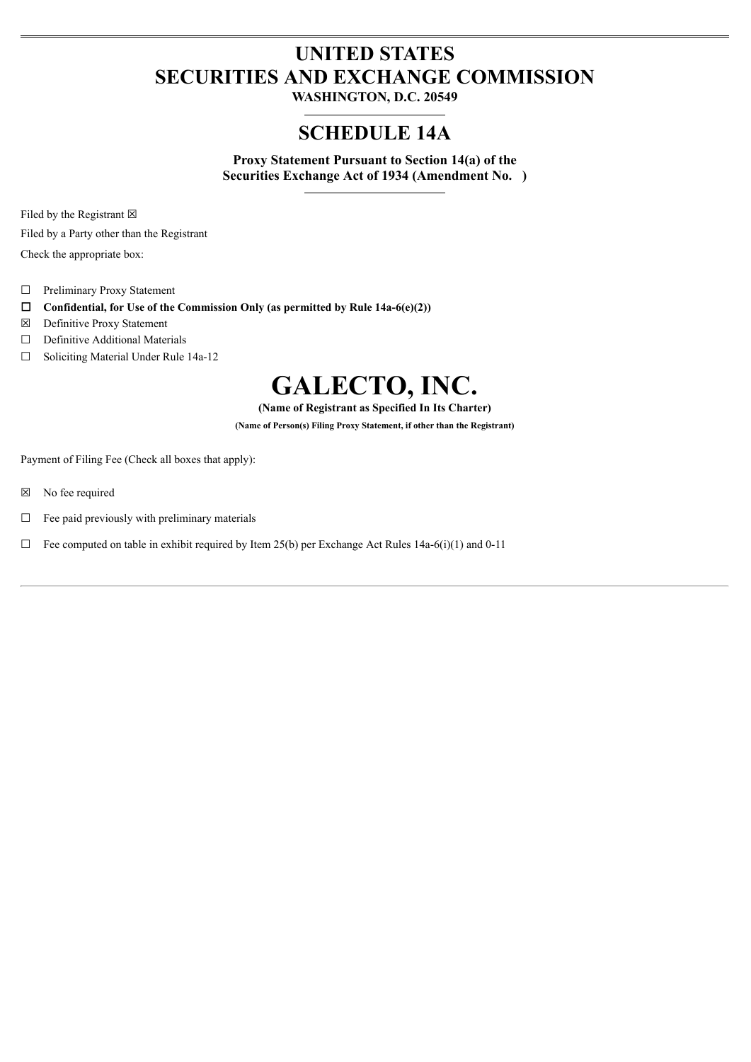# UNITED STATES
# SECURITIES AND EXCHANGE COMMISSION

**WASHINGTON, D.C. 20549**

## SCHEDULE 14A

**Proxy Statement Pursuant to Section 14(a) of the Securities Exchange Act of 1934 (Amendment No. )**

Filed by the Registrant ☒

Filed by a Party other than the Registrant

Check the appropriate box:

☐ Preliminary Proxy Statement

☐ **Confidential, for Use of the Commission Only (as permitted by Rule 14a-6(e)(2))**

☒ Definitive Proxy Statement

☐ Definitive Additional Materials

☐ Soliciting Material Under Rule 14a-12

# GALECTO, INC.

**(Name of Registrant as Specified In Its Charter)**

**(Name of Person(s) Filing Proxy Statement, if other than the Registrant)**

Payment of Filing Fee (Check all boxes that apply):

☒ No fee required

☐ Fee paid previously with preliminary materials

☐ Fee computed on table in exhibit required by Item 25(b) per Exchange Act Rules 14a-6(i)(1) and 0-11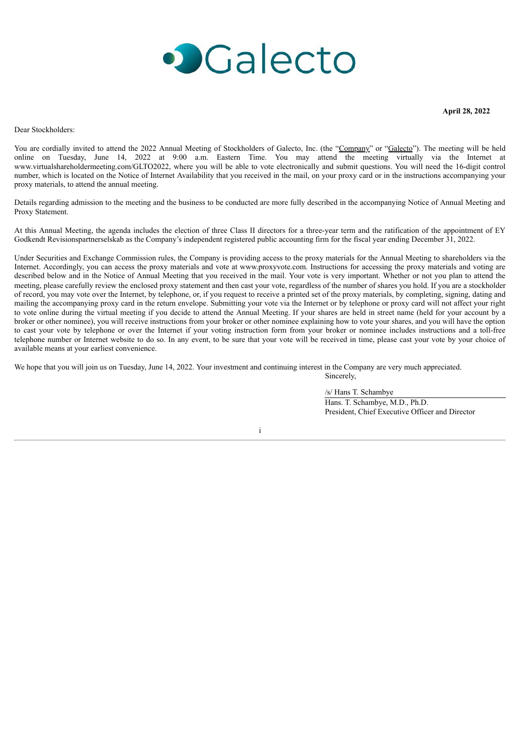**April 28, 2022**

Dear Stockholders:

You are cordially invited to attend the 2022 Annual Meeting of Stockholders of Galecto, Inc. (the "Company" or "Galecto"). The meeting will be held online on Tuesday, June 14, 2022 at 9:00 a.m. Eastern Time. You may attend the meeting virtually via the Internet at www.virtualshareholdermeeting.com/GLTO2022, where you will be able to vote electronically and submit questions. You will need the 16-digit control number, which is located on the Notice of Internet Availability that you received in the mail, on your proxy card or in the instructions accompanying your proxy materials, to attend the annual meeting.

Details regarding admission to the meeting and the business to be conducted are more fully described in the accompanying Notice of Annual Meeting and Proxy Statement.

At this Annual Meeting, the agenda includes the election of three Class II directors for a three-year term and the ratification of the appointment of EY Godkendt Revisionspartnerselskab as the Company's independent registered public accounting firm for the fiscal year ending December 31, 2022.

Under Securities and Exchange Commission rules, the Company is providing access to the proxy materials for the Annual Meeting to shareholders via the Internet. Accordingly, you can access the proxy materials and vote at www.proxyvote.com. Instructions for accessing the proxy materials and voting are described below and in the Notice of Annual Meeting that you received in the mail. Your vote is very important. Whether or not you plan to attend the meeting, please carefully review the enclosed proxy statement and then cast your vote, regardless of the number of shares you hold. If you are a stockholder of record, you may vote over the Internet, by telephone, or, if you request to receive a printed set of the proxy materials, by completing, signing, dating and mailing the accompanying proxy card in the return envelope. Submitting your vote via the Internet or by telephone or proxy card will not affect your right to vote online during the virtual meeting if you decide to attend the Annual Meeting. If your shares are held in street name (held for your account by a broker or other nominee), you will receive instructions from your broker or other nominee explaining how to vote your shares, and you will have the option to cast your vote by telephone or over the Internet if your voting instruction form from your broker or nominee includes instructions and a toll-free telephone number or Internet website to do so. In any event, to be sure that your vote will be received in time, please cast your vote by your choice of available means at your earliest convenience.

We hope that you will join us on Tuesday, June 14, 2022. Your investment and continuing interest in the Company are very much appreciated.

Sincerely,

/s/ Hans T. Schambye

Hans. T. Schambye, M.D., Ph.D.
President, Chief Executive Officer and Director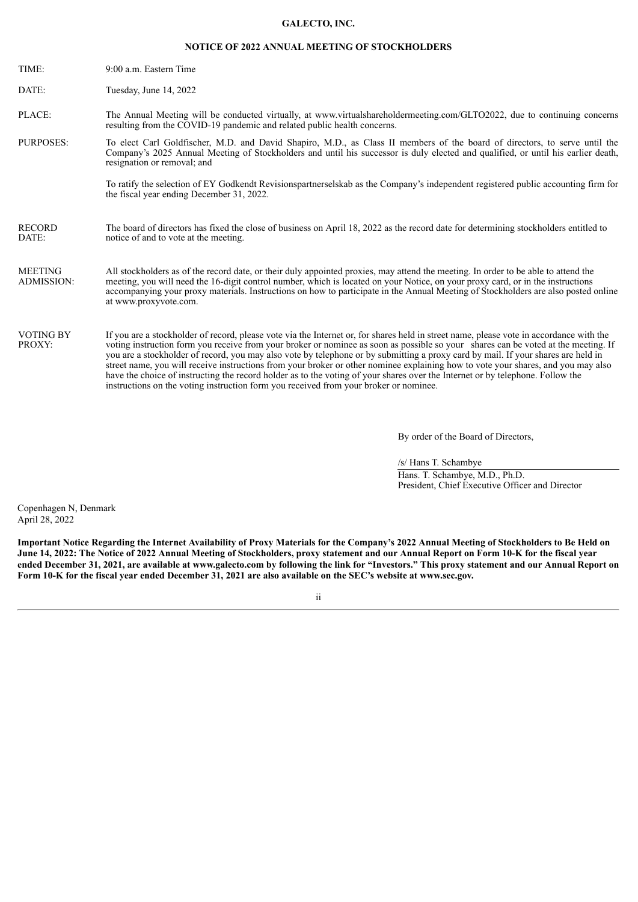# GALECTO, INC.

## NOTICE OF 2022 ANNUAL MEETING OF STOCKHOLDERS

| | |
|---|---|
| TIME: | 9:00 a.m. Eastern Time |
| DATE: | Tuesday, June 14, 2022 |
| PLACE: | The Annual Meeting will be conducted virtually, at www.virtualshareholdermeeting.com/GLTO2022, due to continuing concerns resulting from the COVID-19 pandemic and related public health concerns. |
| PURPOSES: | To elect Carl Goldfischer, M.D. and David Shapiro, M.D., as Class II members of the board of directors, to serve until the Company's 2025 Annual Meeting of Stockholders and until his successor is duly elected and qualified, or until his earlier death, resignation or removal; and<br><br>To ratify the selection of EY Godkendt Revisionspartnerselskab as the Company's independent registered public accounting firm for the fiscal year ending December 31, 2022. |
| RECORD DATE: | The board of directors has fixed the close of business on April 18, 2022 as the record date for determining stockholders entitled to notice of and to vote at the meeting. |
| MEETING ADMISSION: | All stockholders as of the record date, or their duly appointed proxies, may attend the meeting. In order to be able to attend the meeting, you will need the 16-digit control number, which is located on your Notice, on your proxy card, or in the instructions accompanying your proxy materials. Instructions on how to participate in the Annual Meeting of Stockholders are also posted online at www.proxyvote.com. |
| VOTING BY PROXY: | If you are a stockholder of record, please vote via the Internet or, for shares held in street name, please vote in accordance with the voting instruction form you receive from your broker or nominee as soon as possible so your shares can be voted at the meeting. If you are a stockholder of record, you may also vote by telephone or by submitting a proxy card by mail. If your shares are held in street name, you will receive instructions from your broker or other nominee explaining how to vote your shares, and you may also have the choice of instructing the record holder as to the voting of your shares over the Internet or by telephone. Follow the instructions on the voting instruction form you received from your broker or nominee. |

By order of the Board of Directors,

/s/ Hans T. Schambye

Hans. T. Schambye, M.D., Ph.D.
President, Chief Executive Officer and Director

Copenhagen N, Denmark
April 28, 2022

**Important Notice Regarding the Internet Availability of Proxy Materials for the Company's 2022 Annual Meeting of Stockholders to Be Held on June 14, 2022: The Notice of 2022 Annual Meeting of Stockholders, proxy statement and our Annual Report on Form 10-K for the fiscal year ended December 31, 2021, are available at www.galecto.com by following the link for "Investors." This proxy statement and our Annual Report on Form 10-K for the fiscal year ended December 31, 2021 are also available on the SEC's website at www.sec.gov.**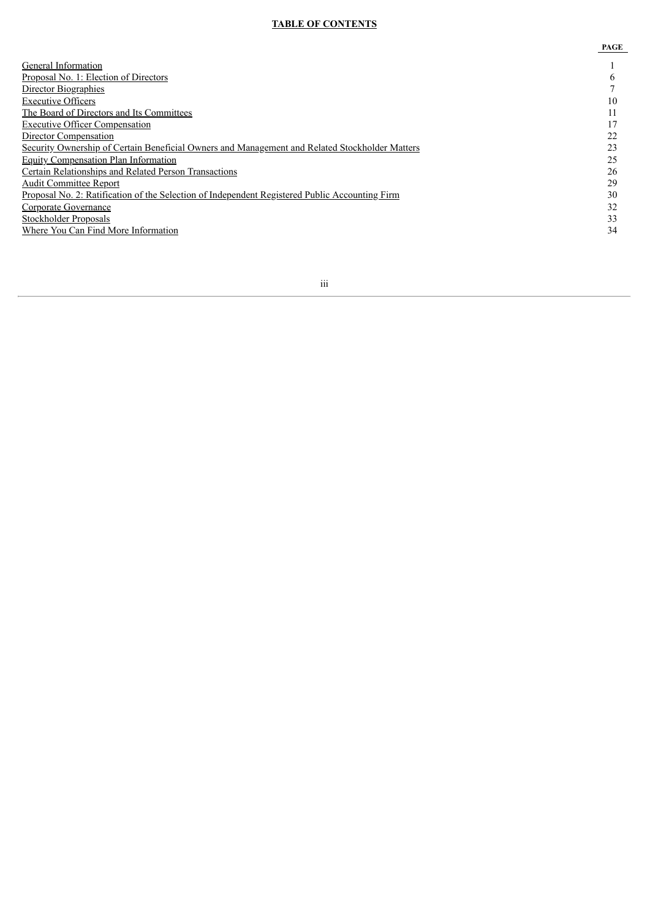# TABLE OF CONTENTS

| | PAGE |
|---|---|
| General Information | 1 |
| Proposal No. 1: Election of Directors | 6 |
| Director Biographies | 7 |
| Executive Officers | 10 |
| The Board of Directors and Its Committees | 11 |
| Executive Officer Compensation | 17 |
| Director Compensation | 22 |
| Security Ownership of Certain Beneficial Owners and Management and Related Stockholder Matters | 23 |
| Equity Compensation Plan Information | 25 |
| Certain Relationships and Related Person Transactions | 26 |
| Audit Committee Report | 29 |
| Proposal No. 2: Ratification of the Selection of Independent Registered Public Accounting Firm | 30 |
| Corporate Governance | 32 |
| Stockholder Proposals | 33 |
| Where You Can Find More Information | 34 |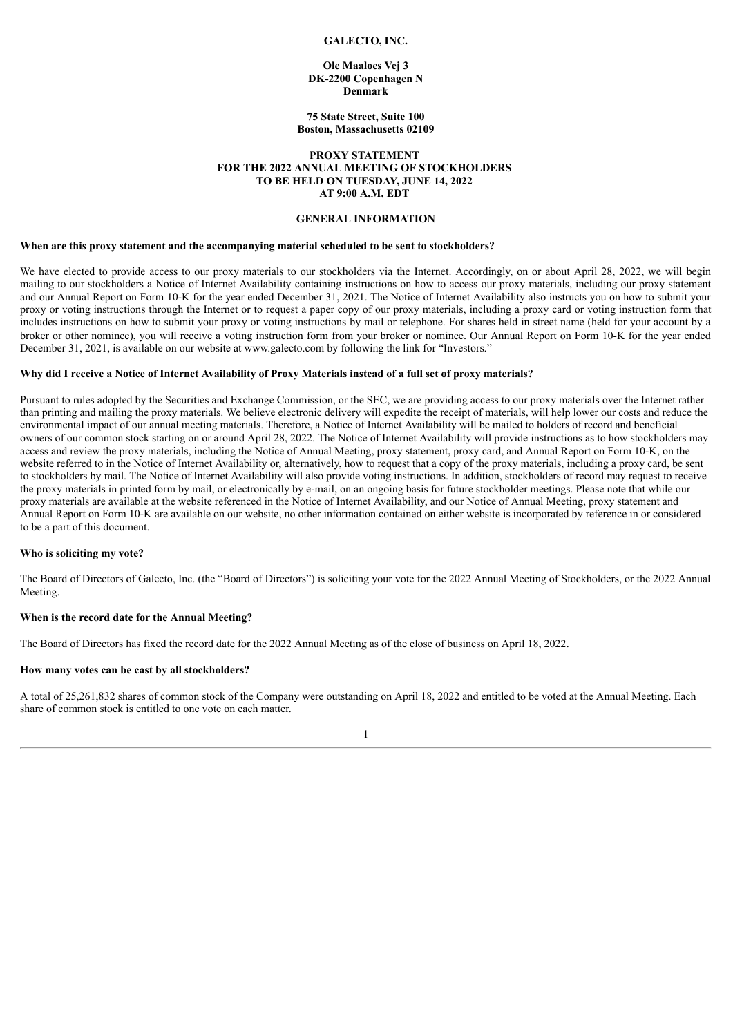**GALECTO, INC.**

**Ole Maaloes Vej 3**
**DK-2200 Copenhagen N**
**Denmark**

**75 State Street, Suite 100**
**Boston, Massachusetts 02109**

# PROXY STATEMENT FOR THE 2022 ANNUAL MEETING OF STOCKHOLDERS TO BE HELD ON TUESDAY, JUNE 14, 2022 AT 9:00 A.M. EDT

## GENERAL INFORMATION

### When are this proxy statement and the accompanying material scheduled to be sent to stockholders?

We have elected to provide access to our proxy materials to our stockholders via the Internet. Accordingly, on or about April 28, 2022, we will begin mailing to our stockholders a Notice of Internet Availability containing instructions on how to access our proxy materials, including our proxy statement and our Annual Report on Form 10-K for the year ended December 31, 2021. The Notice of Internet Availability also instructs you on how to submit your proxy or voting instructions through the Internet or to request a paper copy of our proxy materials, including a proxy card or voting instruction form that includes instructions on how to submit your proxy or voting instructions by mail or telephone. For shares held in street name (held for your account by a broker or other nominee), you will receive a voting instruction form from your broker or nominee. Our Annual Report on Form 10-K for the year ended December 31, 2021, is available on our website at www.galecto.com by following the link for "Investors."

### Why did I receive a Notice of Internet Availability of Proxy Materials instead of a full set of proxy materials?

Pursuant to rules adopted by the Securities and Exchange Commission, or the SEC, we are providing access to our proxy materials over the Internet rather than printing and mailing the proxy materials. We believe electronic delivery will expedite the receipt of materials, will help lower our costs and reduce the environmental impact of our annual meeting materials. Therefore, a Notice of Internet Availability will be mailed to holders of record and beneficial owners of our common stock starting on or around April 28, 2022. The Notice of Internet Availability will provide instructions as to how stockholders may access and review the proxy materials, including the Notice of Annual Meeting, proxy statement, proxy card, and Annual Report on Form 10-K, on the website referred to in the Notice of Internet Availability or, alternatively, how to request that a copy of the proxy materials, including a proxy card, be sent to stockholders by mail. The Notice of Internet Availability will also provide voting instructions. In addition, stockholders of record may request to receive the proxy materials in printed form by mail, or electronically by e-mail, on an ongoing basis for future stockholder meetings. Please note that while our proxy materials are available at the website referenced in the Notice of Internet Availability, and our Notice of Annual Meeting, proxy statement and Annual Report on Form 10-K are available on our website, no other information contained on either website is incorporated by reference in or considered to be a part of this document.

### Who is soliciting my vote?

The Board of Directors of Galecto, Inc. (the "Board of Directors") is soliciting your vote for the 2022 Annual Meeting of Stockholders, or the 2022 Annual Meeting.

### When is the record date for the Annual Meeting?

The Board of Directors has fixed the record date for the 2022 Annual Meeting as of the close of business on April 18, 2022.

### How many votes can be cast by all stockholders?

A total of 25,261,832 shares of common stock of the Company were outstanding on April 18, 2022 and entitled to be voted at the Annual Meeting. Each share of common stock is entitled to one vote on each matter.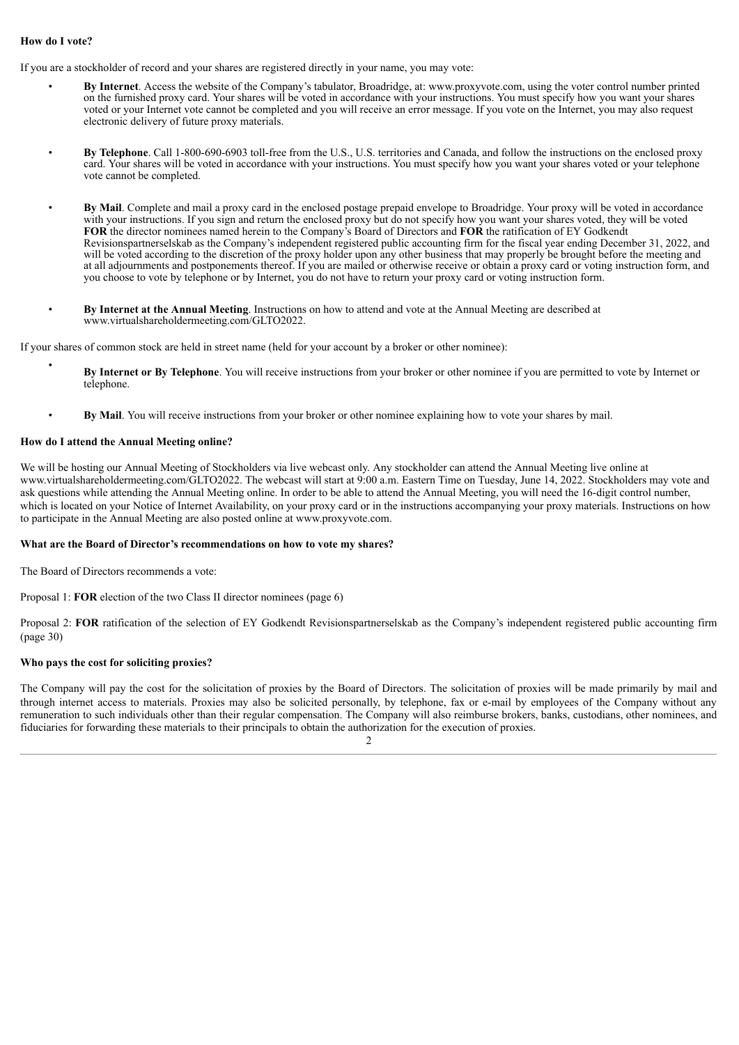**How do I vote?**

If you are a stockholder of record and your shares are registered directly in your name, you may vote:

- **By Internet**. Access the website of the Company's tabulator, Broadridge, at: www.proxyvote.com, using the voter control number printed on the furnished proxy card. Your shares will be voted in accordance with your instructions. You must specify how you want your shares voted or your Internet vote cannot be completed and you will receive an error message. If you vote on the Internet, you may also request electronic delivery of future proxy materials.

- **By Telephone**. Call 1-800-690-6903 toll-free from the U.S., U.S. territories and Canada, and follow the instructions on the enclosed proxy card. Your shares will be voted in accordance with your instructions. You must specify how you want your shares voted or your telephone vote cannot be completed.

- **By Mail**. Complete and mail a proxy card in the enclosed postage prepaid envelope to Broadridge. Your proxy will be voted in accordance with your instructions. If you sign and return the enclosed proxy but do not specify how you want your shares voted, they will be voted **FOR** the director nominees named herein to the Company's Board of Directors and **FOR** the ratification of EY Godkendt Revisionspartnerselskab as the Company's independent registered public accounting firm for the fiscal year ending December 31, 2022, and will be voted according to the discretion of the proxy holder upon any other business that may properly be brought before the meeting and at all adjournments and postponements thereof. If you are mailed or otherwise receive or obtain a proxy card or voting instruction form, and you choose to vote by telephone or by Internet, you do not have to return your proxy card or voting instruction form.

- **By Internet at the Annual Meeting**. Instructions on how to attend and vote at the Annual Meeting are described at www.virtualshareholdermeeting.com/GLTO2022.

If your shares of common stock are held in street name (held for your account by a broker or other nominee):

- **By Internet or By Telephone**. You will receive instructions from your broker or other nominee if you are permitted to vote by Internet or telephone.

- **By Mail**. You will receive instructions from your broker or other nominee explaining how to vote your shares by mail.

**How do I attend the Annual Meeting online?**

We will be hosting our Annual Meeting of Stockholders via live webcast only. Any stockholder can attend the Annual Meeting live online at www.virtualshareholdermeeting.com/GLTO2022. The webcast will start at 9:00 a.m. Eastern Time on Tuesday, June 14, 2022. Stockholders may vote and ask questions while attending the Annual Meeting online. In order to be able to attend the Annual Meeting, you will need the 16-digit control number, which is located on your Notice of Internet Availability, on your proxy card or in the instructions accompanying your proxy materials. Instructions on how to participate in the Annual Meeting are also posted online at www.proxyvote.com.

**What are the Board of Director's recommendations on how to vote my shares?**

The Board of Directors recommends a vote:

Proposal 1: **FOR** election of the two Class II director nominees (page 6)

Proposal 2: **FOR** ratification of the selection of EY Godkendt Revisionspartnerselskab as the Company's independent registered public accounting firm (page 30)

**Who pays the cost for soliciting proxies?**

The Company will pay the cost for the solicitation of proxies by the Board of Directors. The solicitation of proxies will be made primarily by mail and through internet access to materials. Proxies may also be solicited personally, by telephone, fax or e-mail by employees of the Company without any remuneration to such individuals other than their regular compensation. The Company will also reimburse brokers, banks, custodians, other nominees, and fiduciaries for forwarding these materials to their principals to obtain the authorization for the execution of proxies.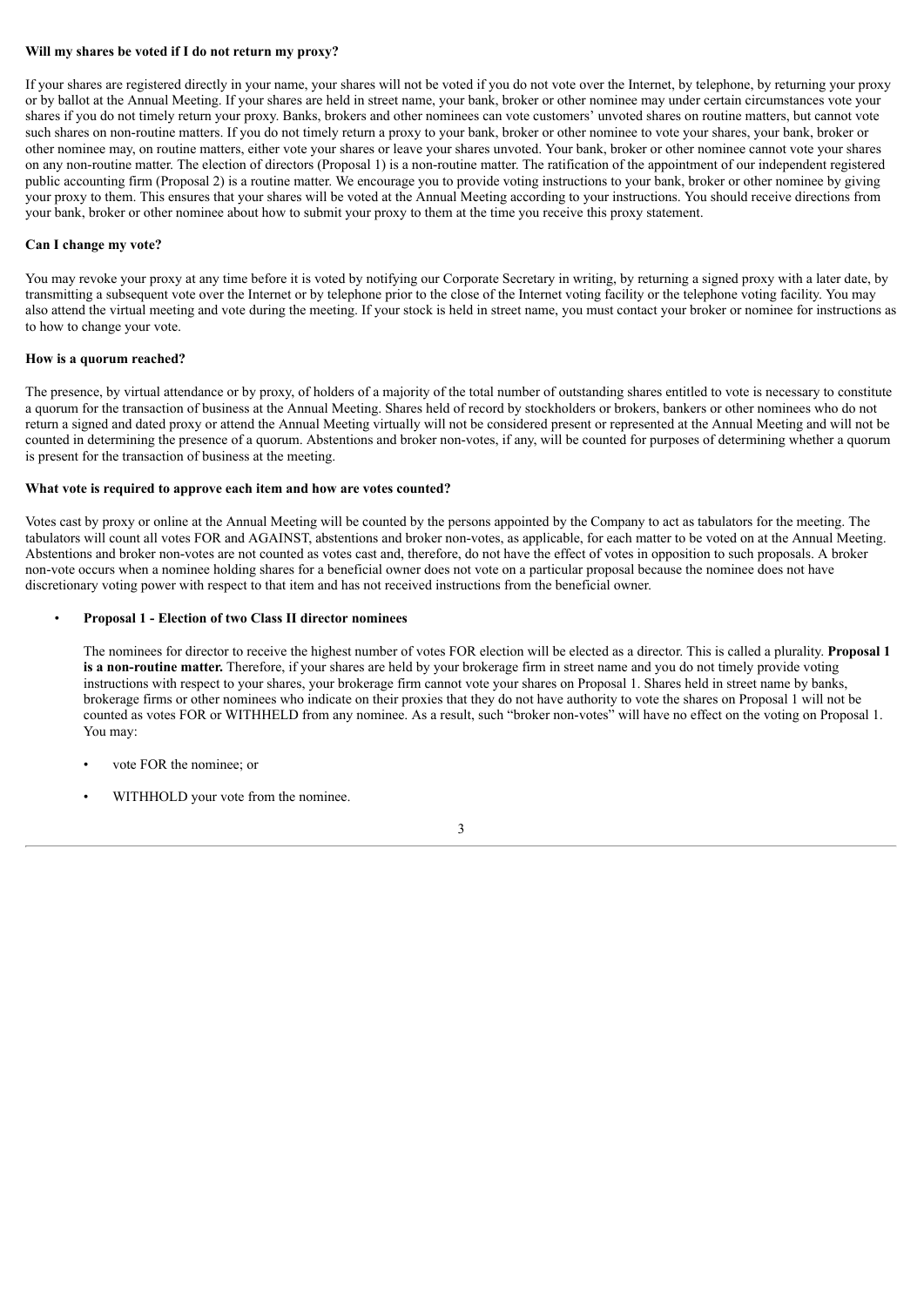**Will my shares be voted if I do not return my proxy?**

If your shares are registered directly in your name, your shares will not be voted if you do not vote over the Internet, by telephone, by returning your proxy or by ballot at the Annual Meeting. If your shares are held in street name, your bank, broker or other nominee may under certain circumstances vote your shares if you do not timely return your proxy. Banks, brokers and other nominees can vote customers' unvoted shares on routine matters, but cannot vote such shares on non-routine matters. If you do not timely return a proxy to your bank, broker or other nominee to vote your shares, your bank, broker or other nominee may, on routine matters, either vote your shares or leave your shares unvoted. Your bank, broker or other nominee cannot vote your shares on any non-routine matter. The election of directors (Proposal 1) is a non-routine matter. The ratification of the appointment of our independent registered public accounting firm (Proposal 2) is a routine matter. We encourage you to provide voting instructions to your bank, broker or other nominee by giving your proxy to them. This ensures that your shares will be voted at the Annual Meeting according to your instructions. You should receive directions from your bank, broker or other nominee about how to submit your proxy to them at the time you receive this proxy statement.

**Can I change my vote?**

You may revoke your proxy at any time before it is voted by notifying our Corporate Secretary in writing, by returning a signed proxy with a later date, by transmitting a subsequent vote over the Internet or by telephone prior to the close of the Internet voting facility or the telephone voting facility. You may also attend the virtual meeting and vote during the meeting. If your stock is held in street name, you must contact your broker or nominee for instructions as to how to change your vote.

**How is a quorum reached?**

The presence, by virtual attendance or by proxy, of holders of a majority of the total number of outstanding shares entitled to vote is necessary to constitute a quorum for the transaction of business at the Annual Meeting. Shares held of record by stockholders or brokers, bankers or other nominees who do not return a signed and dated proxy or attend the Annual Meeting virtually will not be considered present or represented at the Annual Meeting and will not be counted in determining the presence of a quorum. Abstentions and broker non-votes, if any, will be counted for purposes of determining whether a quorum is present for the transaction of business at the meeting.

**What vote is required to approve each item and how are votes counted?**

Votes cast by proxy or online at the Annual Meeting will be counted by the persons appointed by the Company to act as tabulators for the meeting. The tabulators will count all votes FOR and AGAINST, abstentions and broker non-votes, as applicable, for each matter to be voted on at the Annual Meeting. Abstentions and broker non-votes are not counted as votes cast and, therefore, do not have the effect of votes in opposition to such proposals. A broker non-vote occurs when a nominee holding shares for a beneficial owner does not vote on a particular proposal because the nominee does not have discretionary voting power with respect to that item and has not received instructions from the beneficial owner.

- **Proposal 1 - Election of two Class II director nominees**

  The nominees for director to receive the highest number of votes FOR election will be elected as a director. This is called a plurality. **Proposal 1 is a non-routine matter.** Therefore, if your shares are held by your brokerage firm in street name and you do not timely provide voting instructions with respect to your shares, your brokerage firm cannot vote your shares on Proposal 1. Shares held in street name by banks, brokerage firms or other nominees who indicate on their proxies that they do not have authority to vote the shares on Proposal 1 will not be counted as votes FOR or WITHHELD from any nominee. As a result, such "broker non-votes" will have no effect on the voting on Proposal 1. You may:

  - vote FOR the nominee; or
  - WITHHOLD your vote from the nominee.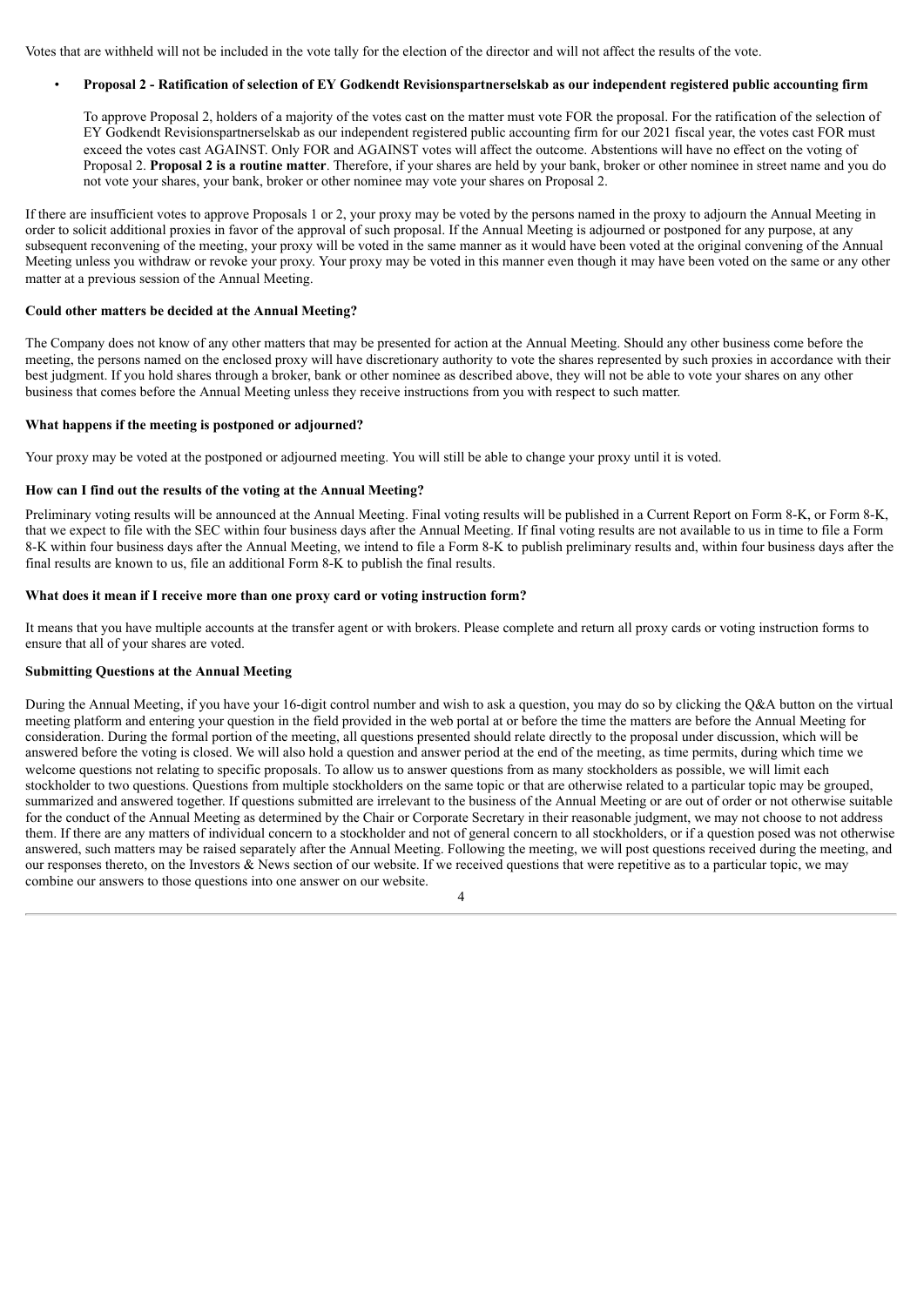Votes that are withheld will not be included in the vote tally for the election of the director and will not affect the results of the vote.

- **Proposal 2 - Ratification of selection of EY Godkendt Revisionspartnerselskab as our independent registered public accounting firm**

  To approve Proposal 2, holders of a majority of the votes cast on the matter must vote FOR the proposal. For the ratification of the selection of EY Godkendt Revisionspartnerselskab as our independent registered public accounting firm for our 2021 fiscal year, the votes cast FOR must exceed the votes cast AGAINST. Only FOR and AGAINST votes will affect the outcome. Abstentions will have no effect on the voting of Proposal 2. **Proposal 2 is a routine matter**. Therefore, if your shares are held by your bank, broker or other nominee in street name and you do not vote your shares, your bank, broker or other nominee may vote your shares on Proposal 2.

If there are insufficient votes to approve Proposals 1 or 2, your proxy may be voted by the persons named in the proxy to adjourn the Annual Meeting in order to solicit additional proxies in favor of the approval of such proposal. If the Annual Meeting is adjourned or postponed for any purpose, at any subsequent reconvening of the meeting, your proxy will be voted in the same manner as it would have been voted at the original convening of the Annual Meeting unless you withdraw or revoke your proxy. Your proxy may be voted in this manner even though it may have been voted on the same or any other matter at a previous session of the Annual Meeting.

**Could other matters be decided at the Annual Meeting?**

The Company does not know of any other matters that may be presented for action at the Annual Meeting. Should any other business come before the meeting, the persons named on the enclosed proxy will have discretionary authority to vote the shares represented by such proxies in accordance with their best judgment. If you hold shares through a broker, bank or other nominee as described above, they will not be able to vote your shares on any other business that comes before the Annual Meeting unless they receive instructions from you with respect to such matter.

**What happens if the meeting is postponed or adjourned?**

Your proxy may be voted at the postponed or adjourned meeting. You will still be able to change your proxy until it is voted.

**How can I find out the results of the voting at the Annual Meeting?**

Preliminary voting results will be announced at the Annual Meeting. Final voting results will be published in a Current Report on Form 8-K, or Form 8-K, that we expect to file with the SEC within four business days after the Annual Meeting. If final voting results are not available to us in time to file a Form 8-K within four business days after the Annual Meeting, we intend to file a Form 8-K to publish preliminary results and, within four business days after the final results are known to us, file an additional Form 8-K to publish the final results.

**What does it mean if I receive more than one proxy card or voting instruction form?**

It means that you have multiple accounts at the transfer agent or with brokers. Please complete and return all proxy cards or voting instruction forms to ensure that all of your shares are voted.

**Submitting Questions at the Annual Meeting**

During the Annual Meeting, if you have your 16-digit control number and wish to ask a question, you may do so by clicking the Q&A button on the virtual meeting platform and entering your question in the field provided in the web portal at or before the time the matters are before the Annual Meeting for consideration. During the formal portion of the meeting, all questions presented should relate directly to the proposal under discussion, which will be answered before the voting is closed. We will also hold a question and answer period at the end of the meeting, as time permits, during which time we welcome questions not relating to specific proposals. To allow us to answer questions from as many stockholders as possible, we will limit each stockholder to two questions. Questions from multiple stockholders on the same topic or that are otherwise related to a particular topic may be grouped, summarized and answered together. If questions submitted are irrelevant to the business of the Annual Meeting or are out of order or not otherwise suitable for the conduct of the Annual Meeting as determined by the Chair or Corporate Secretary in their reasonable judgment, we may not choose to not address them. If there are any matters of individual concern to a stockholder and not of general concern to all stockholders, or if a question posed was not otherwise answered, such matters may be raised separately after the Annual Meeting. Following the meeting, we will post questions received during the meeting, and our responses thereto, on the Investors & News section of our website. If we received questions that were repetitive as to a particular topic, we may combine our answers to those questions into one answer on our website.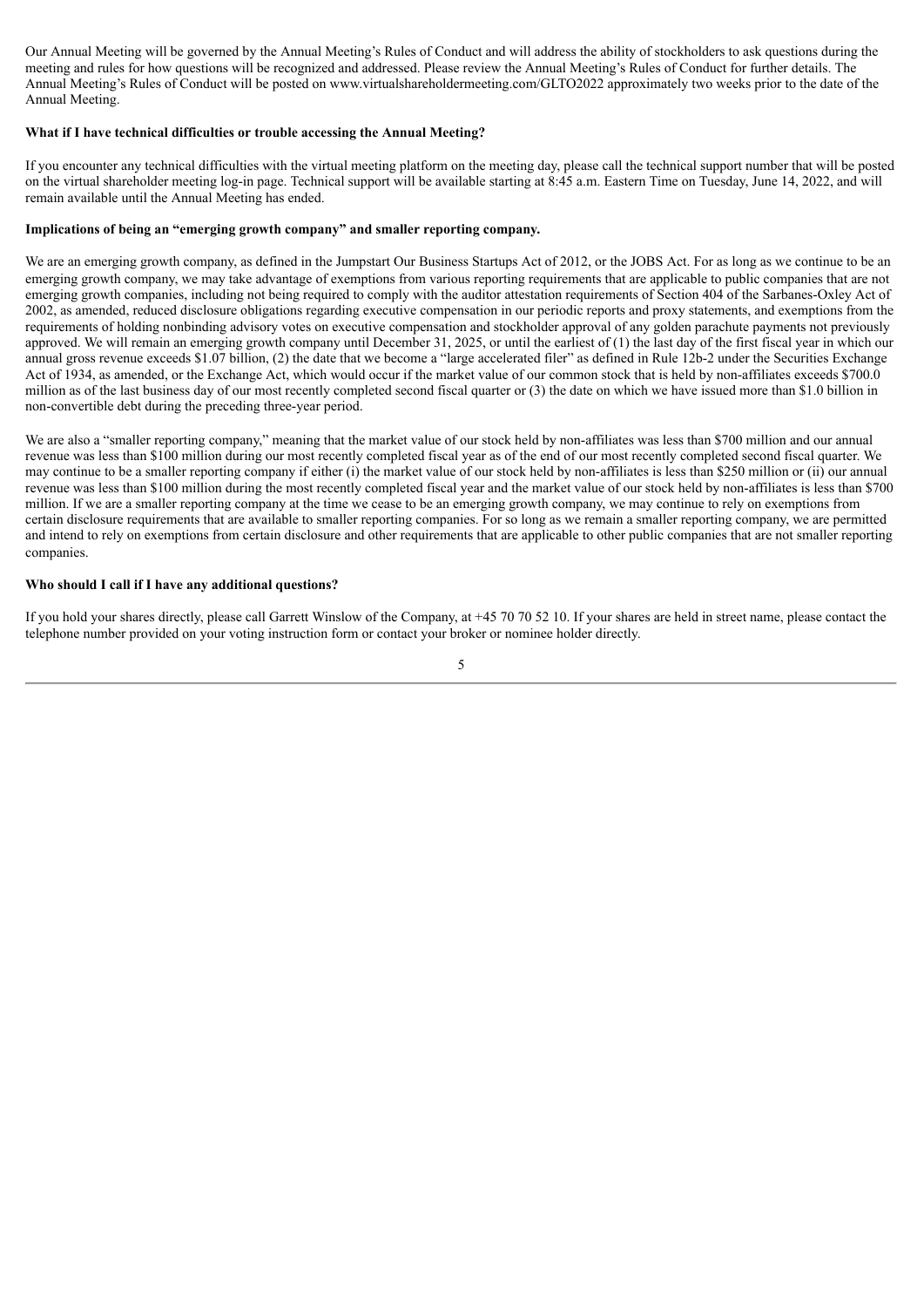Our Annual Meeting will be governed by the Annual Meeting's Rules of Conduct and will address the ability of stockholders to ask questions during the meeting and rules for how questions will be recognized and addressed. Please review the Annual Meeting's Rules of Conduct for further details. The Annual Meeting's Rules of Conduct will be posted on www.virtualshareholdermeeting.com/GLTO2022 approximately two weeks prior to the date of the Annual Meeting.

**What if I have technical difficulties or trouble accessing the Annual Meeting?**

If you encounter any technical difficulties with the virtual meeting platform on the meeting day, please call the technical support number that will be posted on the virtual shareholder meeting log-in page. Technical support will be available starting at 8:45 a.m. Eastern Time on Tuesday, June 14, 2022, and will remain available until the Annual Meeting has ended.

**Implications of being an "emerging growth company" and smaller reporting company.**

We are an emerging growth company, as defined in the Jumpstart Our Business Startups Act of 2012, or the JOBS Act. For as long as we continue to be an emerging growth company, we may take advantage of exemptions from various reporting requirements that are applicable to public companies that are not emerging growth companies, including not being required to comply with the auditor attestation requirements of Section 404 of the Sarbanes-Oxley Act of 2002, as amended, reduced disclosure obligations regarding executive compensation in our periodic reports and proxy statements, and exemptions from the requirements of holding nonbinding advisory votes on executive compensation and stockholder approval of any golden parachute payments not previously approved. We will remain an emerging growth company until December 31, 2025, or until the earliest of (1) the last day of the first fiscal year in which our annual gross revenue exceeds $1.07 billion, (2) the date that we become a "large accelerated filer" as defined in Rule 12b-2 under the Securities Exchange Act of 1934, as amended, or the Exchange Act, which would occur if the market value of our common stock that is held by non-affiliates exceeds $700.0 million as of the last business day of our most recently completed second fiscal quarter or (3) the date on which we have issued more than $1.0 billion in non-convertible debt during the preceding three-year period.

We are also a "smaller reporting company," meaning that the market value of our stock held by non-affiliates was less than $700 million and our annual revenue was less than $100 million during our most recently completed fiscal year as of the end of our most recently completed second fiscal quarter. We may continue to be a smaller reporting company if either (i) the market value of our stock held by non-affiliates is less than $250 million or (ii) our annual revenue was less than $100 million during the most recently completed fiscal year and the market value of our stock held by non-affiliates is less than $700 million. If we are a smaller reporting company at the time we cease to be an emerging growth company, we may continue to rely on exemptions from certain disclosure requirements that are available to smaller reporting companies. For so long as we remain a smaller reporting company, we are permitted and intend to rely on exemptions from certain disclosure and other requirements that are applicable to other public companies that are not smaller reporting companies.

**Who should I call if I have any additional questions?**

If you hold your shares directly, please call Garrett Winslow of the Company, at +45 70 70 52 10. If your shares are held in street name, please contact the telephone number provided on your voting instruction form or contact your broker or nominee holder directly.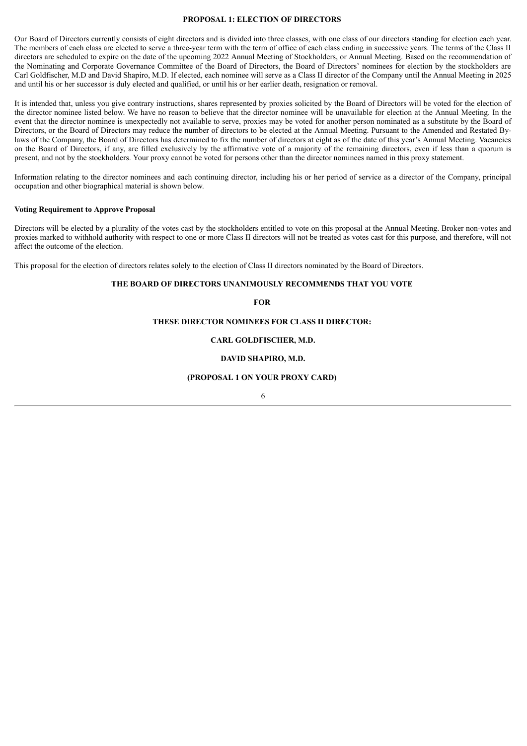## PROPOSAL 1: ELECTION OF DIRECTORS

Our Board of Directors currently consists of eight directors and is divided into three classes, with one class of our directors standing for election each year. The members of each class are elected to serve a three-year term with the term of office of each class ending in successive years. The terms of the Class II directors are scheduled to expire on the date of the upcoming 2022 Annual Meeting of Stockholders, or Annual Meeting. Based on the recommendation of the Nominating and Corporate Governance Committee of the Board of Directors, the Board of Directors' nominees for election by the stockholders are Carl Goldfischer, M.D and David Shapiro, M.D. If elected, each nominee will serve as a Class II director of the Company until the Annual Meeting in 2025 and until his or her successor is duly elected and qualified, or until his or her earlier death, resignation or removal.

It is intended that, unless you give contrary instructions, shares represented by proxies solicited by the Board of Directors will be voted for the election of the director nominee listed below. We have no reason to believe that the director nominee will be unavailable for election at the Annual Meeting. In the event that the director nominee is unexpectedly not available to serve, proxies may be voted for another person nominated as a substitute by the Board of Directors, or the Board of Directors may reduce the number of directors to be elected at the Annual Meeting. Pursuant to the Amended and Restated By-laws of the Company, the Board of Directors has determined to fix the number of directors at eight as of the date of this year's Annual Meeting. Vacancies on the Board of Directors, if any, are filled exclusively by the affirmative vote of a majority of the remaining directors, even if less than a quorum is present, and not by the stockholders. Your proxy cannot be voted for persons other than the director nominees named in this proxy statement.

Information relating to the director nominees and each continuing director, including his or her period of service as a director of the Company, principal occupation and other biographical material is shown below.

**Voting Requirement to Approve Proposal**

Directors will be elected by a plurality of the votes cast by the stockholders entitled to vote on this proposal at the Annual Meeting. Broker non-votes and proxies marked to withhold authority with respect to one or more Class II directors will not be treated as votes cast for this purpose, and therefore, will not affect the outcome of the election.

This proposal for the election of directors relates solely to the election of Class II directors nominated by the Board of Directors.

**THE BOARD OF DIRECTORS UNANIMOUSLY RECOMMENDS THAT YOU VOTE**

**FOR**

**THESE DIRECTOR NOMINEES FOR CLASS II DIRECTOR:**

**CARL GOLDFISCHER, M.D.**

**DAVID SHAPIRO, M.D.**

**(PROPOSAL 1 ON YOUR PROXY CARD)**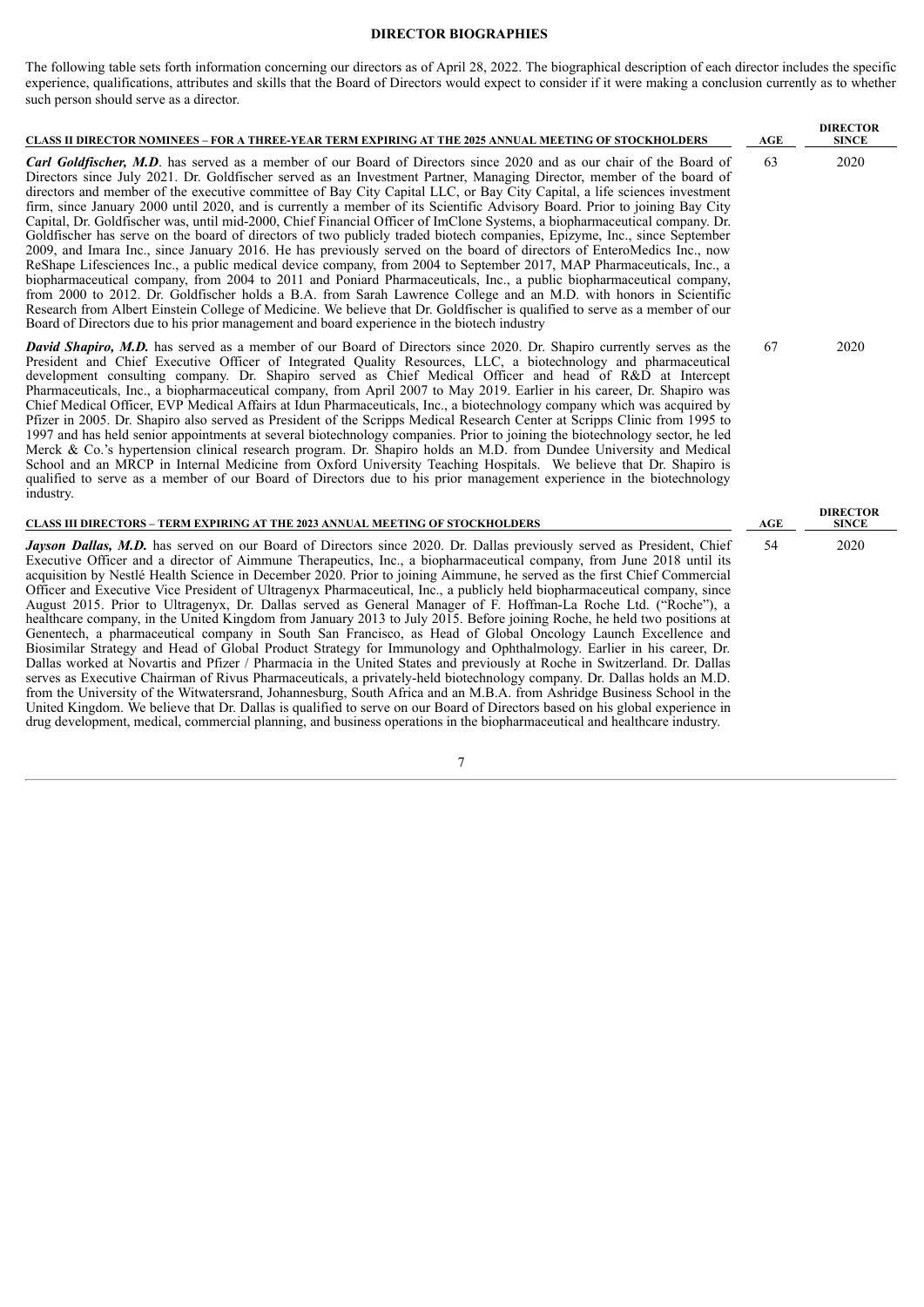## DIRECTOR BIOGRAPHIES

The following table sets forth information concerning our directors as of April 28, 2022. The biographical description of each director includes the specific experience, qualifications, attributes and skills that the Board of Directors would expect to consider if it were making a conclusion currently as to whether such person should serve as a director.

| CLASS II DIRECTOR NOMINEES – FOR A THREE-YEAR TERM EXPIRING AT THE 2025 ANNUAL MEETING OF STOCKHOLDERS | AGE | DIRECTOR SINCE |
|---|---|---|
| ***Carl Goldfischer, M.D*.** has served as a member of our Board of Directors since 2020 and as our chair of the Board of Directors since July 2021. Dr. Goldfischer served as an Investment Partner, Managing Director, member of the board of directors and member of the executive committee of Bay City Capital LLC, or Bay City Capital, a life sciences investment firm, since January 2000 until 2020, and is currently a member of its Scientific Advisory Board. Prior to joining Bay City Capital, Dr. Goldfischer was, until mid-2000, Chief Financial Officer of ImClone Systems, a biopharmaceutical company. Dr. Goldfischer has serve on the board of directors of two publicly traded biotech companies, Epizyme, Inc., since September 2009, and Imara Inc., since January 2016. He has previously served on the board of directors of EnteroMedics Inc., now ReShape Lifesciences Inc., a public medical device company, from 2004 to September 2017, MAP Pharmaceuticals, Inc., a biopharmaceutical company, from 2004 to 2011 and Poniard Pharmaceuticals, Inc., a public biopharmaceutical company, from 2000 to 2012. Dr. Goldfischer holds a B.A. from Sarah Lawrence College and an M.D. with honors in Scientific Research from Albert Einstein College of Medicine. We believe that Dr. Goldfischer is qualified to serve as a member of our Board of Directors due to his prior management and board experience in the biotech industry | 63 | 2020 |
| ***David Shapiro, M.D.*** has served as a member of our Board of Directors since 2020. Dr. Shapiro currently serves as the President and Chief Executive Officer of Integrated Quality Resources, LLC, a biotechnology and pharmaceutical development consulting company. Dr. Shapiro served as Chief Medical Officer and head of R&D at Intercept Pharmaceuticals, Inc., a biopharmaceutical company, from April 2007 to May 2019. Earlier in his career, Dr. Shapiro was Chief Medical Officer, EVP Medical Affairs at Idun Pharmaceuticals, Inc., a biotechnology company which was acquired by Pfizer in 2005. Dr. Shapiro also served as President of the Scripps Medical Research Center at Scripps Clinic from 1995 to 1997 and has held senior appointments at several biotechnology companies. Prior to joining the biotechnology sector, he led Merck & Co.'s hypertension clinical research program. Dr. Shapiro holds an M.D. from Dundee University and Medical School and an MRCP in Internal Medicine from Oxford University Teaching Hospitals. We believe that Dr. Shapiro is qualified to serve as a member of our Board of Directors due to his prior management experience in the biotechnology industry. | 67 | 2020 |

| CLASS III DIRECTORS – TERM EXPIRING AT THE 2023 ANNUAL MEETING OF STOCKHOLDERS | AGE | DIRECTOR SINCE |
|---|---|---|
| ***Jayson Dallas, M.D.*** has served on our Board of Directors since 2020. Dr. Dallas previously served as President, Chief Executive Officer and a director of Aimmune Therapeutics, Inc., a biopharmaceutical company, from June 2018 until its acquisition by Nestlé Health Science in December 2020. Prior to joining Aimmune, he served as the first Chief Commercial Officer and Executive Vice President of Ultragenyx Pharmaceutical, Inc., a publicly held biopharmaceutical company, since August 2015. Prior to Ultragenyx, Dr. Dallas served as General Manager of F. Hoffman-La Roche Ltd. ("Roche"), a healthcare company, in the United Kingdom from January 2013 to July 2015. Before joining Roche, he held two positions at Genentech, a pharmaceutical company in South San Francisco, as Head of Global Oncology Launch Excellence and Biosimilar Strategy and Head of Global Product Strategy for Immunology and Ophthalmology. Earlier in his career, Dr. Dallas worked at Novartis and Pfizer / Pharmacia in the United States and previously at Roche in Switzerland. Dr. Dallas serves as Executive Chairman of Rivus Pharmaceuticals, a privately-held biotechnology company. Dr. Dallas holds an M.D. from the University of the Witwatersrand, Johannesburg, South Africa and an M.B.A. from Ashridge Business School in the United Kingdom. We believe that Dr. Dallas is qualified to serve on our Board of Directors based on his global experience in drug development, medical, commercial planning, and business operations in the biopharmaceutical and healthcare industry. | 54 | 2020 |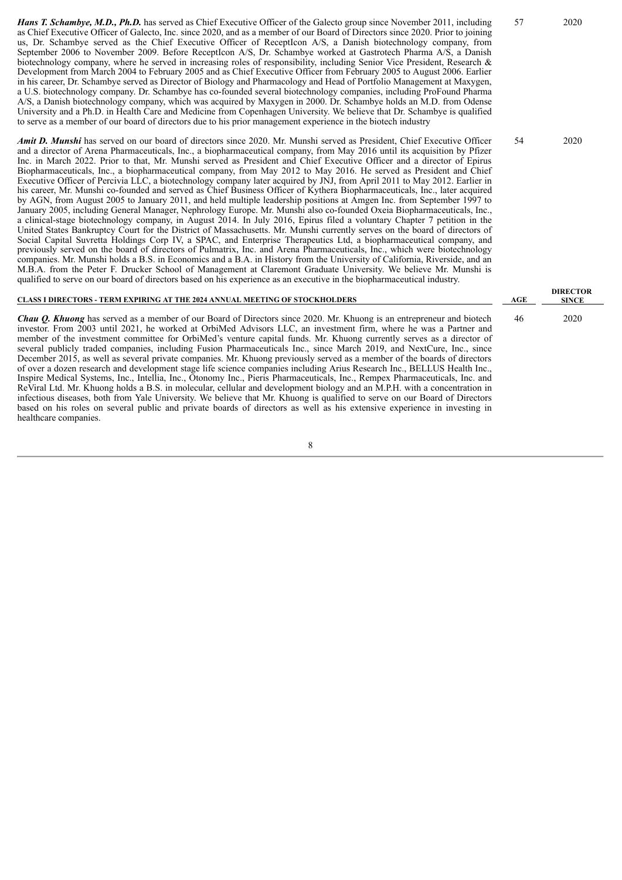| | AGE | DIRECTOR SINCE |
|---|---|---|
| ***Hans T. Schambye, M.D., Ph.D.*** has served as Chief Executive Officer of the Galecto group since November 2011, including as Chief Executive Officer of Galecto, Inc. since 2020, and as a member of our Board of Directors since 2020. Prior to joining us, Dr. Schambye served as the Chief Executive Officer of ReceptIcon A/S, a Danish biotechnology company, from September 2006 to November 2009. Before ReceptIcon A/S, Dr. Schambye worked at Gastrotech Pharma A/S, a Danish biotechnology company, where he served in increasing roles of responsibility, including Senior Vice President, Research & Development from March 2004 to February 2005 and as Chief Executive Officer from February 2005 to August 2006. Earlier in his career, Dr. Schambye served as Director of Biology and Pharmacology and Head of Portfolio Management at Maxygen, a U.S. biotechnology company. Dr. Schambye has co-founded several biotechnology companies, including ProFound Pharma A/S, a Danish biotechnology company, which was acquired by Maxygen in 2000. Dr. Schambye holds an M.D. from Odense University and a Ph.D. in Health Care and Medicine from Copenhagen University. We believe that Dr. Schambye is qualified to serve as a member of our board of directors due to his prior management experience in the biotech industry | 57 | 2020 |
| ***Amit D. Munshi*** has served on our board of directors since 2020. Mr. Munshi served as President, Chief Executive Officer and a director of Arena Pharmaceuticals, Inc., a biopharmaceutical company, from May 2016 until its acquisition by Pfizer Inc. in March 2022. Prior to that, Mr. Munshi served as President and Chief Executive Officer and a director of Epirus Biopharmaceuticals, Inc., a biopharmaceutical company, from May 2012 to May 2016. He served as President and Chief Executive Officer of Percivia LLC, a biotechnology company later acquired by JNJ, from April 2011 to May 2012. Earlier in his career, Mr. Munshi co-founded and served as Chief Business Officer of Kythera Biopharmaceuticals, Inc., later acquired by AGN, from August 2005 to January 2011, and held multiple leadership positions at Amgen Inc. from September 1997 to January 2005, including General Manager, Nephrology Europe. Mr. Munshi also co-founded Oxeia Biopharmaceuticals, Inc., a clinical-stage biotechnology company, in August 2014. In July 2016, Epirus filed a voluntary Chapter 7 petition in the United States Bankruptcy Court for the District of Massachusetts. Mr. Munshi currently serves on the board of directors of Social Capital Suvretta Holdings Corp IV, a SPAC, and Enterprise Therapeutics Ltd, a biopharmaceutical company, and previously served on the board of directors of Pulmatrix, Inc. and Arena Pharmaceuticals, Inc., which were biotechnology companies. Mr. Munshi holds a B.S. in Economics and a B.A. in History from the University of California, Riverside, and an M.B.A. from the Peter F. Drucker School of Management at Claremont Graduate University. We believe Mr. Munshi is qualified to serve on our board of directors based on his experience as an executive in the biopharmaceutical industry. | 54 | 2020 |

| CLASS I DIRECTORS - TERM EXPIRING AT THE 2024 ANNUAL MEETING OF STOCKHOLDERS | AGE | DIRECTOR SINCE |
|---|---|---|
| ***Chau Q. Khuong*** has served as a member of our Board of Directors since 2020. Mr. Khuong is an entrepreneur and biotech investor. From 2003 until 2021, he worked at OrbiMed Advisors LLC, an investment firm, where he was a Partner and member of the investment committee for OrbiMed's venture capital funds. Mr. Khuong currently serves as a director of several publicly traded companies, including Fusion Pharmaceuticals Inc., since March 2019, and NextCure, Inc., since December 2015, as well as several private companies. Mr. Khuong previously served as a member of the boards of directors of over a dozen research and development stage life science companies including Arius Research Inc., BELLUS Health Inc., Inspire Medical Systems, Inc., Intellia, Inc., Otonomy Inc., Pieris Pharmaceuticals, Inc., Rempex Pharmaceuticals, Inc. and ReViral Ltd. Mr. Khuong holds a B.S. in molecular, cellular and development biology and an M.P.H. with a concentration in infectious diseases, both from Yale University. We believe that Mr. Khuong is qualified to serve on our Board of Directors based on his roles on several public and private boards of directors as well as his extensive experience in investing in healthcare companies. | 46 | 2020 |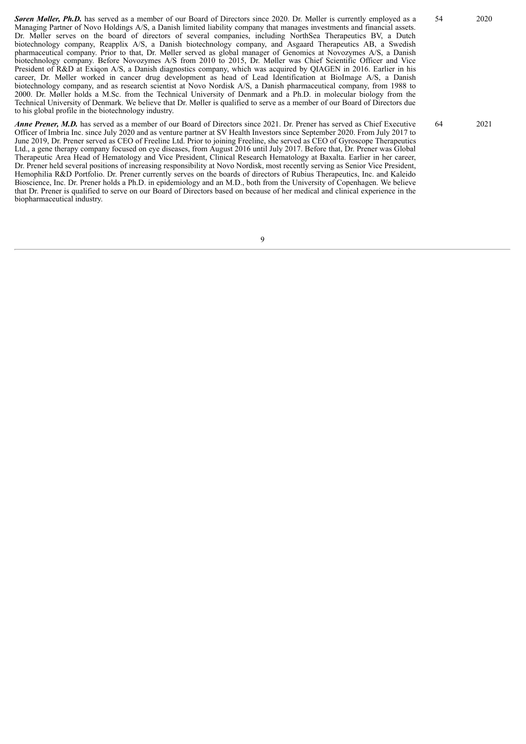| | | |
|---|---|---|
| ***Søren Møller, Ph.D.*** has served as a member of our Board of Directors since 2020. Dr. Møller is currently employed as a Managing Partner of Novo Holdings A/S, a Danish limited liability company that manages investments and financial assets. Dr. Møller serves on the board of directors of several companies, including NorthSea Therapeutics BV, a Dutch biotechnology company, Reapplix A/S, a Danish biotechnology company, and Asgaard Therapeutics AB, a Swedish pharmaceutical company. Prior to that, Dr. Møller served as global manager of Genomics at Novozymes A/S, a Danish biotechnology company. Before Novozymes A/S from 2010 to 2015, Dr. Møller was Chief Scientific Officer and Vice President of R&D at Exiqon A/S, a Danish diagnostics company, which was acquired by QIAGEN in 2016. Earlier in his career, Dr. Møller worked in cancer drug development as head of Lead Identification at BioImage A/S, a Danish biotechnology company, and as research scientist at Novo Nordisk A/S, a Danish pharmaceutical company, from 1988 to 2000. Dr. Møller holds a M.Sc. from the Technical University of Denmark and a Ph.D. in molecular biology from the Technical University of Denmark. We believe that Dr. Møller is qualified to serve as a member of our Board of Directors due to his global profile in the biotechnology industry. | 54 | 2020 |
| ***Anne Prener, M.D.*** has served as a member of our Board of Directors since 2021. Dr. Prener has served as Chief Executive Officer of Imbria Inc. since July 2020 and as venture partner at SV Health Investors since September 2020. From July 2017 to June 2019, Dr. Prener served as CEO of Freeline Ltd. Prior to joining Freeline, she served as CEO of Gyroscope Therapeutics Ltd., a gene therapy company focused on eye diseases, from August 2016 until July 2017. Before that, Dr. Prener was Global Therapeutic Area Head of Hematology and Vice President, Clinical Research Hematology at Baxalta. Earlier in her career, Dr. Prener held several positions of increasing responsibility at Novo Nordisk, most recently serving as Senior Vice President, Hemophilia R&D Portfolio. Dr. Prener currently serves on the boards of directors of Rubius Therapeutics, Inc. and Kaleido Bioscience, Inc. Dr. Prener holds a Ph.D. in epidemiology and an M.D., both from the University of Copenhagen. We believe that Dr. Prener is qualified to serve on our Board of Directors based on because of her medical and clinical experience in the biopharmaceutical industry. | 64 | 2021 |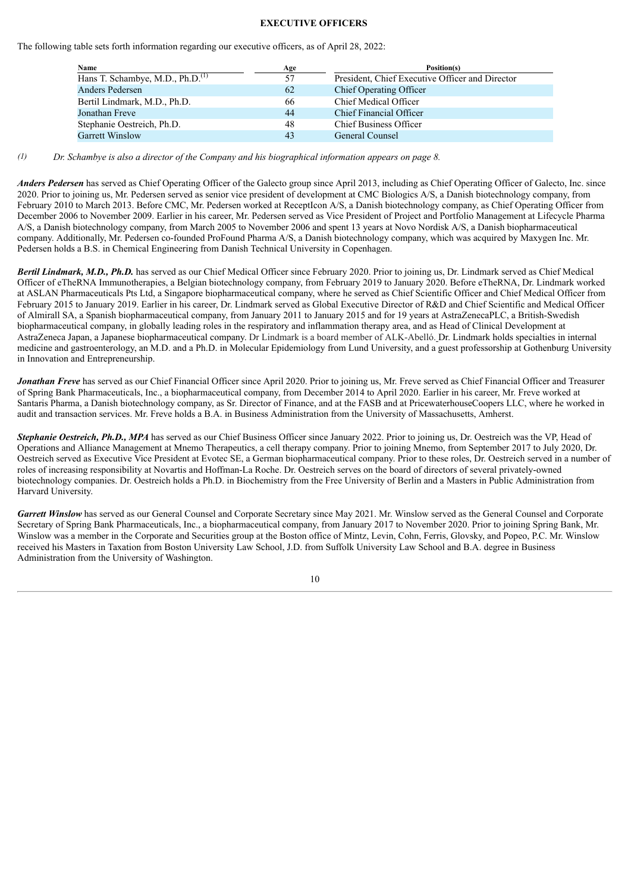## EXECUTIVE OFFICERS

The following table sets forth information regarding our executive officers, as of April 28, 2022:

| Name | Age | Position(s) |
|---|---|---|
| Hans T. Schambye, M.D., Ph.D.(1) | 57 | President, Chief Executive Officer and Director |
| Anders Pedersen | 62 | Chief Operating Officer |
| Bertil Lindmark, M.D., Ph.D. | 66 | Chief Medical Officer |
| Jonathan Freve | 44 | Chief Financial Officer |
| Stephanie Oestreich, Ph.D. | 48 | Chief Business Officer |
| Garrett Winslow | 43 | General Counsel |

*(1) Dr. Schambye is also a director of the Company and his biographical information appears on page 8.*

***Anders Pedersen*** has served as Chief Operating Officer of the Galecto group since April 2013, including as Chief Operating Officer of Galecto, Inc. since 2020. Prior to joining us, Mr. Pedersen served as senior vice president of development at CMC Biologics A/S, a Danish biotechnology company, from February 2010 to March 2013. Before CMC, Mr. Pedersen worked at ReceptIcon A/S, a Danish biotechnology company, as Chief Operating Officer from December 2006 to November 2009. Earlier in his career, Mr. Pedersen served as Vice President of Project and Portfolio Management at Lifecycle Pharma A/S, a Danish biotechnology company, from March 2005 to November 2006 and spent 13 years at Novo Nordisk A/S, a Danish biopharmaceutical company. Additionally, Mr. Pedersen co-founded ProFound Pharma A/S, a Danish biotechnology company, which was acquired by Maxygen Inc. Mr. Pedersen holds a B.S. in Chemical Engineering from Danish Technical University in Copenhagen.

***Bertil Lindmark, M.D., Ph.D.*** has served as our Chief Medical Officer since February 2020. Prior to joining us, Dr. Lindmark served as Chief Medical Officer of eTheRNA Immunotherapies, a Belgian biotechnology company, from February 2019 to January 2020. Before eTheRNA, Dr. Lindmark worked at ASLAN Pharmaceuticals Pts Ltd, a Singapore biopharmaceutical company, where he served as Chief Scientific Officer and Chief Medical Officer from February 2015 to January 2019. Earlier in his career, Dr. Lindmark served as Global Executive Director of R&D and Chief Scientific and Medical Officer of Almirall SA, a Spanish biopharmaceutical company, from January 2011 to January 2015 and for 19 years at AstraZenecaPLC, a British-Swedish biopharmaceutical company, in globally leading roles in the respiratory and inflammation therapy area, and as Head of Clinical Development at AstraZeneca Japan, a Japanese biopharmaceutical company. Dr Lindmark is a board member of ALK-Abelló. Dr. Lindmark holds specialties in internal medicine and gastroenterology, an M.D. and a Ph.D. in Molecular Epidemiology from Lund University, and a guest professorship at Gothenburg University in Innovation and Entrepreneurship.

***Jonathan Freve*** has served as our Chief Financial Officer since April 2020. Prior to joining us, Mr. Freve served as Chief Financial Officer and Treasurer of Spring Bank Pharmaceuticals, Inc., a biopharmaceutical company, from December 2014 to April 2020. Earlier in his career, Mr. Freve worked at Santaris Pharma, a Danish biotechnology company, as Sr. Director of Finance, and at the FASB and at PricewaterhouseCoopers LLC, where he worked in audit and transaction services. Mr. Freve holds a B.A. in Business Administration from the University of Massachusetts, Amherst.

***Stephanie Oestreich, Ph.D., MPA*** has served as our Chief Business Officer since January 2022. Prior to joining us, Dr. Oestreich was the VP, Head of Operations and Alliance Management at Mnemo Therapeutics, a cell therapy company. Prior to joining Mnemo, from September 2017 to July 2020, Dr. Oestreich served as Executive Vice President at Evotec SE, a German biopharmaceutical company. Prior to these roles, Dr. Oestreich served in a number of roles of increasing responsibility at Novartis and Hoffman-La Roche. Dr. Oestreich serves on the board of directors of several privately-owned biotechnology companies. Dr. Oestreich holds a Ph.D. in Biochemistry from the Free University of Berlin and a Masters in Public Administration from Harvard University.

***Garrett Winslow*** has served as our General Counsel and Corporate Secretary since May 2021. Mr. Winslow served as the General Counsel and Corporate Secretary of Spring Bank Pharmaceuticals, Inc., a biopharmaceutical company, from January 2017 to November 2020. Prior to joining Spring Bank, Mr. Winslow was a member in the Corporate and Securities group at the Boston office of Mintz, Levin, Cohn, Ferris, Glovsky, and Popeo, P.C. Mr. Winslow received his Masters in Taxation from Boston University Law School, J.D. from Suffolk University Law School and B.A. degree in Business Administration from the University of Washington.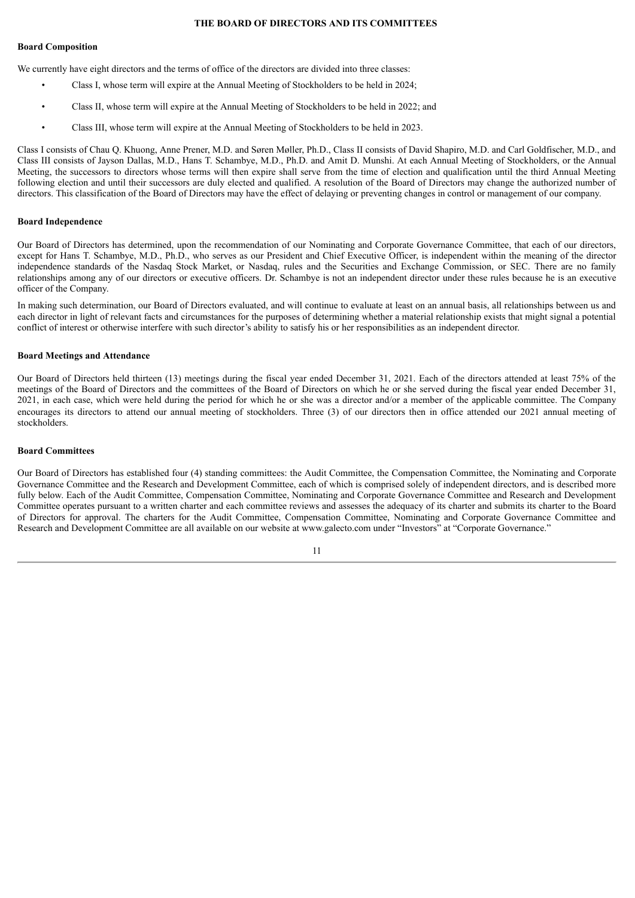# THE BOARD OF DIRECTORS AND ITS COMMITTEES

## Board Composition

We currently have eight directors and the terms of office of the directors are divided into three classes:

- Class I, whose term will expire at the Annual Meeting of Stockholders to be held in 2024;
- Class II, whose term will expire at the Annual Meeting of Stockholders to be held in 2022; and
- Class III, whose term will expire at the Annual Meeting of Stockholders to be held in 2023.

Class I consists of Chau Q. Khuong, Anne Prener, M.D. and Søren Møller, Ph.D., Class II consists of David Shapiro, M.D. and Carl Goldfischer, M.D., and Class III consists of Jayson Dallas, M.D., Hans T. Schambye, M.D., Ph.D. and Amit D. Munshi. At each Annual Meeting of Stockholders, or the Annual Meeting, the successors to directors whose terms will then expire shall serve from the time of election and qualification until the third Annual Meeting following election and until their successors are duly elected and qualified. A resolution of the Board of Directors may change the authorized number of directors. This classification of the Board of Directors may have the effect of delaying or preventing changes in control or management of our company.

## Board Independence

Our Board of Directors has determined, upon the recommendation of our Nominating and Corporate Governance Committee, that each of our directors, except for Hans T. Schambye, M.D., Ph.D., who serves as our President and Chief Executive Officer, is independent within the meaning of the director independence standards of the Nasdaq Stock Market, or Nasdaq, rules and the Securities and Exchange Commission, or SEC. There are no family relationships among any of our directors or executive officers. Dr. Schambye is not an independent director under these rules because he is an executive officer of the Company.

In making such determination, our Board of Directors evaluated, and will continue to evaluate at least on an annual basis, all relationships between us and each director in light of relevant facts and circumstances for the purposes of determining whether a material relationship exists that might signal a potential conflict of interest or otherwise interfere with such director's ability to satisfy his or her responsibilities as an independent director.

## Board Meetings and Attendance

Our Board of Directors held thirteen (13) meetings during the fiscal year ended December 31, 2021. Each of the directors attended at least 75% of the meetings of the Board of Directors and the committees of the Board of Directors on which he or she served during the fiscal year ended December 31, 2021, in each case, which were held during the period for which he or she was a director and/or a member of the applicable committee. The Company encourages its directors to attend our annual meeting of stockholders. Three (3) of our directors then in office attended our 2021 annual meeting of stockholders.

## Board Committees

Our Board of Directors has established four (4) standing committees: the Audit Committee, the Compensation Committee, the Nominating and Corporate Governance Committee and the Research and Development Committee, each of which is comprised solely of independent directors, and is described more fully below. Each of the Audit Committee, Compensation Committee, Nominating and Corporate Governance Committee and Research and Development Committee operates pursuant to a written charter and each committee reviews and assesses the adequacy of its charter and submits its charter to the Board of Directors for approval. The charters for the Audit Committee, Compensation Committee, Nominating and Corporate Governance Committee and Research and Development Committee are all available on our website at www.galecto.com under "Investors" at "Corporate Governance."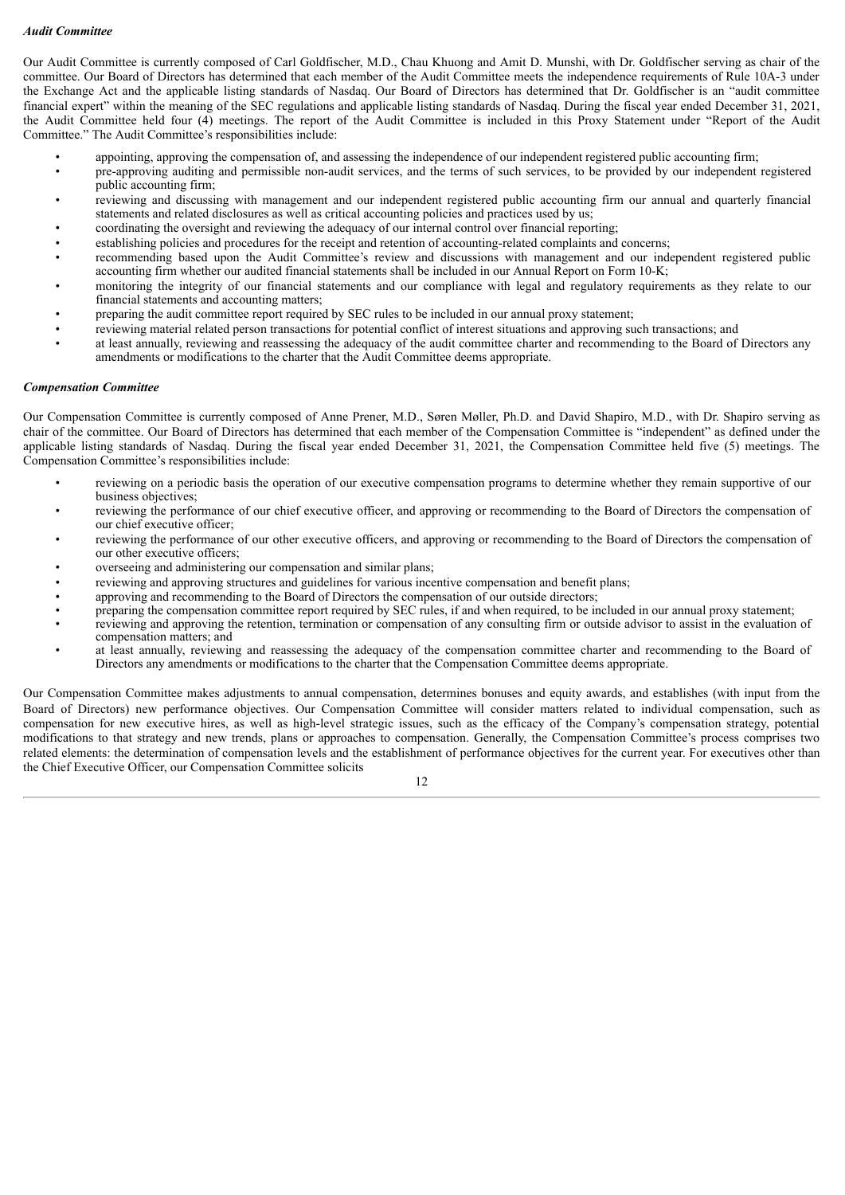### *Audit Committee*

Our Audit Committee is currently composed of Carl Goldfischer, M.D., Chau Khuong and Amit D. Munshi, with Dr. Goldfischer serving as chair of the committee. Our Board of Directors has determined that each member of the Audit Committee meets the independence requirements of Rule 10A-3 under the Exchange Act and the applicable listing standards of Nasdaq. Our Board of Directors has determined that Dr. Goldfischer is an "audit committee financial expert" within the meaning of the SEC regulations and applicable listing standards of Nasdaq. During the fiscal year ended December 31, 2021, the Audit Committee held four (4) meetings. The report of the Audit Committee is included in this Proxy Statement under "Report of the Audit Committee." The Audit Committee's responsibilities include:

- appointing, approving the compensation of, and assessing the independence of our independent registered public accounting firm;
- pre-approving auditing and permissible non-audit services, and the terms of such services, to be provided by our independent registered public accounting firm;
- reviewing and discussing with management and our independent registered public accounting firm our annual and quarterly financial statements and related disclosures as well as critical accounting policies and practices used by us;
- coordinating the oversight and reviewing the adequacy of our internal control over financial reporting;
- establishing policies and procedures for the receipt and retention of accounting-related complaints and concerns;
- recommending based upon the Audit Committee's review and discussions with management and our independent registered public accounting firm whether our audited financial statements shall be included in our Annual Report on Form 10-K;
- monitoring the integrity of our financial statements and our compliance with legal and regulatory requirements as they relate to our financial statements and accounting matters;
- preparing the audit committee report required by SEC rules to be included in our annual proxy statement;
- reviewing material related person transactions for potential conflict of interest situations and approving such transactions; and
- at least annually, reviewing and reassessing the adequacy of the audit committee charter and recommending to the Board of Directors any amendments or modifications to the charter that the Audit Committee deems appropriate.

### *Compensation Committee*

Our Compensation Committee is currently composed of Anne Prener, M.D., Søren Møller, Ph.D. and David Shapiro, M.D., with Dr. Shapiro serving as chair of the committee. Our Board of Directors has determined that each member of the Compensation Committee is "independent" as defined under the applicable listing standards of Nasdaq. During the fiscal year ended December 31, 2021, the Compensation Committee held five (5) meetings. The Compensation Committee's responsibilities include:

- reviewing on a periodic basis the operation of our executive compensation programs to determine whether they remain supportive of our business objectives;
- reviewing the performance of our chief executive officer, and approving or recommending to the Board of Directors the compensation of our chief executive officer;
- reviewing the performance of our other executive officers, and approving or recommending to the Board of Directors the compensation of our other executive officers;
- overseeing and administering our compensation and similar plans;
- reviewing and approving structures and guidelines for various incentive compensation and benefit plans;
- approving and recommending to the Board of Directors the compensation of our outside directors;
- preparing the compensation committee report required by SEC rules, if and when required, to be included in our annual proxy statement;
- reviewing and approving the retention, termination or compensation of any consulting firm or outside advisor to assist in the evaluation of compensation matters; and
- at least annually, reviewing and reassessing the adequacy of the compensation committee charter and recommending to the Board of Directors any amendments or modifications to the charter that the Compensation Committee deems appropriate.

Our Compensation Committee makes adjustments to annual compensation, determines bonuses and equity awards, and establishes (with input from the Board of Directors) new performance objectives. Our Compensation Committee will consider matters related to individual compensation, such as compensation for new executive hires, as well as high-level strategic issues, such as the efficacy of the Company's compensation strategy, potential modifications to that strategy and new trends, plans or approaches to compensation. Generally, the Compensation Committee's process comprises two related elements: the determination of compensation levels and the establishment of performance objectives for the current year. For executives other than the Chief Executive Officer, our Compensation Committee solicits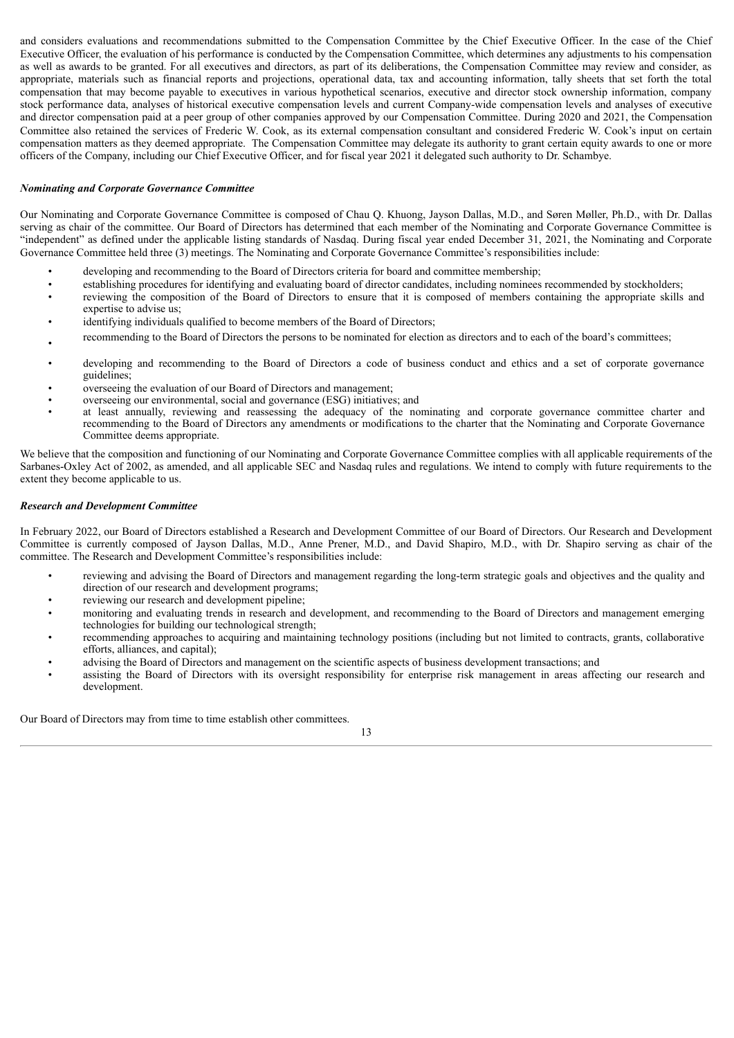and considers evaluations and recommendations submitted to the Compensation Committee by the Chief Executive Officer. In the case of the Chief Executive Officer, the evaluation of his performance is conducted by the Compensation Committee, which determines any adjustments to his compensation as well as awards to be granted. For all executives and directors, as part of its deliberations, the Compensation Committee may review and consider, as appropriate, materials such as financial reports and projections, operational data, tax and accounting information, tally sheets that set forth the total compensation that may become payable to executives in various hypothetical scenarios, executive and director stock ownership information, company stock performance data, analyses of historical executive compensation levels and current Company-wide compensation levels and analyses of executive and director compensation paid at a peer group of other companies approved by our Compensation Committee. During 2020 and 2021, the Compensation Committee also retained the services of Frederic W. Cook, as its external compensation consultant and considered Frederic W. Cook's input on certain compensation matters as they deemed appropriate. The Compensation Committee may delegate its authority to grant certain equity awards to one or more officers of the Company, including our Chief Executive Officer, and for fiscal year 2021 it delegated such authority to Dr. Schambye.

***Nominating and Corporate Governance Committee***

Our Nominating and Corporate Governance Committee is composed of Chau Q. Khuong, Jayson Dallas, M.D., and Søren Møller, Ph.D., with Dr. Dallas serving as chair of the committee. Our Board of Directors has determined that each member of the Nominating and Corporate Governance Committee is "independent" as defined under the applicable listing standards of Nasdaq. During fiscal year ended December 31, 2021, the Nominating and Corporate Governance Committee held three (3) meetings. The Nominating and Corporate Governance Committee's responsibilities include:

- developing and recommending to the Board of Directors criteria for board and committee membership;
- establishing procedures for identifying and evaluating board of director candidates, including nominees recommended by stockholders;
- reviewing the composition of the Board of Directors to ensure that it is composed of members containing the appropriate skills and expertise to advise us;
- identifying individuals qualified to become members of the Board of Directors;
- recommending to the Board of Directors the persons to be nominated for election as directors and to each of the board's committees;
- developing and recommending to the Board of Directors a code of business conduct and ethics and a set of corporate governance guidelines;
- overseeing the evaluation of our Board of Directors and management;
- overseeing our environmental, social and governance (ESG) initiatives; and
- at least annually, reviewing and reassessing the adequacy of the nominating and corporate governance committee charter and recommending to the Board of Directors any amendments or modifications to the charter that the Nominating and Corporate Governance Committee deems appropriate.

We believe that the composition and functioning of our Nominating and Corporate Governance Committee complies with all applicable requirements of the Sarbanes-Oxley Act of 2002, as amended, and all applicable SEC and Nasdaq rules and regulations. We intend to comply with future requirements to the extent they become applicable to us.

***Research and Development Committee***

In February 2022, our Board of Directors established a Research and Development Committee of our Board of Directors. Our Research and Development Committee is currently composed of Jayson Dallas, M.D., Anne Prener, M.D., and David Shapiro, M.D., with Dr. Shapiro serving as chair of the committee. The Research and Development Committee's responsibilities include:

- reviewing and advising the Board of Directors and management regarding the long-term strategic goals and objectives and the quality and direction of our research and development programs;
- reviewing our research and development pipeline;
- monitoring and evaluating trends in research and development, and recommending to the Board of Directors and management emerging technologies for building our technological strength;
- recommending approaches to acquiring and maintaining technology positions (including but not limited to contracts, grants, collaborative efforts, alliances, and capital);
- advising the Board of Directors and management on the scientific aspects of business development transactions; and
- assisting the Board of Directors with its oversight responsibility for enterprise risk management in areas affecting our research and development.

Our Board of Directors may from time to time establish other committees.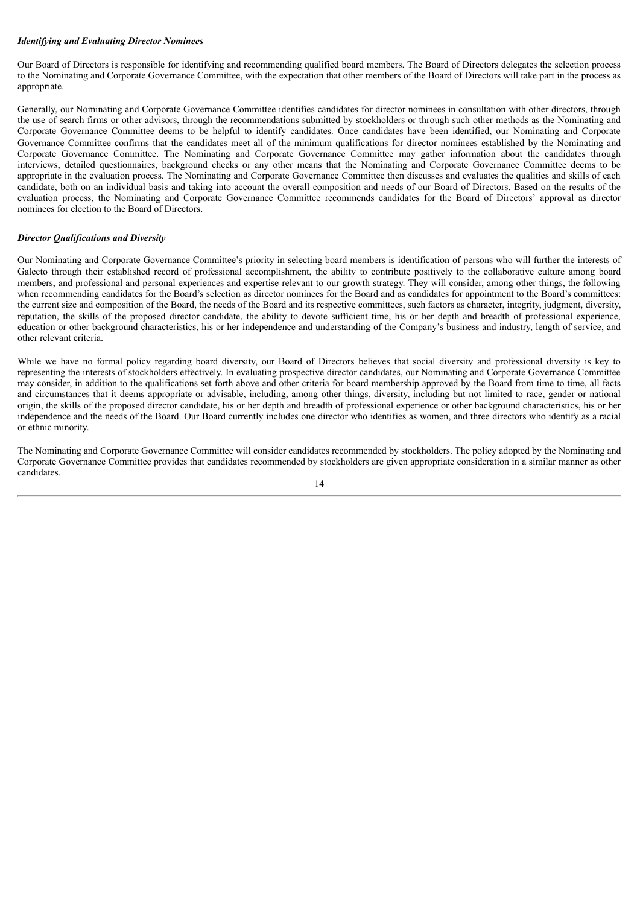***Identifying and Evaluating Director Nominees***

Our Board of Directors is responsible for identifying and recommending qualified board members. The Board of Directors delegates the selection process to the Nominating and Corporate Governance Committee, with the expectation that other members of the Board of Directors will take part in the process as appropriate.

Generally, our Nominating and Corporate Governance Committee identifies candidates for director nominees in consultation with other directors, through the use of search firms or other advisors, through the recommendations submitted by stockholders or through such other methods as the Nominating and Corporate Governance Committee deems to be helpful to identify candidates. Once candidates have been identified, our Nominating and Corporate Governance Committee confirms that the candidates meet all of the minimum qualifications for director nominees established by the Nominating and Corporate Governance Committee. The Nominating and Corporate Governance Committee may gather information about the candidates through interviews, detailed questionnaires, background checks or any other means that the Nominating and Corporate Governance Committee deems to be appropriate in the evaluation process. The Nominating and Corporate Governance Committee then discusses and evaluates the qualities and skills of each candidate, both on an individual basis and taking into account the overall composition and needs of our Board of Directors. Based on the results of the evaluation process, the Nominating and Corporate Governance Committee recommends candidates for the Board of Directors' approval as director nominees for election to the Board of Directors.

***Director Qualifications and Diversity***

Our Nominating and Corporate Governance Committee's priority in selecting board members is identification of persons who will further the interests of Galecto through their established record of professional accomplishment, the ability to contribute positively to the collaborative culture among board members, and professional and personal experiences and expertise relevant to our growth strategy. They will consider, among other things, the following when recommending candidates for the Board's selection as director nominees for the Board and as candidates for appointment to the Board's committees: the current size and composition of the Board, the needs of the Board and its respective committees, such factors as character, integrity, judgment, diversity, reputation, the skills of the proposed director candidate, the ability to devote sufficient time, his or her depth and breadth of professional experience, education or other background characteristics, his or her independence and understanding of the Company's business and industry, length of service, and other relevant criteria.

While we have no formal policy regarding board diversity, our Board of Directors believes that social diversity and professional diversity is key to representing the interests of stockholders effectively. In evaluating prospective director candidates, our Nominating and Corporate Governance Committee may consider, in addition to the qualifications set forth above and other criteria for board membership approved by the Board from time to time, all facts and circumstances that it deems appropriate or advisable, including, among other things, diversity, including but not limited to race, gender or national origin, the skills of the proposed director candidate, his or her depth and breadth of professional experience or other background characteristics, his or her independence and the needs of the Board. Our Board currently includes one director who identifies as women, and three directors who identify as a racial or ethnic minority.

The Nominating and Corporate Governance Committee will consider candidates recommended by stockholders. The policy adopted by the Nominating and Corporate Governance Committee provides that candidates recommended by stockholders are given appropriate consideration in a similar manner as other candidates.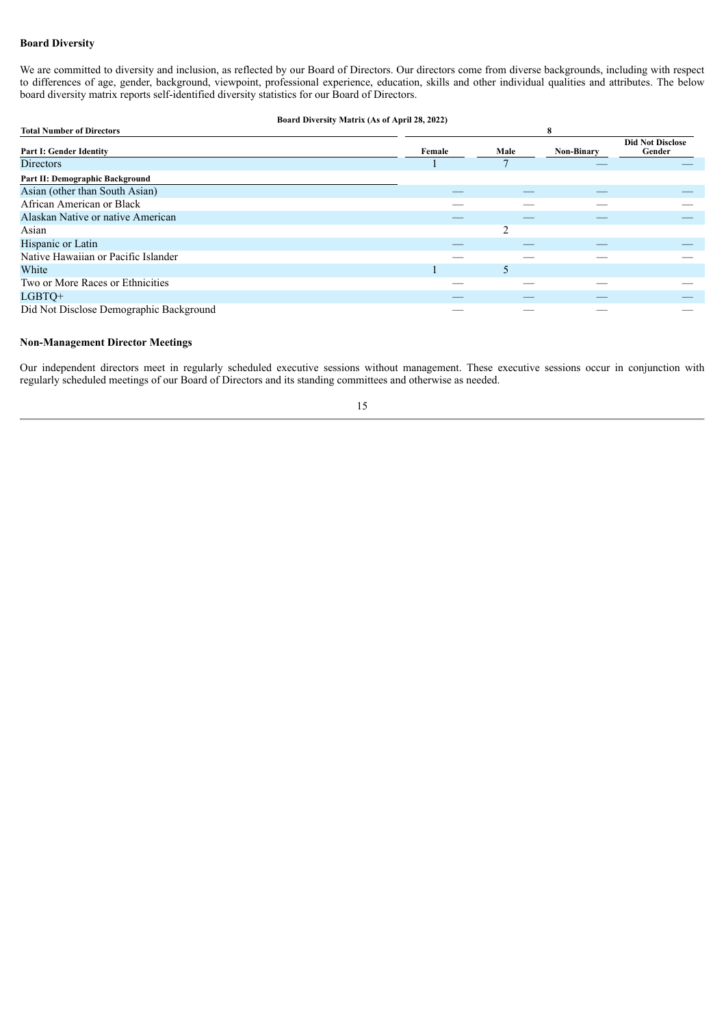**Board Diversity**

We are committed to diversity and inclusion, as reflected by our Board of Directors. Our directors come from diverse backgrounds, including with respect to differences of age, gender, background, viewpoint, professional experience, education, skills and other individual qualities and attributes. The below board diversity matrix reports self-identified diversity statistics for our Board of Directors.

**Board Diversity Matrix (As of April 28, 2022)**

| **Total Number of Directors** | | | **8** | |
|---|---|---|---|---|
| **Part I: Gender Identity** | **Female** | **Male** | **Non-Binary** | **Did Not Disclose Gender** |
| Directors | 1 | 7 | — | — |
| **Part II: Demographic Background** | | | | |
| Asian (other than South Asian) | — | — | — | — |
| African American or Black | — | — | — | — |
| Alaskan Native or native American | — | — | — | — |
| Asian | | 2 | | |
| Hispanic or Latin | — | — | — | — |
| Native Hawaiian or Pacific Islander | — | — | — | — |
| White | 1 | 5 | | |
| Two or More Races or Ethnicities | — | — | — | — |
| LGBTQ+ | — | — | — | — |
| Did Not Disclose Demographic Background | — | — | — | — |

**Non-Management Director Meetings**

Our independent directors meet in regularly scheduled executive sessions without management. These executive sessions occur in conjunction with regularly scheduled meetings of our Board of Directors and its standing committees and otherwise as needed.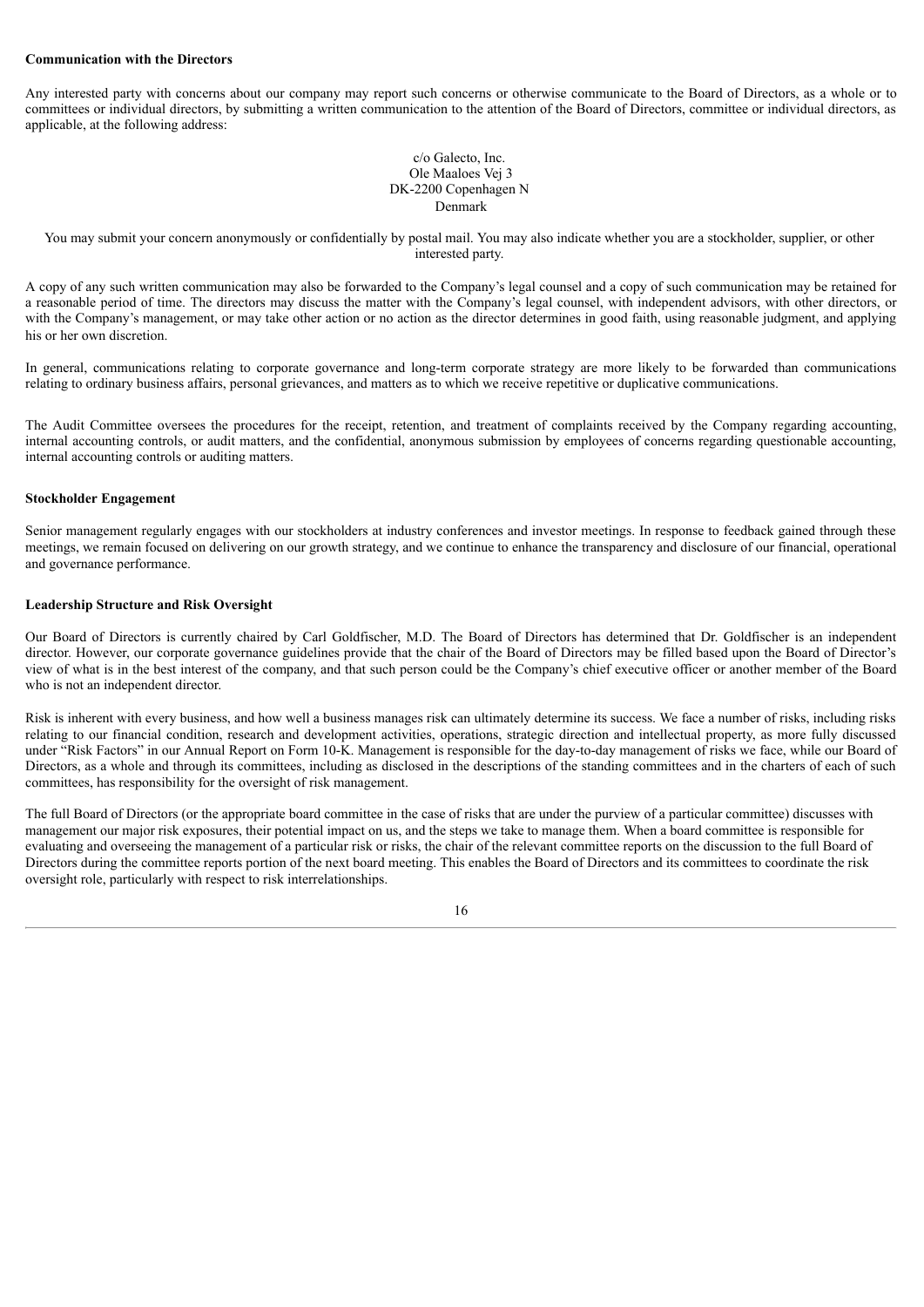**Communication with the Directors**

Any interested party with concerns about our company may report such concerns or otherwise communicate to the Board of Directors, as a whole or to committees or individual directors, by submitting a written communication to the attention of the Board of Directors, committee or individual directors, as applicable, at the following address:

c/o Galecto, Inc.
Ole Maaloes Vej 3
DK-2200 Copenhagen N
Denmark

You may submit your concern anonymously or confidentially by postal mail. You may also indicate whether you are a stockholder, supplier, or other interested party.

A copy of any such written communication may also be forwarded to the Company's legal counsel and a copy of such communication may be retained for a reasonable period of time. The directors may discuss the matter with the Company's legal counsel, with independent advisors, with other directors, or with the Company's management, or may take other action or no action as the director determines in good faith, using reasonable judgment, and applying his or her own discretion.

In general, communications relating to corporate governance and long-term corporate strategy are more likely to be forwarded than communications relating to ordinary business affairs, personal grievances, and matters as to which we receive repetitive or duplicative communications.

The Audit Committee oversees the procedures for the receipt, retention, and treatment of complaints received by the Company regarding accounting, internal accounting controls, or audit matters, and the confidential, anonymous submission by employees of concerns regarding questionable accounting, internal accounting controls or auditing matters.

**Stockholder Engagement**

Senior management regularly engages with our stockholders at industry conferences and investor meetings. In response to feedback gained through these meetings, we remain focused on delivering on our growth strategy, and we continue to enhance the transparency and disclosure of our financial, operational and governance performance.

**Leadership Structure and Risk Oversight**

Our Board of Directors is currently chaired by Carl Goldfischer, M.D. The Board of Directors has determined that Dr. Goldfischer is an independent director. However, our corporate governance guidelines provide that the chair of the Board of Directors may be filled based upon the Board of Director's view of what is in the best interest of the company, and that such person could be the Company's chief executive officer or another member of the Board who is not an independent director.

Risk is inherent with every business, and how well a business manages risk can ultimately determine its success. We face a number of risks, including risks relating to our financial condition, research and development activities, operations, strategic direction and intellectual property, as more fully discussed under "Risk Factors" in our Annual Report on Form 10-K. Management is responsible for the day-to-day management of risks we face, while our Board of Directors, as a whole and through its committees, including as disclosed in the descriptions of the standing committees and in the charters of each of such committees, has responsibility for the oversight of risk management.

The full Board of Directors (or the appropriate board committee in the case of risks that are under the purview of a particular committee) discusses with management our major risk exposures, their potential impact on us, and the steps we take to manage them. When a board committee is responsible for evaluating and overseeing the management of a particular risk or risks, the chair of the relevant committee reports on the discussion to the full Board of Directors during the committee reports portion of the next board meeting. This enables the Board of Directors and its committees to coordinate the risk oversight role, particularly with respect to risk interrelationships.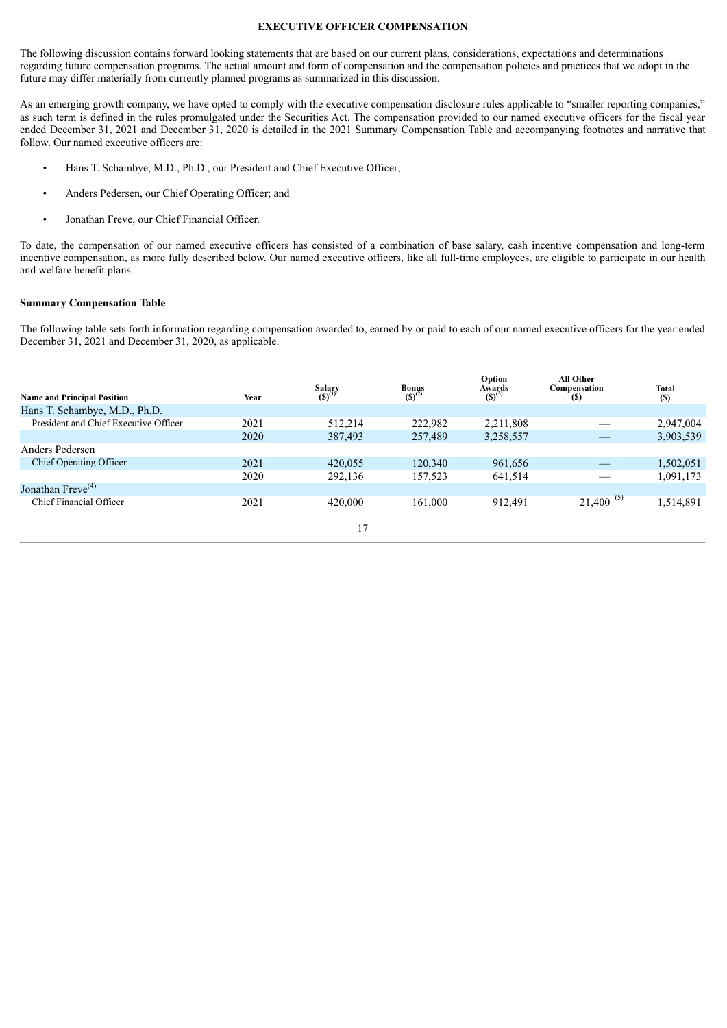## EXECUTIVE OFFICER COMPENSATION

The following discussion contains forward looking statements that are based on our current plans, considerations, expectations and determinations regarding future compensation programs. The actual amount and form of compensation and the compensation policies and practices that we adopt in the future may differ materially from currently planned programs as summarized in this discussion.

As an emerging growth company, we have opted to comply with the executive compensation disclosure rules applicable to "smaller reporting companies," as such term is defined in the rules promulgated under the Securities Act. The compensation provided to our named executive officers for the fiscal year ended December 31, 2021 and December 31, 2020 is detailed in the 2021 Summary Compensation Table and accompanying footnotes and narrative that follow. Our named executive officers are:

- Hans T. Schambye, M.D., Ph.D., our President and Chief Executive Officer;
- Anders Pedersen, our Chief Operating Officer; and
- Jonathan Freve, our Chief Financial Officer.

To date, the compensation of our named executive officers has consisted of a combination of base salary, cash incentive compensation and long-term incentive compensation, as more fully described below. Our named executive officers, like all full-time employees, are eligible to participate in our health and welfare benefit plans.

### Summary Compensation Table

The following table sets forth information regarding compensation awarded to, earned by or paid to each of our named executive officers for the year ended December 31, 2021 and December 31, 2020, as applicable.

| Name and Principal Position | Year | Salary ($)(1) | Bonus ($)(2) | Option Awards ($)(3) | All Other Compensation ($) | Total ($) |
|---|---|---|---|---|---|---|
| Hans T. Schambye, M.D., Ph.D. | | | | | | |
| President and Chief Executive Officer | 2021 | 512,214 | 222,982 | 2,211,808 | — | 2,947,004 |
| | 2020 | 387,493 | 257,489 | 3,258,557 | — | 3,903,539 |
| Anders Pedersen | | | | | | |
| Chief Operating Officer | 2021 | 420,055 | 120,340 | 961,656 | — | 1,502,051 |
| | 2020 | 292,136 | 157,523 | 641,514 | — | 1,091,173 |
| Jonathan Freve(4) | | | | | | |
| Chief Financial Officer | 2021 | 420,000 | 161,000 | 912,491 | 21,400 (5) | 1,514,891 |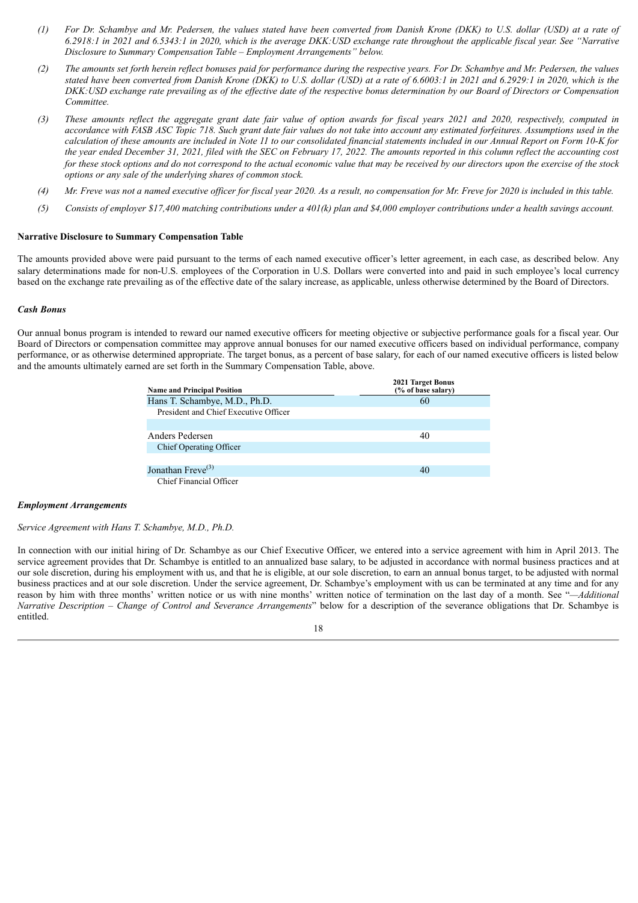*(1) For Dr. Schambye and Mr. Pedersen, the values stated have been converted from Danish Krone (DKK) to U.S. dollar (USD) at a rate of 6.2918:1 in 2021 and 6.5343:1 in 2020, which is the average DKK:USD exchange rate throughout the applicable fiscal year. See "Narrative Disclosure to Summary Compensation Table – Employment Arrangements" below.*

*(2) The amounts set forth herein reflect bonuses paid for performance during the respective years. For Dr. Schambye and Mr. Pedersen, the values stated have been converted from Danish Krone (DKK) to U.S. dollar (USD) at a rate of 6.6003:1 in 2021 and 6.2929:1 in 2020, which is the DKK:USD exchange rate prevailing as of the effective date of the respective bonus determination by our Board of Directors or Compensation Committee.*

*(3) These amounts reflect the aggregate grant date fair value of option awards for fiscal years 2021 and 2020, respectively, computed in accordance with FASB ASC Topic 718. Such grant date fair values do not take into account any estimated forfeitures. Assumptions used in the calculation of these amounts are included in Note 11 to our consolidated financial statements included in our Annual Report on Form 10-K for the year ended December 31, 2021, filed with the SEC on February 17, 2022. The amounts reported in this column reflect the accounting cost for these stock options and do not correspond to the actual economic value that may be received by our directors upon the exercise of the stock options or any sale of the underlying shares of common stock.*

*(4) Mr. Freve was not a named executive officer for fiscal year 2020. As a result, no compensation for Mr. Freve for 2020 is included in this table.*

*(5) Consists of employer $17,400 matching contributions under a 401(k) plan and $4,000 employer contributions under a health savings account.*

**Narrative Disclosure to Summary Compensation Table**

The amounts provided above were paid pursuant to the terms of each named executive officer's letter agreement, in each case, as described below. Any salary determinations made for non-U.S. employees of the Corporation in U.S. Dollars were converted into and paid in such employee's local currency based on the exchange rate prevailing as of the effective date of the salary increase, as applicable, unless otherwise determined by the Board of Directors.

***Cash Bonus***

Our annual bonus program is intended to reward our named executive officers for meeting objective or subjective performance goals for a fiscal year. Our Board of Directors or compensation committee may approve annual bonuses for our named executive officers based on individual performance, company performance, or as otherwise determined appropriate. The target bonus, as a percent of base salary, for each of our named executive officers is listed below and the amounts ultimately earned are set forth in the Summary Compensation Table, above.

| Name and Principal Position | 2021 Target Bonus (% of base salary) |
|---|---|
| Hans T. Schambye, M.D., Ph.D. | 60 |
| President and Chief Executive Officer | |
| Anders Pedersen | 40 |
| Chief Operating Officer | |
| Jonathan Freve[(3)] | 40 |
| Chief Financial Officer | |

***Employment Arrangements***

*Service Agreement with Hans T. Schambye, M.D., Ph.D.*

In connection with our initial hiring of Dr. Schambye as our Chief Executive Officer, we entered into a service agreement with him in April 2013. The service agreement provides that Dr. Schambye is entitled to an annualized base salary, to be adjusted in accordance with normal business practices and at our sole discretion, during his employment with us, and that he is eligible, at our sole discretion, to earn an annual bonus target, to be adjusted with normal business practices and at our sole discretion. Under the service agreement, Dr. Schambye's employment with us can be terminated at any time and for any reason by him with three months' written notice or us with nine months' written notice of termination on the last day of a month. See "*—Additional Narrative Description – Change of Control and Severance Arrangements*" below for a description of the severance obligations that Dr. Schambye is entitled.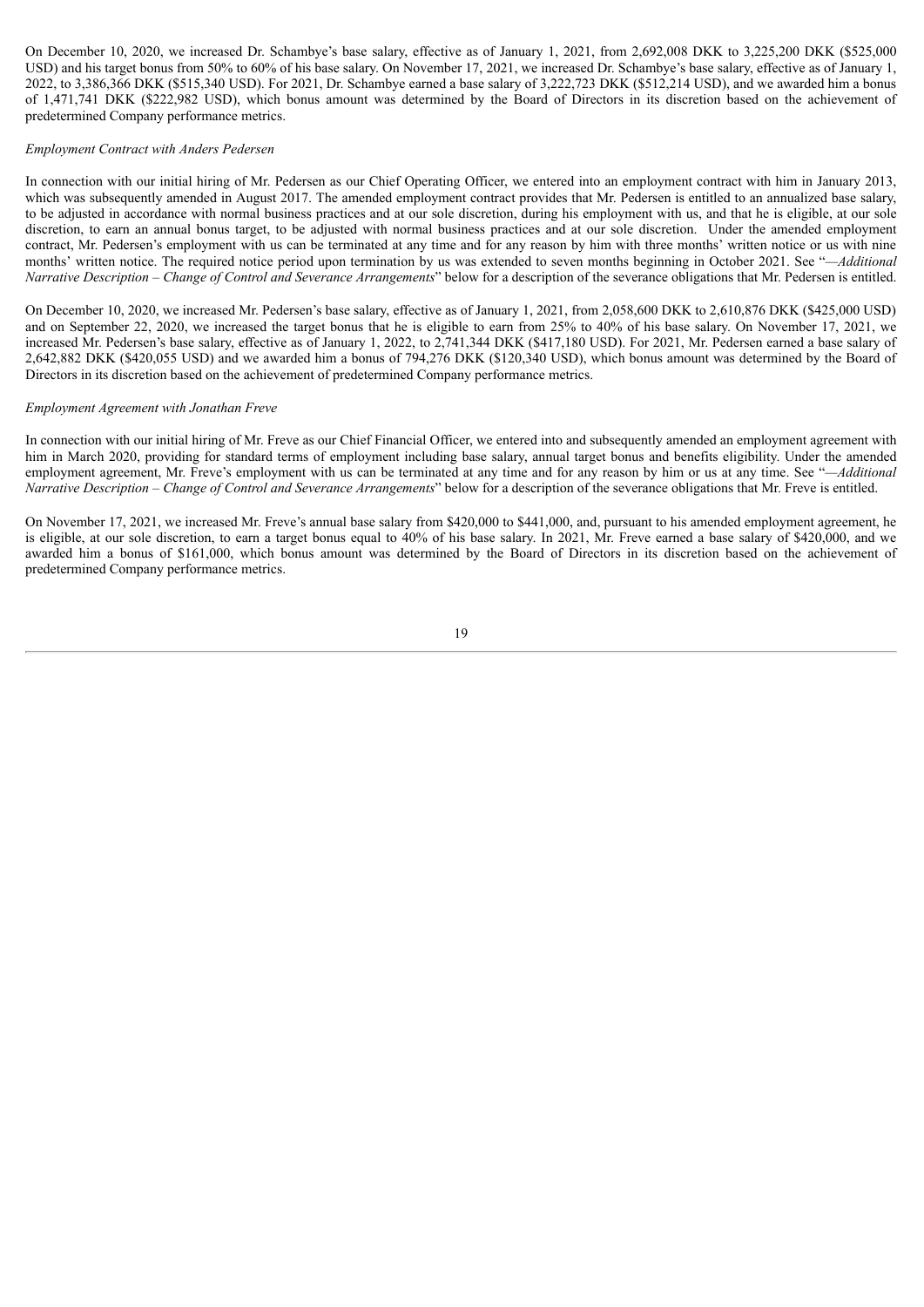On December 10, 2020, we increased Dr. Schambye's base salary, effective as of January 1, 2021, from 2,692,008 DKK to 3,225,200 DKK ($525,000 USD) and his target bonus from 50% to 60% of his base salary. On November 17, 2021, we increased Dr. Schambye's base salary, effective as of January 1, 2022, to 3,386,366 DKK ($515,340 USD). For 2021, Dr. Schambye earned a base salary of 3,222,723 DKK ($512,214 USD), and we awarded him a bonus of 1,471,741 DKK ($222,982 USD), which bonus amount was determined by the Board of Directors in its discretion based on the achievement of predetermined Company performance metrics.

*Employment Contract with Anders Pedersen*

In connection with our initial hiring of Mr. Pedersen as our Chief Operating Officer, we entered into an employment contract with him in January 2013, which was subsequently amended in August 2017. The amended employment contract provides that Mr. Pedersen is entitled to an annualized base salary, to be adjusted in accordance with normal business practices and at our sole discretion, during his employment with us, and that he is eligible, at our sole discretion, to earn an annual bonus target, to be adjusted with normal business practices and at our sole discretion. Under the amended employment contract, Mr. Pedersen's employment with us can be terminated at any time and for any reason by him with three months' written notice or us with nine months' written notice. The required notice period upon termination by us was extended to seven months beginning in October 2021. See "*—Additional Narrative Description – Change of Control and Severance Arrangements*" below for a description of the severance obligations that Mr. Pedersen is entitled.

On December 10, 2020, we increased Mr. Pedersen's base salary, effective as of January 1, 2021, from 2,058,600 DKK to 2,610,876 DKK ($425,000 USD) and on September 22, 2020, we increased the target bonus that he is eligible to earn from 25% to 40% of his base salary. On November 17, 2021, we increased Mr. Pedersen's base salary, effective as of January 1, 2022, to 2,741,344 DKK ($417,180 USD). For 2021, Mr. Pedersen earned a base salary of 2,642,882 DKK ($420,055 USD) and we awarded him a bonus of 794,276 DKK ($120,340 USD), which bonus amount was determined by the Board of Directors in its discretion based on the achievement of predetermined Company performance metrics.

*Employment Agreement with Jonathan Freve*

In connection with our initial hiring of Mr. Freve as our Chief Financial Officer, we entered into and subsequently amended an employment agreement with him in March 2020, providing for standard terms of employment including base salary, annual target bonus and benefits eligibility. Under the amended employment agreement, Mr. Freve's employment with us can be terminated at any time and for any reason by him or us at any time. See "*—Additional Narrative Description – Change of Control and Severance Arrangements*" below for a description of the severance obligations that Mr. Freve is entitled.

On November 17, 2021, we increased Mr. Freve's annual base salary from $420,000 to $441,000, and, pursuant to his amended employment agreement, he is eligible, at our sole discretion, to earn a target bonus equal to 40% of his base salary. In 2021, Mr. Freve earned a base salary of $420,000, and we awarded him a bonus of $161,000, which bonus amount was determined by the Board of Directors in its discretion based on the achievement of predetermined Company performance metrics.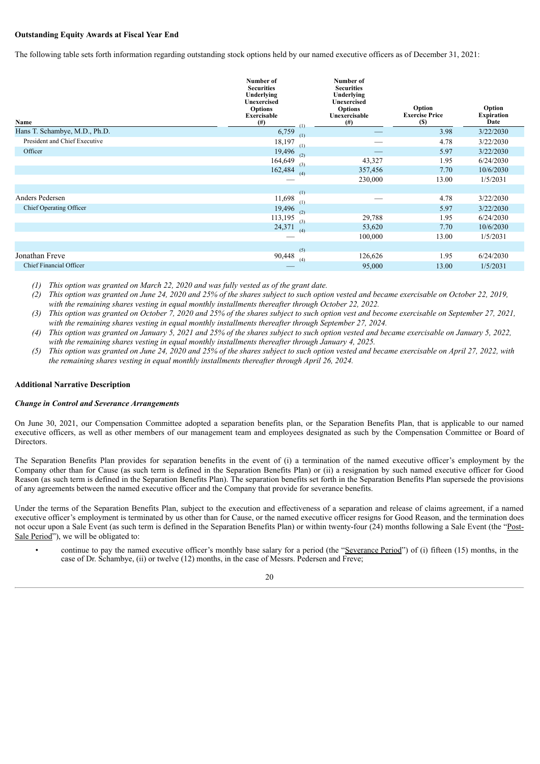**Outstanding Equity Awards at Fiscal Year End**

The following table sets forth information regarding outstanding stock options held by our named executive officers as of December 31, 2021:

| Name | Number of Securities Underlying Unexercised Options Exercisable (#) | Number of Securities Underlying Unexercised Options Unexercisable (#) | Option Exercise Price ($) | Option Expiration Date |
|---|---|---|---|---|
| Hans T. Schambye, M.D., Ph.D. | 6,759 (1) | — | 3.98 | 3/22/2030 |
| President and Chief Executive | 18,197 (1) | — | 4.78 | 3/22/2030 |
| Officer | 19,496 (1) | — | 5.97 | 3/22/2030 |
| | 164,649 (2) | 43,327 | 1.95 | 6/24/2030 |
| | 162,484 (3) | 357,456 | 7.70 | 10/6/2030 |
| | — (4) | 230,000 | 13.00 | 1/5/2031 |
| | | | | |
| Anders Pedersen | 11,698 (1) | — | 4.78 | 3/22/2030 |
| Chief Operating Officer | 19,496 (1) | | 5.97 | 3/22/2030 |
| | 113,195 (2) | 29,788 | 1.95 | 6/24/2030 |
| | 24,371 (3) | 53,620 | 7.70 | 10/6/2030 |
| | — (4) | 100,000 | 13.00 | 1/5/2031 |
| | | | | |
| Jonathan Freve | 90,448 (5) | 126,626 | 1.95 | 6/24/2030 |
| Chief Financial Officer | — (4) | 95,000 | 13.00 | 1/5/2031 |

*(1) This option was granted on March 22, 2020 and was fully vested as of the grant date.*

*(2) This option was granted on June 24, 2020 and 25% of the shares subject to such option vested and became exercisable on October 22, 2019, with the remaining shares vesting in equal monthly installments thereafter through October 22, 2022.*

*(3) This option was granted on October 7, 2020 and 25% of the shares subject to such option vest and become exercisable on September 27, 2021, with the remaining shares vesting in equal monthly installments thereafter through September 27, 2024.*

*(4) This option was granted on January 5, 2021 and 25% of the shares subject to such option vested and became exercisable on January 5, 2022, with the remaining shares vesting in equal monthly installments thereafter through January 4, 2025.*

*(5) This option was granted on June 24, 2020 and 25% of the shares subject to such option vested and became exercisable on April 27, 2022, with the remaining shares vesting in equal monthly installments thereafter through April 26, 2024.*

**Additional Narrative Description**

***Change in Control and Severance Arrangements***

On June 30, 2021, our Compensation Committee adopted a separation benefits plan, or the Separation Benefits Plan, that is applicable to our named executive officers, as well as other members of our management team and employees designated as such by the Compensation Committee or Board of Directors.

The Separation Benefits Plan provides for separation benefits in the event of (i) a termination of the named executive officer's employment by the Company other than for Cause (as such term is defined in the Separation Benefits Plan) or (ii) a resignation by such named executive officer for Good Reason (as such term is defined in the Separation Benefits Plan). The separation benefits set forth in the Separation Benefits Plan supersede the provisions of any agreements between the named executive officer and the Company that provide for severance benefits.

Under the terms of the Separation Benefits Plan, subject to the execution and effectiveness of a separation and release of claims agreement, if a named executive officer's employment is terminated by us other than for Cause, or the named executive officer resigns for Good Reason, and the termination does not occur upon a Sale Event (as such term is defined in the Separation Benefits Plan) or within twenty-four (24) months following a Sale Event (the "Post-Sale Period"), we will be obligated to:

- continue to pay the named executive officer's monthly base salary for a period (the "Severance Period") of (i) fifteen (15) months, in the case of Dr. Schambye, (ii) or twelve (12) months, in the case of Messrs. Pedersen and Freve;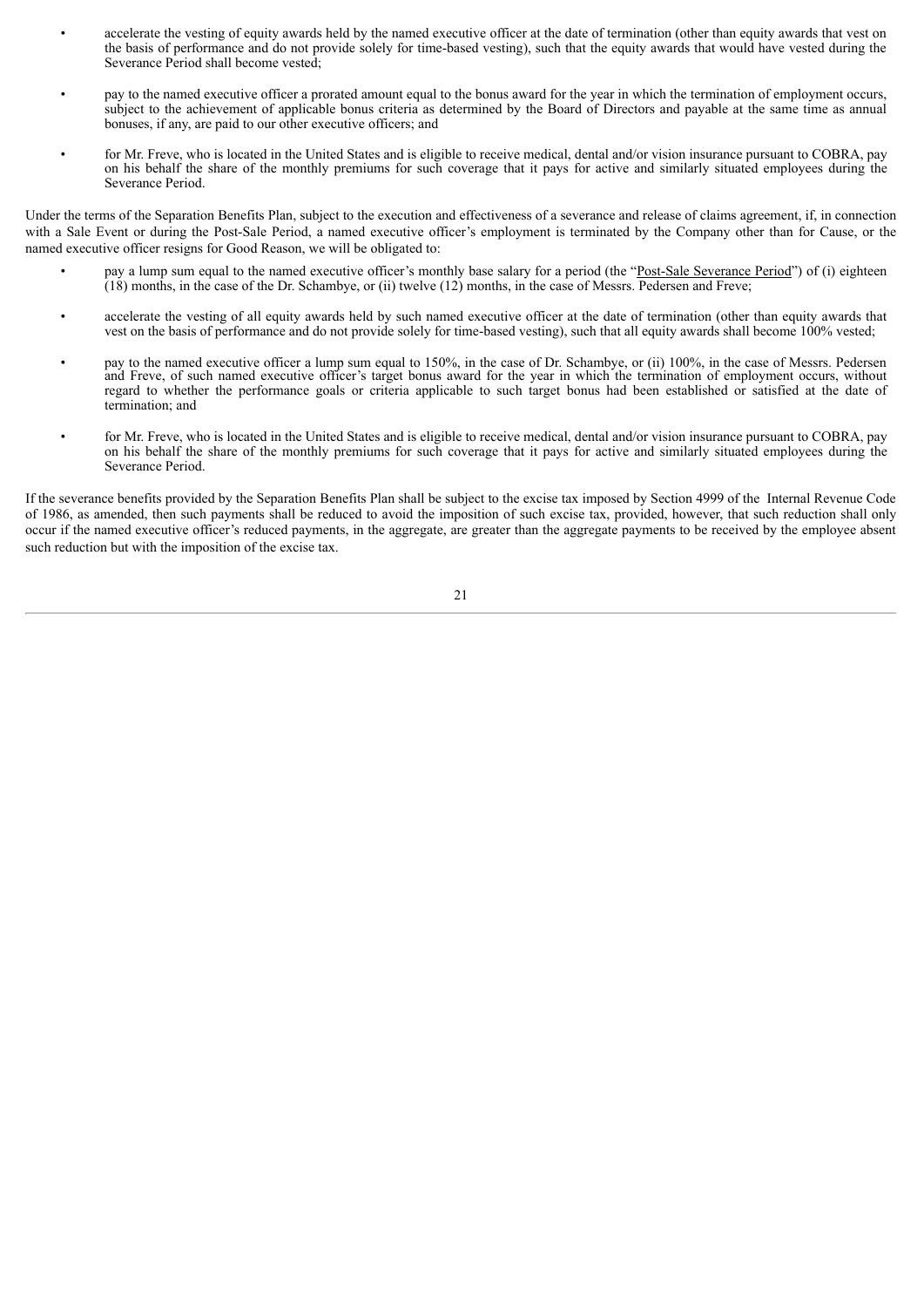- accelerate the vesting of equity awards held by the named executive officer at the date of termination (other than equity awards that vest on the basis of performance and do not provide solely for time-based vesting), such that the equity awards that would have vested during the Severance Period shall become vested;
- pay to the named executive officer a prorated amount equal to the bonus award for the year in which the termination of employment occurs, subject to the achievement of applicable bonus criteria as determined by the Board of Directors and payable at the same time as annual bonuses, if any, are paid to our other executive officers; and
- for Mr. Freve, who is located in the United States and is eligible to receive medical, dental and/or vision insurance pursuant to COBRA, pay on his behalf the share of the monthly premiums for such coverage that it pays for active and similarly situated employees during the Severance Period.

Under the terms of the Separation Benefits Plan, subject to the execution and effectiveness of a severance and release of claims agreement, if, in connection with a Sale Event or during the Post-Sale Period, a named executive officer's employment is terminated by the Company other than for Cause, or the named executive officer resigns for Good Reason, we will be obligated to:

- pay a lump sum equal to the named executive officer's monthly base salary for a period (the "Post-Sale Severance Period") of (i) eighteen (18) months, in the case of the Dr. Schambye, or (ii) twelve (12) months, in the case of Messrs. Pedersen and Freve;
- accelerate the vesting of all equity awards held by such named executive officer at the date of termination (other than equity awards that vest on the basis of performance and do not provide solely for time-based vesting), such that all equity awards shall become 100% vested;
- pay to the named executive officer a lump sum equal to 150%, in the case of Dr. Schambye, or (ii) 100%, in the case of Messrs. Pedersen and Freve, of such named executive officer's target bonus award for the year in which the termination of employment occurs, without regard to whether the performance goals or criteria applicable to such target bonus had been established or satisfied at the date of termination; and
- for Mr. Freve, who is located in the United States and is eligible to receive medical, dental and/or vision insurance pursuant to COBRA, pay on his behalf the share of the monthly premiums for such coverage that it pays for active and similarly situated employees during the Severance Period.

If the severance benefits provided by the Separation Benefits Plan shall be subject to the excise tax imposed by Section 4999 of the Internal Revenue Code of 1986, as amended, then such payments shall be reduced to avoid the imposition of such excise tax, provided, however, that such reduction shall only occur if the named executive officer's reduced payments, in the aggregate, are greater than the aggregate payments to be received by the employee absent such reduction but with the imposition of the excise tax.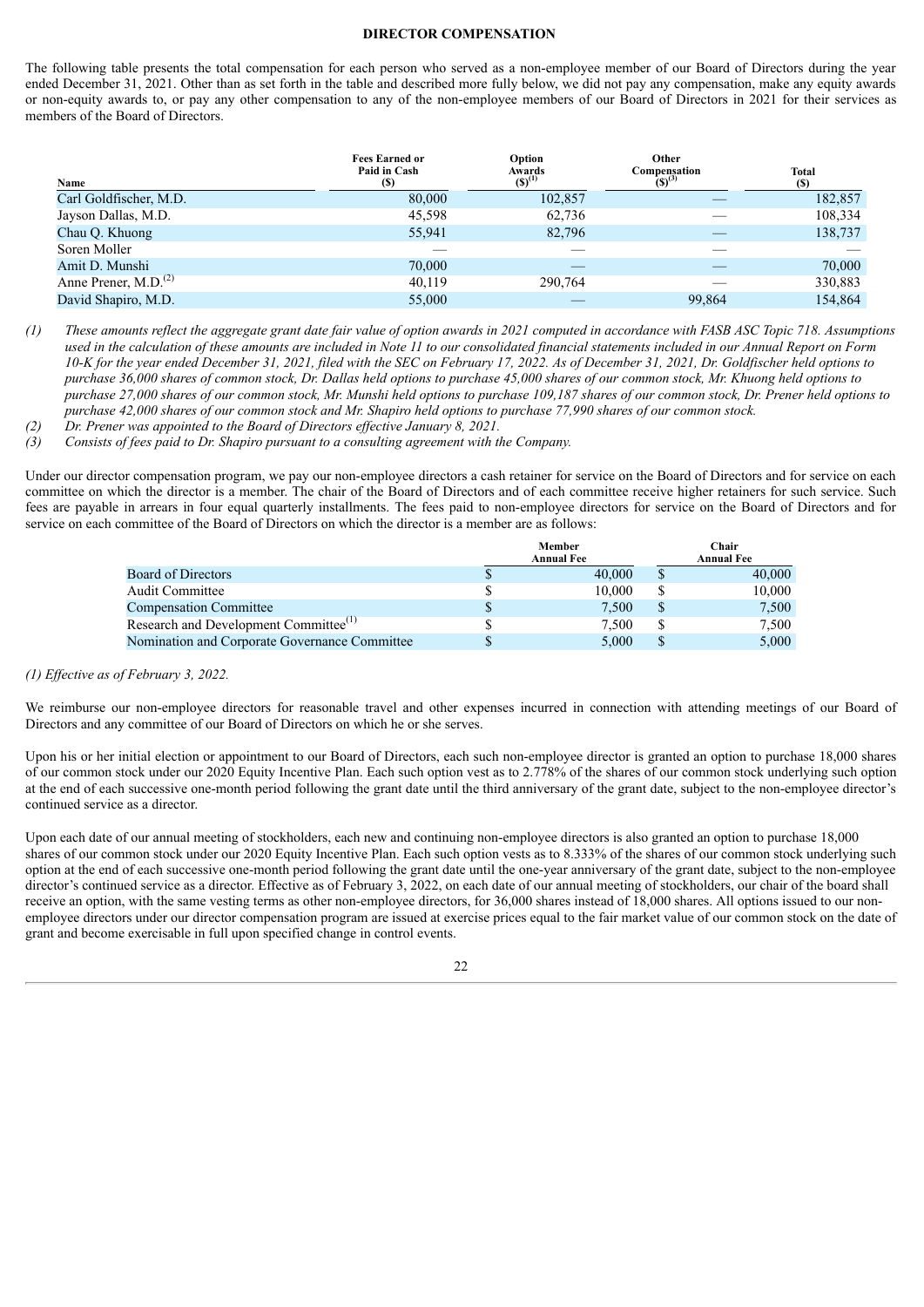## DIRECTOR COMPENSATION

The following table presents the total compensation for each person who served as a non-employee member of our Board of Directors during the year ended December 31, 2021. Other than as set forth in the table and described more fully below, we did not pay any compensation, make any equity awards or non-equity awards to, or pay any other compensation to any of the non-employee members of our Board of Directors in 2021 for their services as members of the Board of Directors.

| Name | Fees Earned or Paid in Cash ($) | Option Awards ($)[1] | Other Compensation ($)[3] | Total ($) |
|---|---|---|---|---|
| Carl Goldfischer, M.D. | 80,000 | 102,857 | — | 182,857 |
| Jayson Dallas, M.D. | 45,598 | 62,736 | — | 108,334 |
| Chau Q. Khuong | 55,941 | 82,796 | — | 138,737 |
| Soren Moller | — | — | — | — |
| Amit D. Munshi | 70,000 | — | — | 70,000 |
| Anne Prener, M.D.[2] | 40,119 | 290,764 | — | 330,883 |
| David Shapiro, M.D. | 55,000 | — | 99,864 | 154,864 |

*(1) These amounts reflect the aggregate grant date fair value of option awards in 2021 computed in accordance with FASB ASC Topic 718. Assumptions used in the calculation of these amounts are included in Note 11 to our consolidated financial statements included in our Annual Report on Form 10-K for the year ended December 31, 2021, filed with the SEC on February 17, 2022. As of December 31, 2021, Dr. Goldfischer held options to purchase 36,000 shares of common stock, Dr. Dallas held options to purchase 45,000 shares of our common stock, Mr. Khuong held options to purchase 27,000 shares of our common stock, Mr. Munshi held options to purchase 109,187 shares of our common stock, Dr. Prener held options to purchase 42,000 shares of our common stock and Mr. Shapiro held options to purchase 77,990 shares of our common stock.*

*(2) Dr. Prener was appointed to the Board of Directors effective January 8, 2021.*

*(3) Consists of fees paid to Dr. Shapiro pursuant to a consulting agreement with the Company.*

Under our director compensation program, we pay our non-employee directors a cash retainer for service on the Board of Directors and for service on each committee on which the director is a member. The chair of the Board of Directors and of each committee receive higher retainers for such service. Such fees are payable in arrears in four equal quarterly installments. The fees paid to non-employee directors for service on the Board of Directors and for service on each committee of the Board of Directors on which the director is a member are as follows:

| | Member Annual Fee | Chair Annual Fee |
|---|---|---|
| Board of Directors | $ 40,000 | $ 40,000 |
| Audit Committee | $ 10,000 | $ 10,000 |
| Compensation Committee | $ 7,500 | $ 7,500 |
| Research and Development Committee[1] | $ 7,500 | $ 7,500 |
| Nomination and Corporate Governance Committee | $ 5,000 | $ 5,000 |

*(1) Effective as of February 3, 2022.*

We reimburse our non-employee directors for reasonable travel and other expenses incurred in connection with attending meetings of our Board of Directors and any committee of our Board of Directors on which he or she serves.

Upon his or her initial election or appointment to our Board of Directors, each such non-employee director is granted an option to purchase 18,000 shares of our common stock under our 2020 Equity Incentive Plan. Each such option vest as to 2.778% of the shares of our common stock underlying such option at the end of each successive one-month period following the grant date until the third anniversary of the grant date, subject to the non-employee director's continued service as a director.

Upon each date of our annual meeting of stockholders, each new and continuing non-employee directors is also granted an option to purchase 18,000 shares of our common stock under our 2020 Equity Incentive Plan. Each such option vests as to 8.333% of the shares of our common stock underlying such option at the end of each successive one-month period following the grant date until the one-year anniversary of the grant date, subject to the non-employee director's continued service as a director. Effective as of February 3, 2022, on each date of our annual meeting of stockholders, our chair of the board shall receive an option, with the same vesting terms as other non-employee directors, for 36,000 shares instead of 18,000 shares. All options issued to our non-employee directors under our director compensation program are issued at exercise prices equal to the fair market value of our common stock on the date of grant and become exercisable in full upon specified change in control events.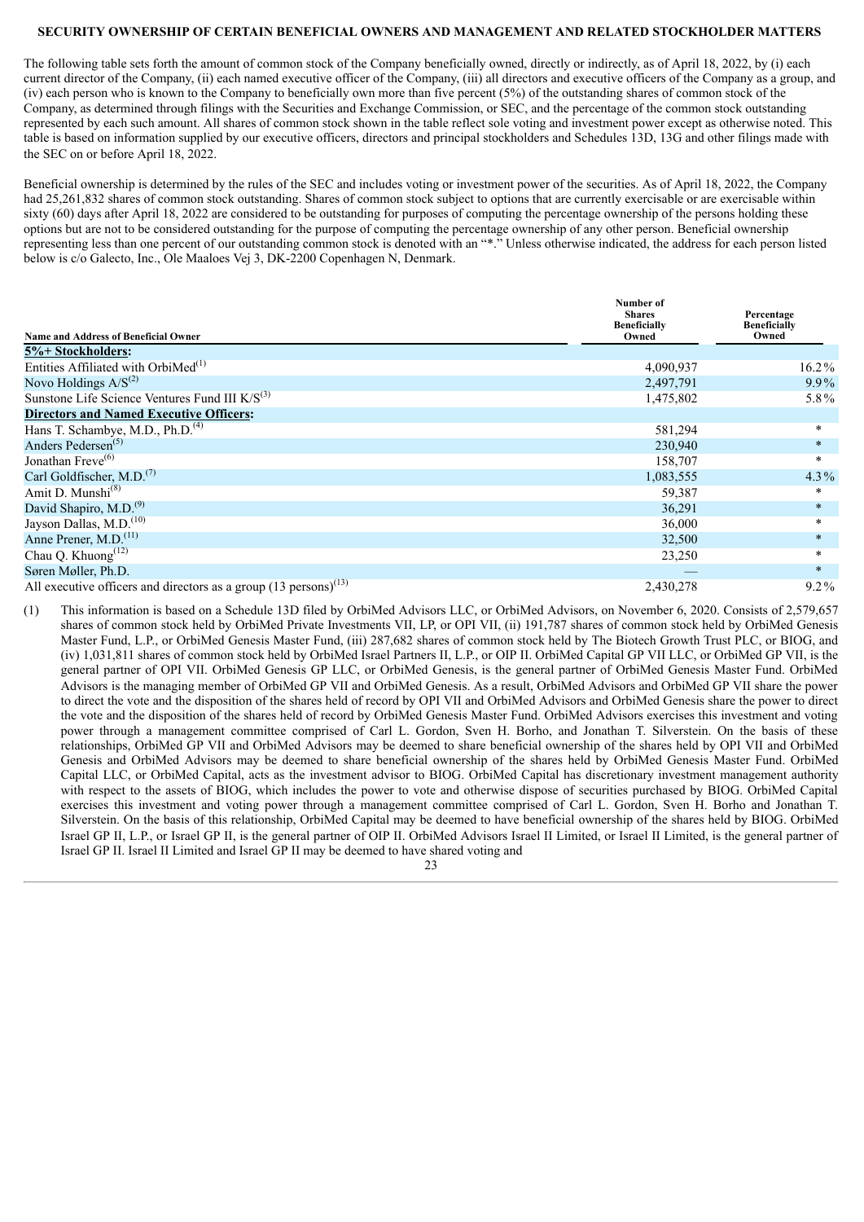## SECURITY OWNERSHIP OF CERTAIN BENEFICIAL OWNERS AND MANAGEMENT AND RELATED STOCKHOLDER MATTERS

The following table sets forth the amount of common stock of the Company beneficially owned, directly or indirectly, as of April 18, 2022, by (i) each current director of the Company, (ii) each named executive officer of the Company, (iii) all directors and executive officers of the Company as a group, and (iv) each person who is known to the Company to beneficially own more than five percent (5%) of the outstanding shares of common stock of the Company, as determined through filings with the Securities and Exchange Commission, or SEC, and the percentage of the common stock outstanding represented by each such amount. All shares of common stock shown in the table reflect sole voting and investment power except as otherwise noted. This table is based on information supplied by our executive officers, directors and principal stockholders and Schedules 13D, 13G and other filings made with the SEC on or before April 18, 2022.

Beneficial ownership is determined by the rules of the SEC and includes voting or investment power of the securities. As of April 18, 2022, the Company had 25,261,832 shares of common stock outstanding. Shares of common stock subject to options that are currently exercisable or are exercisable within sixty (60) days after April 18, 2022 are considered to be outstanding for purposes of computing the percentage ownership of the persons holding these options but are not to be considered outstanding for the purpose of computing the percentage ownership of any other person. Beneficial ownership representing less than one percent of our outstanding common stock is denoted with an "*." Unless otherwise indicated, the address for each person listed below is c/o Galecto, Inc., Ole Maaloes Vej 3, DK-2200 Copenhagen N, Denmark.

| Name and Address of Beneficial Owner | Number of Shares Beneficially Owned | Percentage Beneficially Owned |
|---|---|---|
| **5%+ Stockholders:** | | |
| Entities Affiliated with OrbiMed[(1)] | 4,090,937 | 16.2% |
| Novo Holdings A/S[(2)] | 2,497,791 | 9.9% |
| Sunstone Life Science Ventures Fund III K/S[(3)] | 1,475,802 | 5.8% |
| **Directors and Named Executive Officers:** | | |
| Hans T. Schambye, M.D., Ph.D.[(4)] | 581,294 | * |
| Anders Pedersen[(5)] | 230,940 | * |
| Jonathan Freve[(6)] | 158,707 | * |
| Carl Goldfischer, M.D.[(7)] | 1,083,555 | 4.3% |
| Amit D. Munshi[(8)] | 59,387 | * |
| David Shapiro, M.D.[(9)] | 36,291 | * |
| Jayson Dallas, M.D.[(10)] | 36,000 | * |
| Anne Prener, M.D.[(11)] | 32,500 | * |
| Chau Q. Khuong[(12)] | 23,250 | * |
| Søren Møller, Ph.D. | — | * |
| All executive officers and directors as a group (13 persons)[(13)] | 2,430,278 | 9.2% |

(1) This information is based on a Schedule 13D filed by OrbiMed Advisors LLC, or OrbiMed Advisors, on November 6, 2020. Consists of 2,579,657 shares of common stock held by OrbiMed Private Investments VII, LP, or OPI VII, (ii) 191,787 shares of common stock held by OrbiMed Genesis Master Fund, L.P., or OrbiMed Genesis Master Fund, (iii) 287,682 shares of common stock held by The Biotech Growth Trust PLC, or BIOG, and (iv) 1,031,811 shares of common stock held by OrbiMed Israel Partners II, L.P., or OIP II. OrbiMed Capital GP VII LLC, or OrbiMed GP VII, is the general partner of OPI VII. OrbiMed Genesis GP LLC, or OrbiMed Genesis, is the general partner of OrbiMed Genesis Master Fund. OrbiMed Advisors is the managing member of OrbiMed GP VII and OrbiMed Genesis. As a result, OrbiMed Advisors and OrbiMed GP VII share the power to direct the vote and the disposition of the shares held of record by OPI VII and OrbiMed Advisors and OrbiMed Genesis share the power to direct the vote and the disposition of the shares held of record by OrbiMed Genesis Master Fund. OrbiMed Advisors exercises this investment and voting power through a management committee comprised of Carl L. Gordon, Sven H. Borho, and Jonathan T. Silverstein. On the basis of these relationships, OrbiMed GP VII and OrbiMed Advisors may be deemed to share beneficial ownership of the shares held by OPI VII and OrbiMed Genesis and OrbiMed Advisors may be deemed to share beneficial ownership of the shares held by OrbiMed Genesis Master Fund. OrbiMed Capital LLC, or OrbiMed Capital, acts as the investment advisor to BIOG. OrbiMed Capital has discretionary investment management authority with respect to the assets of BIOG, which includes the power to vote and otherwise dispose of securities purchased by BIOG. OrbiMed Capital exercises this investment and voting power through a management committee comprised of Carl L. Gordon, Sven H. Borho and Jonathan T. Silverstein. On the basis of this relationship, OrbiMed Capital may be deemed to have beneficial ownership of the shares held by BIOG. OrbiMed Israel GP II, L.P., or Israel GP II, is the general partner of OIP II. OrbiMed Advisors Israel II Limited, or Israel II Limited, is the general partner of Israel GP II. Israel II Limited and Israel GP II may be deemed to have shared voting and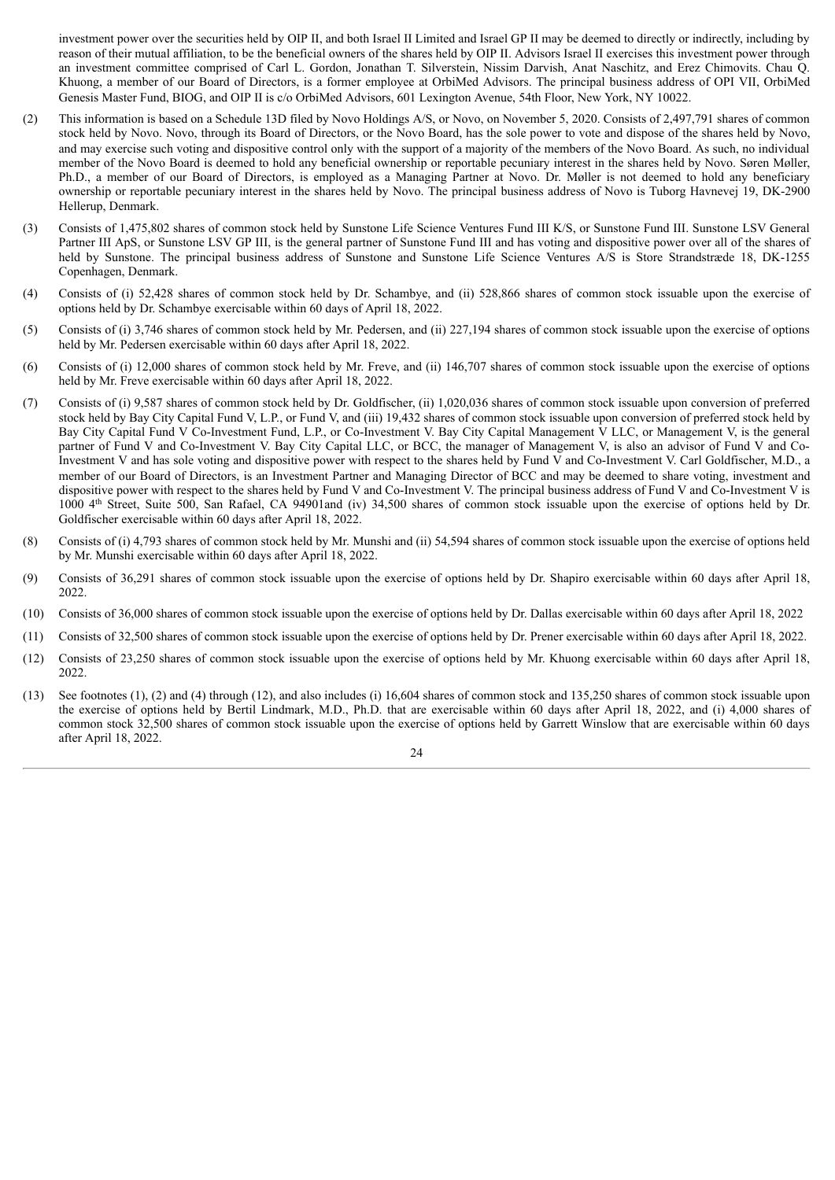investment power over the securities held by OIP II, and both Israel II Limited and Israel GP II may be deemed to directly or indirectly, including by reason of their mutual affiliation, to be the beneficial owners of the shares held by OIP II. Advisors Israel II exercises this investment power through an investment committee comprised of Carl L. Gordon, Jonathan T. Silverstein, Nissim Darvish, Anat Naschitz, and Erez Chimovits. Chau Q. Khuong, a member of our Board of Directors, is a former employee at OrbiMed Advisors. The principal business address of OPI VII, OrbiMed Genesis Master Fund, BIOG, and OIP II is c/o OrbiMed Advisors, 601 Lexington Avenue, 54th Floor, New York, NY 10022.

(2) This information is based on a Schedule 13D filed by Novo Holdings A/S, or Novo, on November 5, 2020. Consists of 2,497,791 shares of common stock held by Novo. Novo, through its Board of Directors, or the Novo Board, has the sole power to vote and dispose of the shares held by Novo, and may exercise such voting and dispositive control only with the support of a majority of the members of the Novo Board. As such, no individual member of the Novo Board is deemed to hold any beneficial ownership or reportable pecuniary interest in the shares held by Novo. Søren Møller, Ph.D., a member of our Board of Directors, is employed as a Managing Partner at Novo. Dr. Møller is not deemed to hold any beneficiary ownership or reportable pecuniary interest in the shares held by Novo. The principal business address of Novo is Tuborg Havnevej 19, DK-2900 Hellerup, Denmark.

(3) Consists of 1,475,802 shares of common stock held by Sunstone Life Science Ventures Fund III K/S, or Sunstone Fund III. Sunstone LSV General Partner III ApS, or Sunstone LSV GP III, is the general partner of Sunstone Fund III and has voting and dispositive power over all of the shares of held by Sunstone. The principal business address of Sunstone and Sunstone Life Science Ventures A/S is Store Strandstræde 18, DK-1255 Copenhagen, Denmark.

(4) Consists of (i) 52,428 shares of common stock held by Dr. Schambye, and (ii) 528,866 shares of common stock issuable upon the exercise of options held by Dr. Schambye exercisable within 60 days of April 18, 2022.

(5) Consists of (i) 3,746 shares of common stock held by Mr. Pedersen, and (ii) 227,194 shares of common stock issuable upon the exercise of options held by Mr. Pedersen exercisable within 60 days after April 18, 2022.

(6) Consists of (i) 12,000 shares of common stock held by Mr. Freve, and (ii) 146,707 shares of common stock issuable upon the exercise of options held by Mr. Freve exercisable within 60 days after April 18, 2022.

(7) Consists of (i) 9,587 shares of common stock held by Dr. Goldfischer, (ii) 1,020,036 shares of common stock issuable upon conversion of preferred stock held by Bay City Capital Fund V, L.P., or Fund V, and (iii) 19,432 shares of common stock issuable upon conversion of preferred stock held by Bay City Capital Fund V Co-Investment Fund, L.P., or Co-Investment V. Bay City Capital Management V LLC, or Management V, is the general partner of Fund V and Co-Investment V. Bay City Capital LLC, or BCC, the manager of Management V, is also an advisor of Fund V and Co-Investment V and has sole voting and dispositive power with respect to the shares held by Fund V and Co-Investment V. Carl Goldfischer, M.D., a member of our Board of Directors, is an Investment Partner and Managing Director of BCC and may be deemed to share voting, investment and dispositive power with respect to the shares held by Fund V and Co-Investment V. The principal business address of Fund V and Co-Investment V is 1000 4th Street, Suite 500, San Rafael, CA 94901and (iv) 34,500 shares of common stock issuable upon the exercise of options held by Dr. Goldfischer exercisable within 60 days after April 18, 2022.

(8) Consists of (i) 4,793 shares of common stock held by Mr. Munshi and (ii) 54,594 shares of common stock issuable upon the exercise of options held by Mr. Munshi exercisable within 60 days after April 18, 2022.

(9) Consists of 36,291 shares of common stock issuable upon the exercise of options held by Dr. Shapiro exercisable within 60 days after April 18, 2022.

(10) Consists of 36,000 shares of common stock issuable upon the exercise of options held by Dr. Dallas exercisable within 60 days after April 18, 2022

(11) Consists of 32,500 shares of common stock issuable upon the exercise of options held by Dr. Prener exercisable within 60 days after April 18, 2022.

(12) Consists of 23,250 shares of common stock issuable upon the exercise of options held by Mr. Khuong exercisable within 60 days after April 18, 2022.

(13) See footnotes (1), (2) and (4) through (12), and also includes (i) 16,604 shares of common stock and 135,250 shares of common stock issuable upon the exercise of options held by Bertil Lindmark, M.D., Ph.D. that are exercisable within 60 days after April 18, 2022, and (i) 4,000 shares of common stock 32,500 shares of common stock issuable upon the exercise of options held by Garrett Winslow that are exercisable within 60 days after April 18, 2022.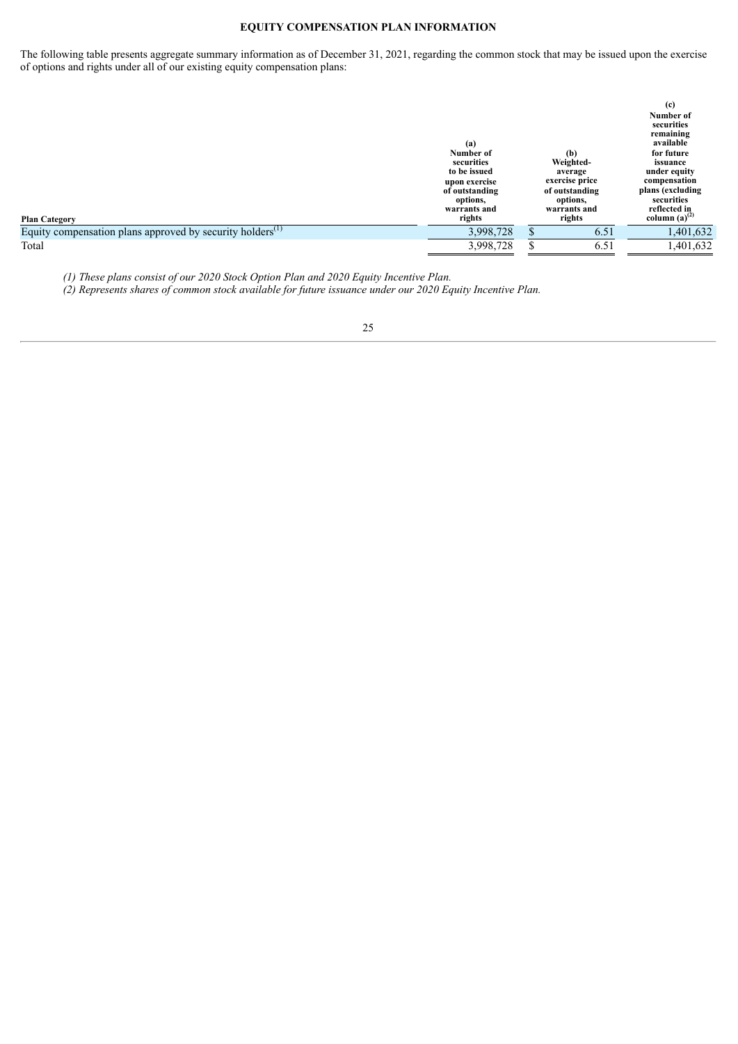## EQUITY COMPENSATION PLAN INFORMATION

The following table presents aggregate summary information as of December 31, 2021, regarding the common stock that may be issued upon the exercise of options and rights under all of our existing equity compensation plans:

| Plan Category | (a) Number of securities to be issued upon exercise of outstanding options, warrants and rights | (b) Weighted-average exercise price of outstanding options, warrants and rights | (c) Number of securities remaining available for future issuance under equity compensation plans (excluding securities reflected in column (a)[2] |
|---|---|---|---|
| Equity compensation plans approved by security holders[1] | 3,998,728 | $ 6.51 | 1,401,632 |
| Total | 3,998,728 | $ 6.51 | 1,401,632 |

*(1) These plans consist of our 2020 Stock Option Plan and 2020 Equity Incentive Plan.*

*(2) Represents shares of common stock available for future issuance under our 2020 Equity Incentive Plan.*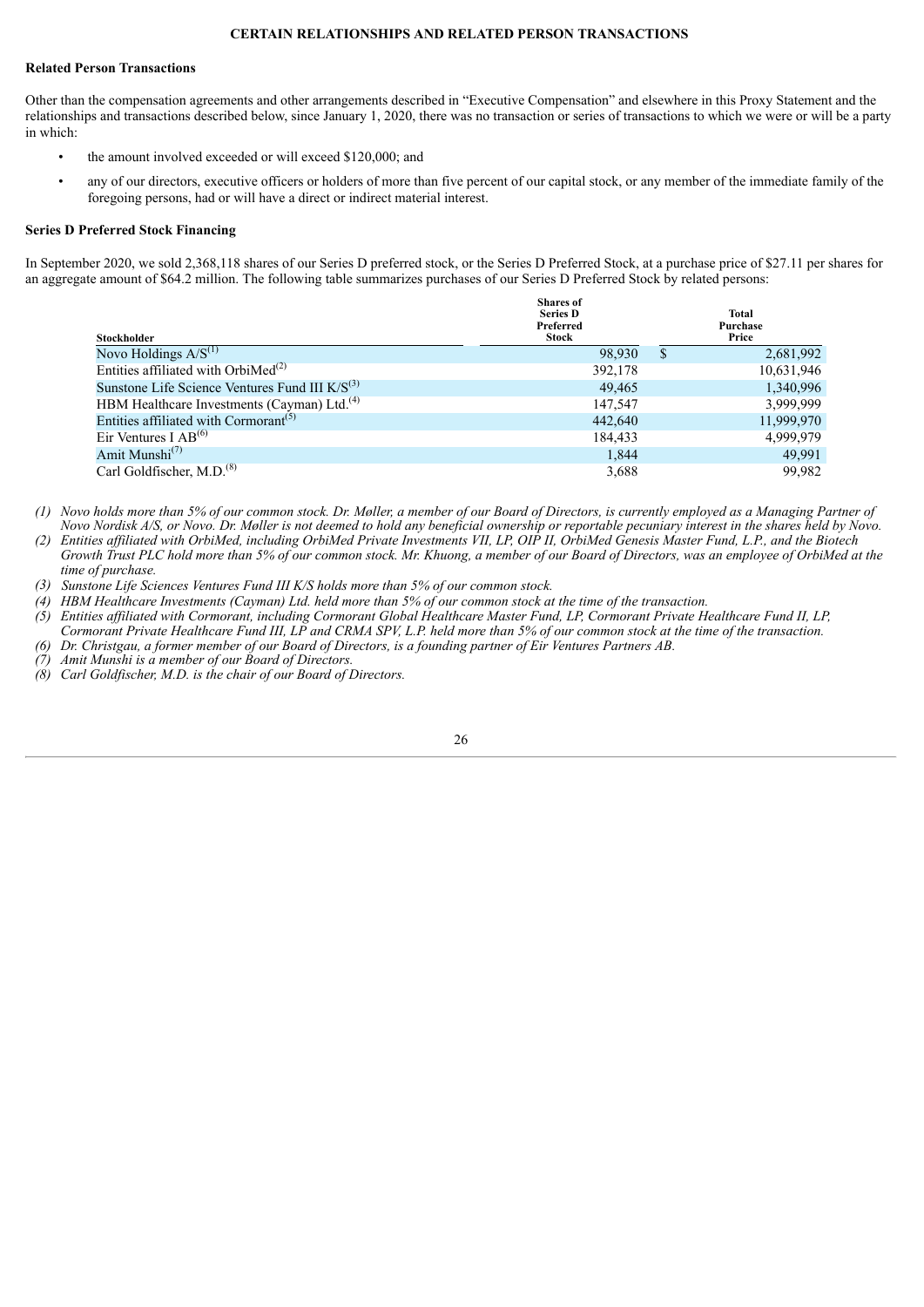## CERTAIN RELATIONSHIPS AND RELATED PERSON TRANSACTIONS

### Related Person Transactions

Other than the compensation agreements and other arrangements described in "Executive Compensation" and elsewhere in this Proxy Statement and the relationships and transactions described below, since January 1, 2020, there was no transaction or series of transactions to which we were or will be a party in which:

- the amount involved exceeded or will exceed $120,000; and
- any of our directors, executive officers or holders of more than five percent of our capital stock, or any member of the immediate family of the foregoing persons, had or will have a direct or indirect material interest.

### Series D Preferred Stock Financing

In September 2020, we sold 2,368,118 shares of our Series D preferred stock, or the Series D Preferred Stock, at a purchase price of $27.11 per shares for an aggregate amount of $64.2 million. The following table summarizes purchases of our Series D Preferred Stock by related persons:

| Stockholder | Shares of Series D Preferred Stock | Total Purchase Price |
|---|---|---|
| Novo Holdings A/S[(1)] | 98,930 | $ 2,681,992 |
| Entities affiliated with OrbiMed[(2)] | 392,178 | 10,631,946 |
| Sunstone Life Science Ventures Fund III K/S[(3)] | 49,465 | 1,340,996 |
| HBM Healthcare Investments (Cayman) Ltd.[(4)] | 147,547 | 3,999,999 |
| Entities affiliated with Cormorant[(5)] | 442,640 | 11,999,970 |
| Eir Ventures I AB[(6)] | 184,433 | 4,999,979 |
| Amit Munshi[(7)] | 1,844 | 49,991 |
| Carl Goldfischer, M.D.[(8)] | 3,688 | 99,982 |

*(1) Novo holds more than 5% of our common stock. Dr. Møller, a member of our Board of Directors, is currently employed as a Managing Partner of Novo Nordisk A/S, or Novo. Dr. Møller is not deemed to hold any beneficial ownership or reportable pecuniary interest in the shares held by Novo.*

*(2) Entities affiliated with OrbiMed, including OrbiMed Private Investments VII, LP, OIP II, OrbiMed Genesis Master Fund, L.P., and the Biotech Growth Trust PLC hold more than 5% of our common stock. Mr. Khuong, a member of our Board of Directors, was an employee of OrbiMed at the time of purchase.*

*(3) Sunstone Life Sciences Ventures Fund III K/S holds more than 5% of our common stock.*

*(4) HBM Healthcare Investments (Cayman) Ltd. held more than 5% of our common stock at the time of the transaction.*

*(5) Entities affiliated with Cormorant, including Cormorant Global Healthcare Master Fund, LP, Cormorant Private Healthcare Fund II, LP, Cormorant Private Healthcare Fund III, LP and CRMA SPV, L.P. held more than 5% of our common stock at the time of the transaction.*

*(6) Dr. Christgau, a former member of our Board of Directors, is a founding partner of Eir Ventures Partners AB.*

*(7) Amit Munshi is a member of our Board of Directors.*

*(8) Carl Goldfischer, M.D. is the chair of our Board of Directors.*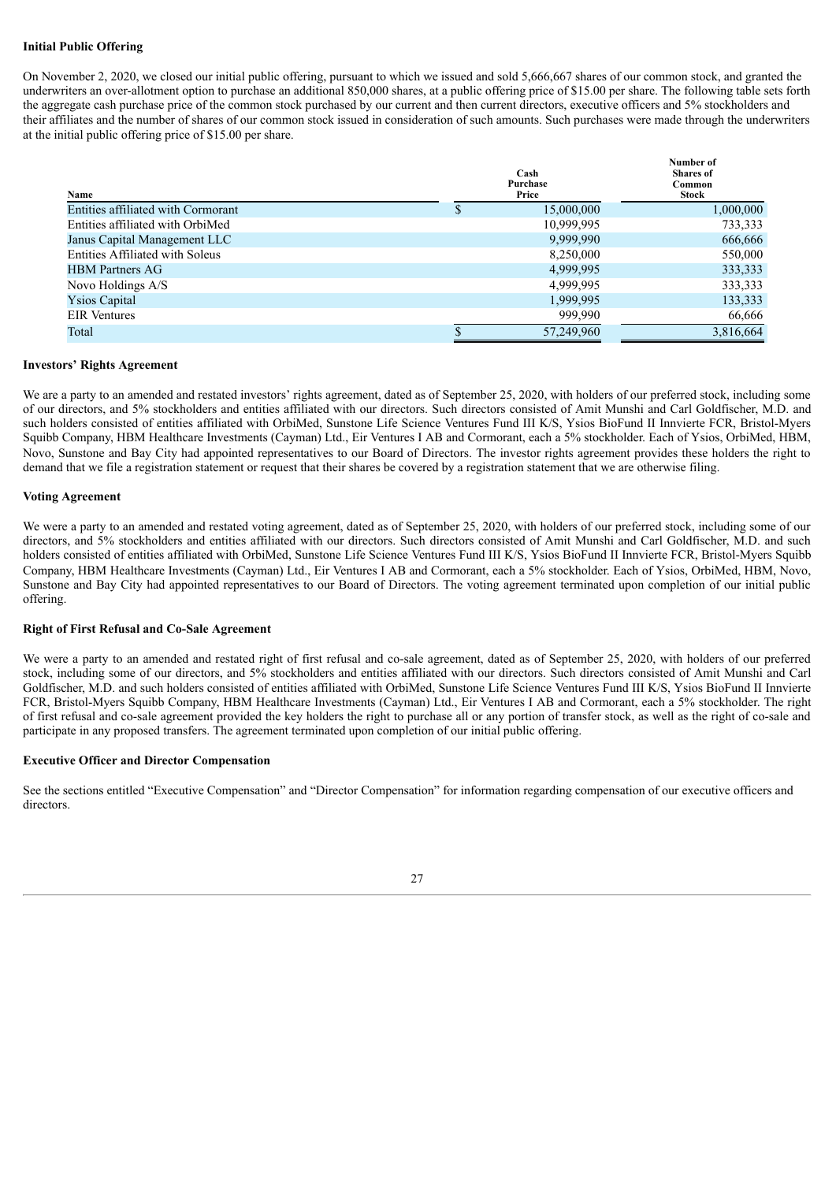**Initial Public Offering**

On November 2, 2020, we closed our initial public offering, pursuant to which we issued and sold 5,666,667 shares of our common stock, and granted the underwriters an over-allotment option to purchase an additional 850,000 shares, at a public offering price of $15.00 per share. The following table sets forth the aggregate cash purchase price of the common stock purchased by our current and then current directors, executive officers and 5% stockholders and their affiliates and the number of shares of our common stock issued in consideration of such amounts. Such purchases were made through the underwriters at the initial public offering price of $15.00 per share.

| Name | Cash Purchase Price | Number of Shares of Common Stock |
|---|---|---|
| Entities affiliated with Cormorant | $ 15,000,000 | 1,000,000 |
| Entities affiliated with OrbiMed | 10,999,995 | 733,333 |
| Janus Capital Management LLC | 9,999,990 | 666,666 |
| Entities Affiliated with Soleus | 8,250,000 | 550,000 |
| HBM Partners AG | 4,999,995 | 333,333 |
| Novo Holdings A/S | 4,999,995 | 333,333 |
| Ysios Capital | 1,999,995 | 133,333 |
| EIR Ventures | 999,990 | 66,666 |
| Total | $ 57,249,960 | 3,816,664 |

**Investors' Rights Agreement**

We are a party to an amended and restated investors' rights agreement, dated as of September 25, 2020, with holders of our preferred stock, including some of our directors, and 5% stockholders and entities affiliated with our directors. Such directors consisted of Amit Munshi and Carl Goldfischer, M.D. and such holders consisted of entities affiliated with OrbiMed, Sunstone Life Science Ventures Fund III K/S, Ysios BioFund II Innvierte FCR, Bristol-Myers Squibb Company, HBM Healthcare Investments (Cayman) Ltd., Eir Ventures I AB and Cormorant, each a 5% stockholder. Each of Ysios, OrbiMed, HBM, Novo, Sunstone and Bay City had appointed representatives to our Board of Directors. The investor rights agreement provides these holders the right to demand that we file a registration statement or request that their shares be covered by a registration statement that we are otherwise filing.

**Voting Agreement**

We were a party to an amended and restated voting agreement, dated as of September 25, 2020, with holders of our preferred stock, including some of our directors, and 5% stockholders and entities affiliated with our directors. Such directors consisted of Amit Munshi and Carl Goldfischer, M.D. and such holders consisted of entities affiliated with OrbiMed, Sunstone Life Science Ventures Fund III K/S, Ysios BioFund II Innvierte FCR, Bristol-Myers Squibb Company, HBM Healthcare Investments (Cayman) Ltd., Eir Ventures I AB and Cormorant, each a 5% stockholder. Each of Ysios, OrbiMed, HBM, Novo, Sunstone and Bay City had appointed representatives to our Board of Directors. The voting agreement terminated upon completion of our initial public offering.

**Right of First Refusal and Co-Sale Agreement**

We were a party to an amended and restated right of first refusal and co-sale agreement, dated as of September 25, 2020, with holders of our preferred stock, including some of our directors, and 5% stockholders and entities affiliated with our directors. Such directors consisted of Amit Munshi and Carl Goldfischer, M.D. and such holders consisted of entities affiliated with OrbiMed, Sunstone Life Science Ventures Fund III K/S, Ysios BioFund II Innvierte FCR, Bristol-Myers Squibb Company, HBM Healthcare Investments (Cayman) Ltd., Eir Ventures I AB and Cormorant, each a 5% stockholder. The right of first refusal and co-sale agreement provided the key holders the right to purchase all or any portion of transfer stock, as well as the right of co-sale and participate in any proposed transfers. The agreement terminated upon completion of our initial public offering.

**Executive Officer and Director Compensation**

See the sections entitled "Executive Compensation" and "Director Compensation" for information regarding compensation of our executive officers and directors.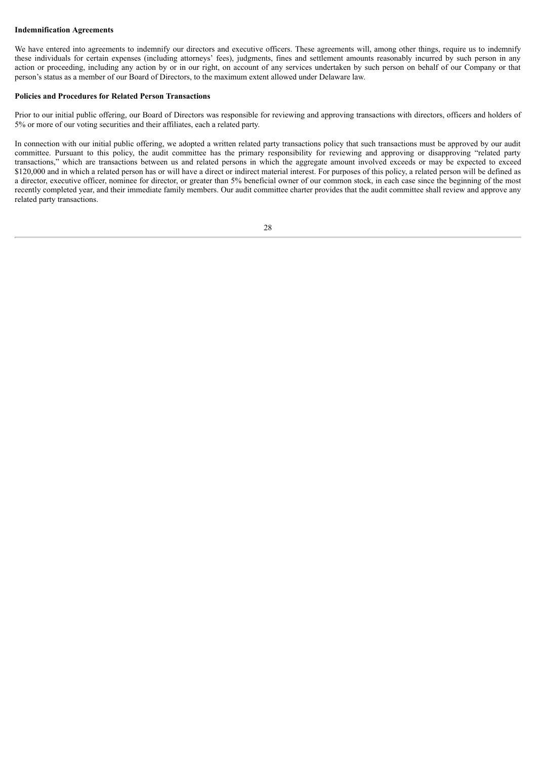**Indemnification Agreements**

We have entered into agreements to indemnify our directors and executive officers. These agreements will, among other things, require us to indemnify these individuals for certain expenses (including attorneys' fees), judgments, fines and settlement amounts reasonably incurred by such person in any action or proceeding, including any action by or in our right, on account of any services undertaken by such person on behalf of our Company or that person's status as a member of our Board of Directors, to the maximum extent allowed under Delaware law.

**Policies and Procedures for Related Person Transactions**

Prior to our initial public offering, our Board of Directors was responsible for reviewing and approving transactions with directors, officers and holders of 5% or more of our voting securities and their affiliates, each a related party.

In connection with our initial public offering, we adopted a written related party transactions policy that such transactions must be approved by our audit committee. Pursuant to this policy, the audit committee has the primary responsibility for reviewing and approving or disapproving "related party transactions," which are transactions between us and related persons in which the aggregate amount involved exceeds or may be expected to exceed $120,000 and in which a related person has or will have a direct or indirect material interest. For purposes of this policy, a related person will be defined as a director, executive officer, nominee for director, or greater than 5% beneficial owner of our common stock, in each case since the beginning of the most recently completed year, and their immediate family members. Our audit committee charter provides that the audit committee shall review and approve any related party transactions.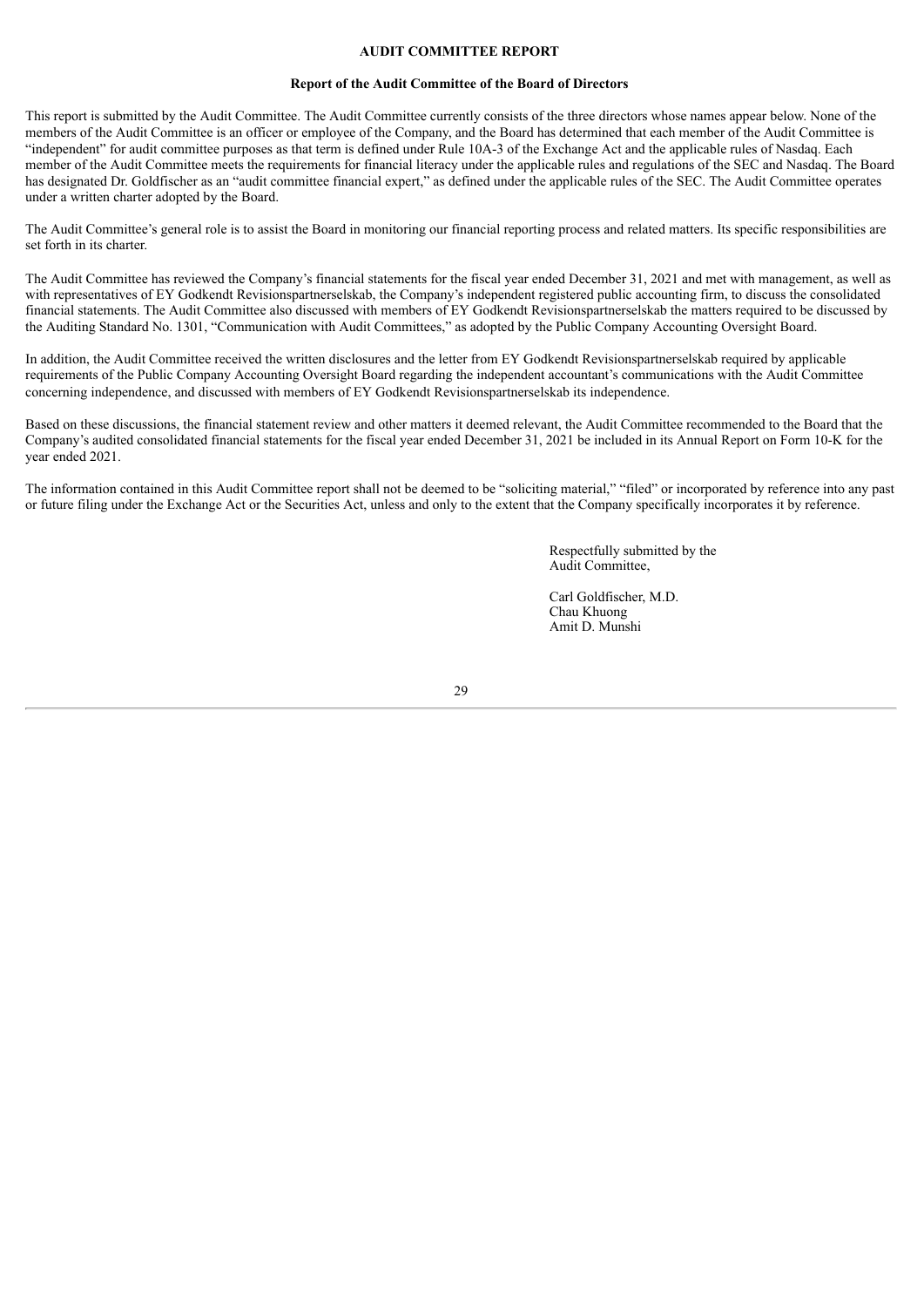# AUDIT COMMITTEE REPORT

## Report of the Audit Committee of the Board of Directors

This report is submitted by the Audit Committee. The Audit Committee currently consists of the three directors whose names appear below. None of the members of the Audit Committee is an officer or employee of the Company, and the Board has determined that each member of the Audit Committee is "independent" for audit committee purposes as that term is defined under Rule 10A-3 of the Exchange Act and the applicable rules of Nasdaq. Each member of the Audit Committee meets the requirements for financial literacy under the applicable rules and regulations of the SEC and Nasdaq. The Board has designated Dr. Goldfischer as an "audit committee financial expert," as defined under the applicable rules of the SEC. The Audit Committee operates under a written charter adopted by the Board.

The Audit Committee's general role is to assist the Board in monitoring our financial reporting process and related matters. Its specific responsibilities are set forth in its charter.

The Audit Committee has reviewed the Company's financial statements for the fiscal year ended December 31, 2021 and met with management, as well as with representatives of EY Godkendt Revisionspartnerselskab, the Company's independent registered public accounting firm, to discuss the consolidated financial statements. The Audit Committee also discussed with members of EY Godkendt Revisionspartnerselskab the matters required to be discussed by the Auditing Standard No. 1301, "Communication with Audit Committees," as adopted by the Public Company Accounting Oversight Board.

In addition, the Audit Committee received the written disclosures and the letter from EY Godkendt Revisionspartnerselskab required by applicable requirements of the Public Company Accounting Oversight Board regarding the independent accountant's communications with the Audit Committee concerning independence, and discussed with members of EY Godkendt Revisionspartnerselskab its independence.

Based on these discussions, the financial statement review and other matters it deemed relevant, the Audit Committee recommended to the Board that the Company's audited consolidated financial statements for the fiscal year ended December 31, 2021 be included in its Annual Report on Form 10-K for the year ended 2021.

The information contained in this Audit Committee report shall not be deemed to be "soliciting material," "filed" or incorporated by reference into any past or future filing under the Exchange Act or the Securities Act, unless and only to the extent that the Company specifically incorporates it by reference.

Respectfully submitted by the
Audit Committee,

Carl Goldfischer, M.D.
Chau Khuong
Amit D. Munshi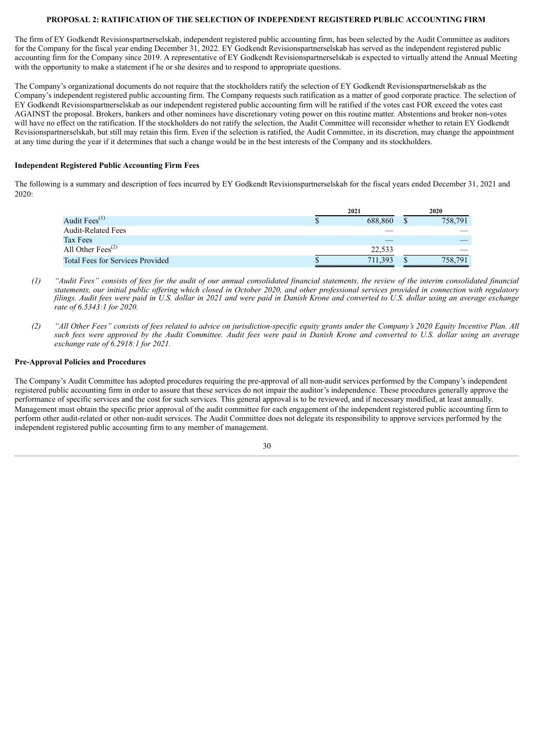## PROPOSAL 2: RATIFICATION OF THE SELECTION OF INDEPENDENT REGISTERED PUBLIC ACCOUNTING FIRM

The firm of EY Godkendt Revisionspartnerselskab, independent registered public accounting firm, has been selected by the Audit Committee as auditors for the Company for the fiscal year ending December 31, 2022. EY Godkendt Revisionspartnerselskab has served as the independent registered public accounting firm for the Company since 2019. A representative of EY Godkendt Revisionspartnerselskab is expected to virtually attend the Annual Meeting with the opportunity to make a statement if he or she desires and to respond to appropriate questions.

The Company's organizational documents do not require that the stockholders ratify the selection of EY Godkendt Revisionspartnerselskab as the Company's independent registered public accounting firm. The Company requests such ratification as a matter of good corporate practice. The selection of EY Godkendt Revisionspartnerselskab as our independent registered public accounting firm will be ratified if the votes cast FOR exceed the votes cast AGAINST the proposal. Brokers, bankers and other nominees have discretionary voting power on this routine matter. Abstentions and broker non-votes will have no effect on the ratification. If the stockholders do not ratify the selection, the Audit Committee will reconsider whether to retain EY Godkendt Revisionspartnerselskab, but still may retain this firm. Even if the selection is ratified, the Audit Committee, in its discretion, may change the appointment at any time during the year if it determines that such a change would be in the best interests of the Company and its stockholders.

### Independent Registered Public Accounting Firm Fees

The following is a summary and description of fees incurred by EY Godkendt Revisionspartnerselskab for the fiscal years ended December 31, 2021 and 2020:

| | 2021 | 2020 |
|---|---|---|
| Audit Fees[(1)] | $ 688,860 | $ 758,791 |
| Audit-Related Fees | — | — |
| Tax Fees | — | — |
| All Other Fees[(2)] | 22,533 | — |
| Total Fees for Services Provided | $ 711,393 | $ 758,791 |

(1) *"Audit Fees" consists of fees for the audit of our annual consolidated financial statements, the review of the interim consolidated financial statements, our initial public offering which closed in October 2020, and other professional services provided in connection with regulatory filings. Audit fees were paid in U.S. dollar in 2021 and were paid in Danish Krone and converted to U.S. dollar using an average exchange rate of 6.5343:1 for 2020.*

(2) *"All Other Fees" consists of fees related to advice on jurisdiction-specific equity grants under the Company's 2020 Equity Incentive Plan. All such fees were approved by the Audit Committee. Audit fees were paid in Danish Krone and converted to U.S. dollar using an average exchange rate of 6.2918:1 for 2021.*

### Pre-Approval Policies and Procedures

The Company's Audit Committee has adopted procedures requiring the pre-approval of all non-audit services performed by the Company's independent registered public accounting firm in order to assure that these services do not impair the auditor's independence. These procedures generally approve the performance of specific services and the cost for such services. This general approval is to be reviewed, and if necessary modified, at least annually. Management must obtain the specific prior approval of the audit committee for each engagement of the independent registered public accounting firm to perform other audit-related or other non-audit services. The Audit Committee does not delegate its responsibility to approve services performed by the independent registered public accounting firm to any member of management.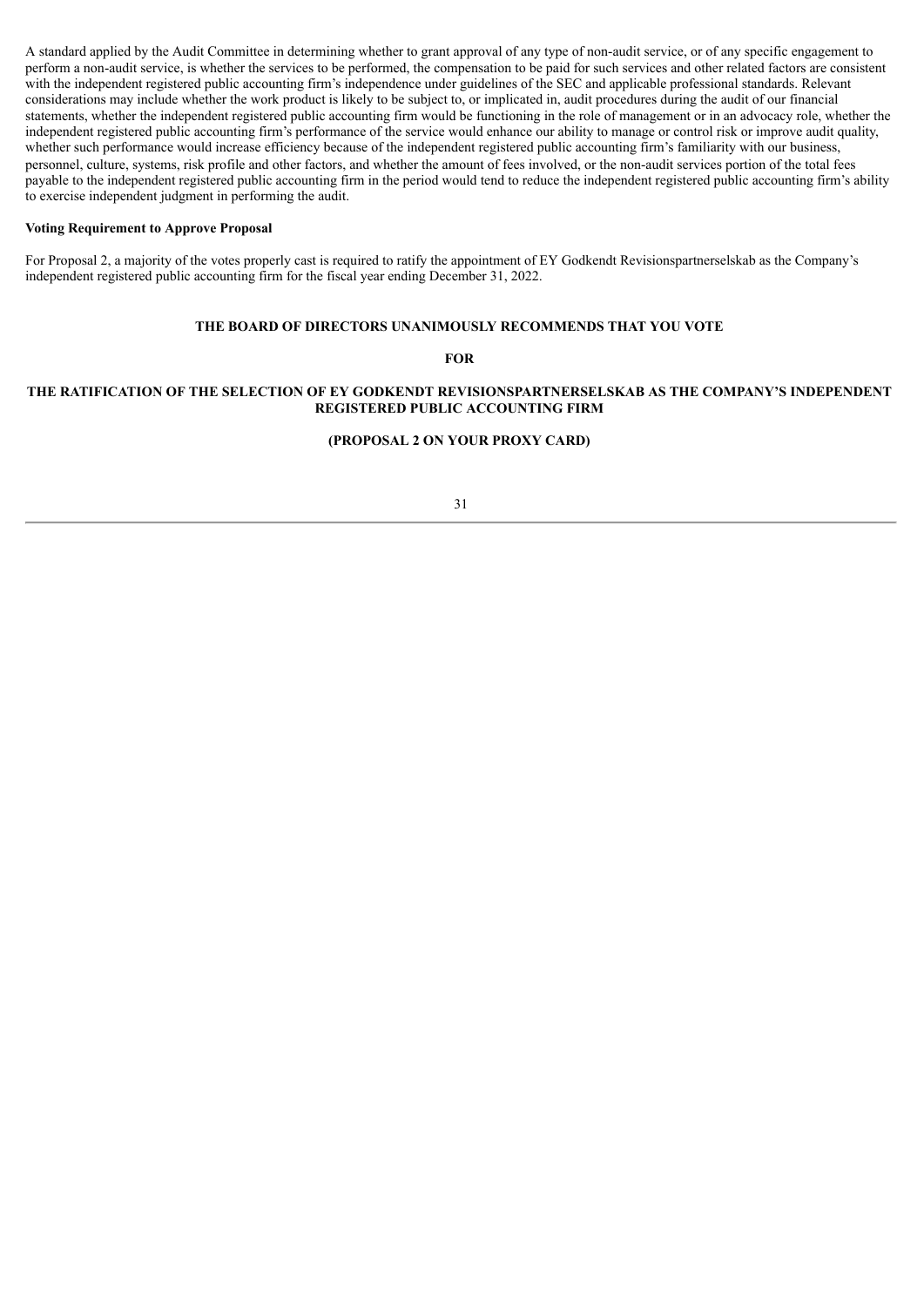A standard applied by the Audit Committee in determining whether to grant approval of any type of non-audit service, or of any specific engagement to perform a non-audit service, is whether the services to be performed, the compensation to be paid for such services and other related factors are consistent with the independent registered public accounting firm's independence under guidelines of the SEC and applicable professional standards. Relevant considerations may include whether the work product is likely to be subject to, or implicated in, audit procedures during the audit of our financial statements, whether the independent registered public accounting firm would be functioning in the role of management or in an advocacy role, whether the independent registered public accounting firm's performance of the service would enhance our ability to manage or control risk or improve audit quality, whether such performance would increase efficiency because of the independent registered public accounting firm's familiarity with our business, personnel, culture, systems, risk profile and other factors, and whether the amount of fees involved, or the non-audit services portion of the total fees payable to the independent registered public accounting firm in the period would tend to reduce the independent registered public accounting firm's ability to exercise independent judgment in performing the audit.

**Voting Requirement to Approve Proposal**

For Proposal 2, a majority of the votes properly cast is required to ratify the appointment of EY Godkendt Revisionspartnerselskab as the Company's independent registered public accounting firm for the fiscal year ending December 31, 2022.

**THE BOARD OF DIRECTORS UNANIMOUSLY RECOMMENDS THAT YOU VOTE**

**FOR**

**THE RATIFICATION OF THE SELECTION OF EY GODKENDT REVISIONSPARTNERSELSKAB AS THE COMPANY'S INDEPENDENT REGISTERED PUBLIC ACCOUNTING FIRM**

**(PROPOSAL 2 ON YOUR PROXY CARD)**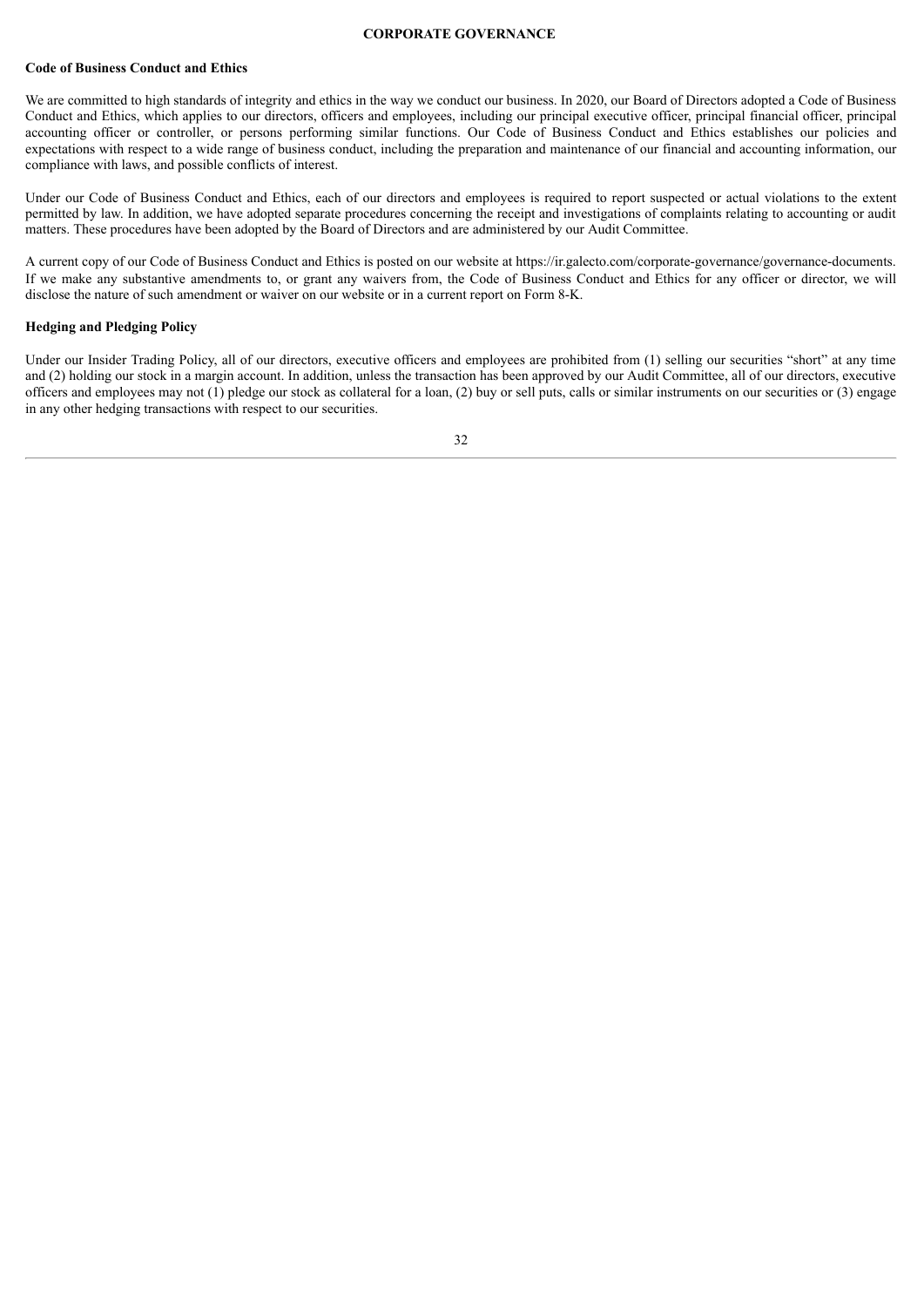## CORPORATE GOVERNANCE

### Code of Business Conduct and Ethics

We are committed to high standards of integrity and ethics in the way we conduct our business. In 2020, our Board of Directors adopted a Code of Business Conduct and Ethics, which applies to our directors, officers and employees, including our principal executive officer, principal financial officer, principal accounting officer or controller, or persons performing similar functions. Our Code of Business Conduct and Ethics establishes our policies and expectations with respect to a wide range of business conduct, including the preparation and maintenance of our financial and accounting information, our compliance with laws, and possible conflicts of interest.

Under our Code of Business Conduct and Ethics, each of our directors and employees is required to report suspected or actual violations to the extent permitted by law. In addition, we have adopted separate procedures concerning the receipt and investigations of complaints relating to accounting or audit matters. These procedures have been adopted by the Board of Directors and are administered by our Audit Committee.

A current copy of our Code of Business Conduct and Ethics is posted on our website at https://ir.galecto.com/corporate-governance/governance-documents. If we make any substantive amendments to, or grant any waivers from, the Code of Business Conduct and Ethics for any officer or director, we will disclose the nature of such amendment or waiver on our website or in a current report on Form 8-K.

### Hedging and Pledging Policy

Under our Insider Trading Policy, all of our directors, executive officers and employees are prohibited from (1) selling our securities "short" at any time and (2) holding our stock in a margin account. In addition, unless the transaction has been approved by our Audit Committee, all of our directors, executive officers and employees may not (1) pledge our stock as collateral for a loan, (2) buy or sell puts, calls or similar instruments on our securities or (3) engage in any other hedging transactions with respect to our securities.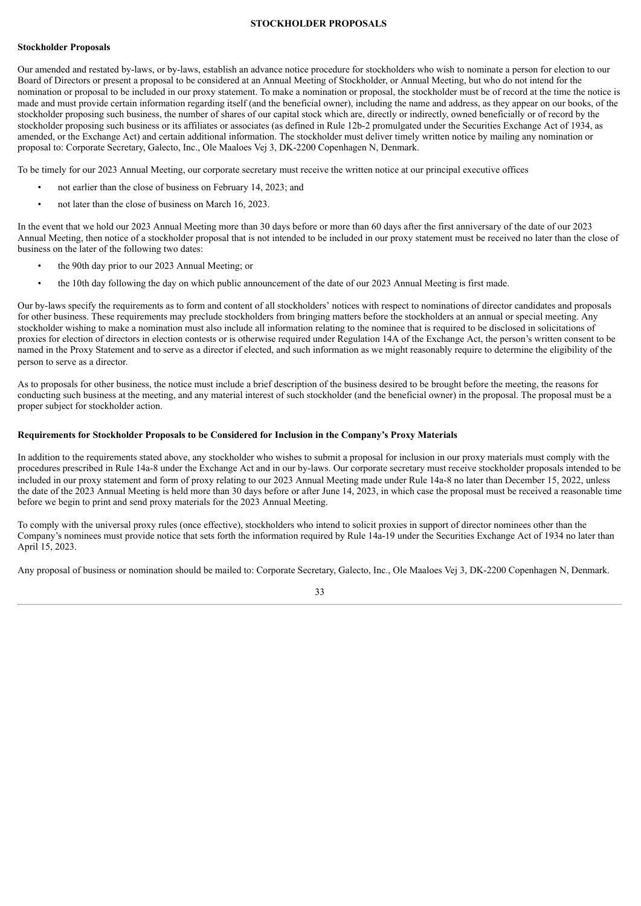# STOCKHOLDER PROPOSALS

**Stockholder Proposals**

Our amended and restated by-laws, or by-laws, establish an advance notice procedure for stockholders who wish to nominate a person for election to our Board of Directors or present a proposal to be considered at an Annual Meeting of Stockholder, or Annual Meeting, but who do not intend for the nomination or proposal to be included in our proxy statement. To make a nomination or proposal, the stockholder must be of record at the time the notice is made and must provide certain information regarding itself (and the beneficial owner), including the name and address, as they appear on our books, of the stockholder proposing such business, the number of shares of our capital stock which are, directly or indirectly, owned beneficially or of record by the stockholder proposing such business or its affiliates or associates (as defined in Rule 12b-2 promulgated under the Securities Exchange Act of 1934, as amended, or the Exchange Act) and certain additional information. The stockholder must deliver timely written notice by mailing any nomination or proposal to: Corporate Secretary, Galecto, Inc., Ole Maaloes Vej 3, DK-2200 Copenhagen N, Denmark.

To be timely for our 2023 Annual Meeting, our corporate secretary must receive the written notice at our principal executive offices

- not earlier than the close of business on February 14, 2023; and
- not later than the close of business on March 16, 2023.

In the event that we hold our 2023 Annual Meeting more than 30 days before or more than 60 days after the first anniversary of the date of our 2023 Annual Meeting, then notice of a stockholder proposal that is not intended to be included in our proxy statement must be received no later than the close of business on the later of the following two dates:

- the 90th day prior to our 2023 Annual Meeting; or
- the 10th day following the day on which public announcement of the date of our 2023 Annual Meeting is first made.

Our by-laws specify the requirements as to form and content of all stockholders' notices with respect to nominations of director candidates and proposals for other business. These requirements may preclude stockholders from bringing matters before the stockholders at an annual or special meeting. Any stockholder wishing to make a nomination must also include all information relating to the nominee that is required to be disclosed in solicitations of proxies for election of directors in election contests or is otherwise required under Regulation 14A of the Exchange Act, the person's written consent to be named in the Proxy Statement and to serve as a director if elected, and such information as we might reasonably require to determine the eligibility of the person to serve as a director.

As to proposals for other business, the notice must include a brief description of the business desired to be brought before the meeting, the reasons for conducting such business at the meeting, and any material interest of such stockholder (and the beneficial owner) in the proposal. The proposal must be a proper subject for stockholder action.

**Requirements for Stockholder Proposals to be Considered for Inclusion in the Company's Proxy Materials**

In addition to the requirements stated above, any stockholder who wishes to submit a proposal for inclusion in our proxy materials must comply with the procedures prescribed in Rule 14a-8 under the Exchange Act and in our by-laws. Our corporate secretary must receive stockholder proposals intended to be included in our proxy statement and form of proxy relating to our 2023 Annual Meeting made under Rule 14a-8 no later than December 15, 2022, unless the date of the 2023 Annual Meeting is held more than 30 days before or after June 14, 2023, in which case the proposal must be received a reasonable time before we begin to print and send proxy materials for the 2023 Annual Meeting.

To comply with the universal proxy rules (once effective), stockholders who intend to solicit proxies in support of director nominees other than the Company's nominees must provide notice that sets forth the information required by Rule 14a-19 under the Securities Exchange Act of 1934 no later than April 15, 2023.

Any proposal of business or nomination should be mailed to: Corporate Secretary, Galecto, Inc., Ole Maaloes Vej 3, DK-2200 Copenhagen N, Denmark.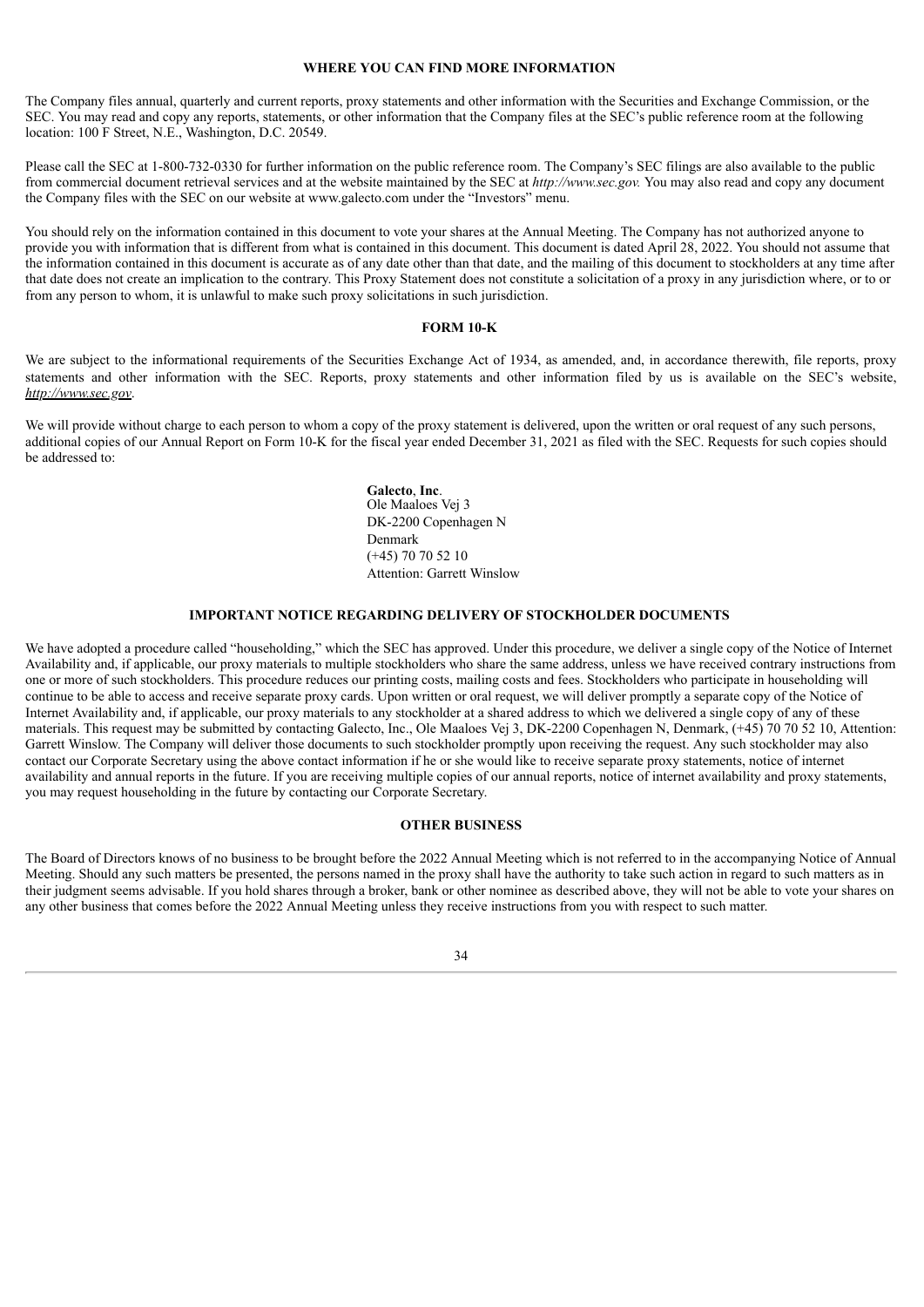## WHERE YOU CAN FIND MORE INFORMATION

The Company files annual, quarterly and current reports, proxy statements and other information with the Securities and Exchange Commission, or the SEC. You may read and copy any reports, statements, or other information that the Company files at the SEC's public reference room at the following location: 100 F Street, N.E., Washington, D.C. 20549.

Please call the SEC at 1-800-732-0330 for further information on the public reference room. The Company's SEC filings are also available to the public from commercial document retrieval services and at the website maintained by the SEC at *http://www.sec.gov.* You may also read and copy any document the Company files with the SEC on our website at www.galecto.com under the "Investors" menu.

You should rely on the information contained in this document to vote your shares at the Annual Meeting. The Company has not authorized anyone to provide you with information that is different from what is contained in this document. This document is dated April 28, 2022. You should not assume that the information contained in this document is accurate as of any date other than that date, and the mailing of this document to stockholders at any time after that date does not create an implication to the contrary. This Proxy Statement does not constitute a solicitation of a proxy in any jurisdiction where, or to or from any person to whom, it is unlawful to make such proxy solicitations in such jurisdiction.

## FORM 10-K

We are subject to the informational requirements of the Securities Exchange Act of 1934, as amended, and, in accordance therewith, file reports, proxy statements and other information with the SEC. Reports, proxy statements and other information filed by us is available on the SEC's website, *http://www.sec.gov*.

We will provide without charge to each person to whom a copy of the proxy statement is delivered, upon the written or oral request of any such persons, additional copies of our Annual Report on Form 10-K for the fiscal year ended December 31, 2021 as filed with the SEC. Requests for such copies should be addressed to:

**Galecto**, **Inc**.
Ole Maaloes Vej 3
DK-2200 Copenhagen N
Denmark
(+45) 70 70 52 10
Attention: Garrett Winslow

## IMPORTANT NOTICE REGARDING DELIVERY OF STOCKHOLDER DOCUMENTS

We have adopted a procedure called "householding," which the SEC has approved. Under this procedure, we deliver a single copy of the Notice of Internet Availability and, if applicable, our proxy materials to multiple stockholders who share the same address, unless we have received contrary instructions from one or more of such stockholders. This procedure reduces our printing costs, mailing costs and fees. Stockholders who participate in householding will continue to be able to access and receive separate proxy cards. Upon written or oral request, we will deliver promptly a separate copy of the Notice of Internet Availability and, if applicable, our proxy materials to any stockholder at a shared address to which we delivered a single copy of any of these materials. This request may be submitted by contacting Galecto, Inc., Ole Maaloes Vej 3, DK-2200 Copenhagen N, Denmark, (+45) 70 70 52 10, Attention: Garrett Winslow. The Company will deliver those documents to such stockholder promptly upon receiving the request. Any such stockholder may also contact our Corporate Secretary using the above contact information if he or she would like to receive separate proxy statements, notice of internet availability and annual reports in the future. If you are receiving multiple copies of our annual reports, notice of internet availability and proxy statements, you may request householding in the future by contacting our Corporate Secretary.

## OTHER BUSINESS

The Board of Directors knows of no business to be brought before the 2022 Annual Meeting which is not referred to in the accompanying Notice of Annual Meeting. Should any such matters be presented, the persons named in the proxy shall have the authority to take such action in regard to such matters as in their judgment seems advisable. If you hold shares through a broker, bank or other nominee as described above, they will not be able to vote your shares on any other business that comes before the 2022 Annual Meeting unless they receive instructions from you with respect to such matter.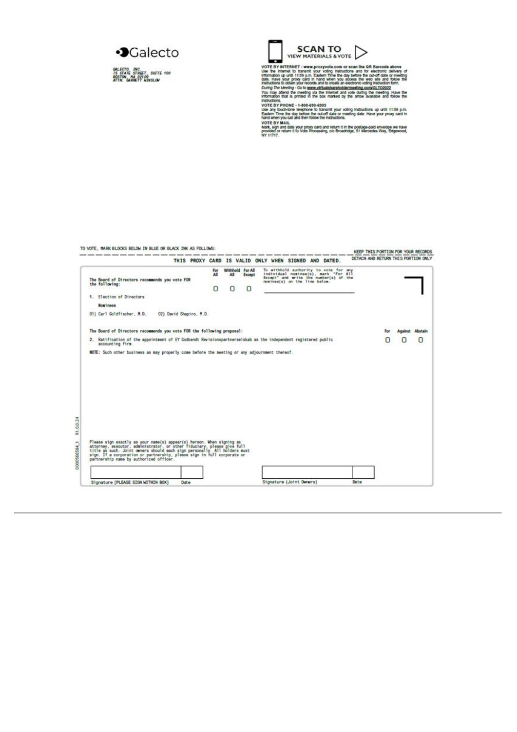Galecto

GALECTO, INC.
75 STATE STREET, SUITE 100
BOSTON, MA 02109
ATTN: GARRETT WINSLOW

**SCAN TO VIEW MATERIALS & VOTE**

**VOTE BY INTERNET - www.proxyvote.com or scan the QR Barcode above**
Use the Internet to transmit your voting instructions and for electronic delivery of information up until 11:59 p.m. Eastern Time the day before the cut-off date or meeting date. Have your proxy card in hand when you access the web site and follow the instructions to obtain your records and to create an electronic voting instruction form.

*During The Meeting* - Go to www.virtualshareholdermeeting.com/GLTO2022
You may attend the meeting via the Internet and vote during the meeting. Have the information that is printed in the box marked by the arrow available and follow the instructions.

**VOTE BY PHONE - 1-800-690-6903**
Use any touch-tone telephone to transmit your voting instructions up until 11:59 p.m. Eastern Time the day before the cut-off date or meeting date. Have your proxy card in hand when you call and then follow the instructions.

**VOTE BY MAIL**
Mark, sign and date your proxy card and return it in the postage-paid envelope we have provided or return it to Vote Processing, c/o Broadridge, 51 Mercedes Way, Edgewood, NY 11717.

TO VOTE, MARK BLOCKS BELOW IN BLUE OR BLACK INK AS FOLLOWS:

KEEP THIS PORTION FOR YOUR RECORDS

**THIS PROXY CARD IS VALID ONLY WHEN SIGNED AND DATED.**

DETACH AND RETURN THIS PORTION ONLY

**The Board of Directors recommends you vote FOR the following:**

| | For All | Withhold All | For All Except |
|---|---|---|---|
| 1. Election of Directors | O | O | O |

To withhold authority to vote for any individual nominee(s), mark "For All Except" and write the number(s) of the nominee(s) on the line below.

**Nominees**

01) Carl Goldfischer, M.D. 02) David Shapiro, M.D.

**The Board of Directors recommends you vote FOR the following proposal:**

| | For | Against | Abstain |
|---|---|---|---|
| 2. Ratification of the appointment of EY Godkendt Revisionspartnerselskab as the independent registered public accounting firm. | O | O | O |

**NOTE:** Such other business as may properly come before the meeting or any adjournment thereof.

Please sign exactly as your name(s) appear(s) hereon. When signing as attorney, executor, administrator, or other fiduciary, please give full title as such. Joint owners should each sign personally. All holders must sign. If a corporation or partnership, please sign in full corporate or partnership name by authorized officer.

| Signature [PLEASE SIGN WITHIN BOX] | Date | Signature (Joint Owners) | Date |
|---|---|---|---|
| | | | |

0000566584_1 R1.0.0.24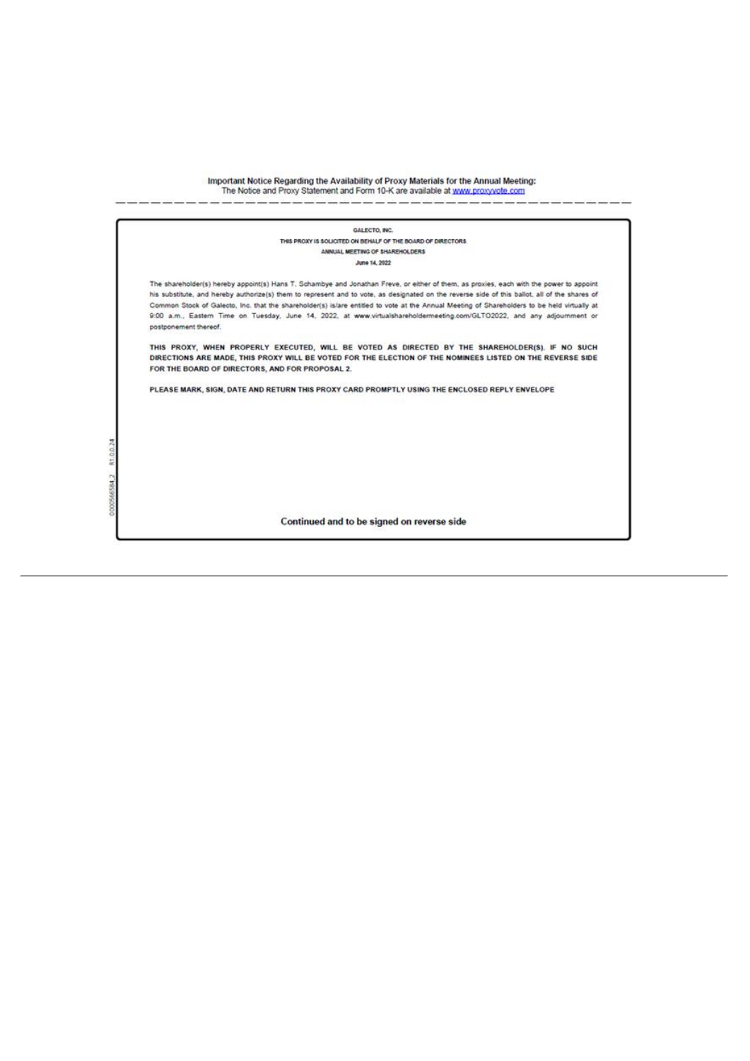**Important Notice Regarding the Availability of Proxy Materials for the Annual Meeting:**
The Notice and Proxy Statement and Form 10-K are available at www.proxyvote.com

**GALECTO, INC.**
**THIS PROXY IS SOLICITED ON BEHALF OF THE BOARD OF DIRECTORS**
**ANNUAL MEETING OF SHAREHOLDERS**
**June 14, 2022**

The shareholder(s) hereby appoint(s) Hans T. Schambye and Jonathan Freve, or either of them, as proxies, each with the power to appoint his substitute, and hereby authorize(s) them to represent and to vote, as designated on the reverse side of this ballot, all of the shares of Common Stock of Galecto, Inc. that the shareholder(s) is/are entitled to vote at the Annual Meeting of Shareholders to be held virtually at 9:00 a.m., Eastern Time on Tuesday, June 14, 2022, at www.virtualshareholdermeeting.com/GLTO2022, and any adjournment or postponement thereof.

**THIS PROXY, WHEN PROPERLY EXECUTED, WILL BE VOTED AS DIRECTED BY THE SHAREHOLDER(S). IF NO SUCH DIRECTIONS ARE MADE, THIS PROXY WILL BE VOTED FOR THE ELECTION OF THE NOMINEES LISTED ON THE REVERSE SIDE FOR THE BOARD OF DIRECTORS, AND FOR PROPOSAL 2.**

**PLEASE MARK, SIGN, DATE AND RETURN THIS PROXY CARD PROMPTLY USING THE ENCLOSED REPLY ENVELOPE**

0000565584_2 R1.0.0.24

**Continued and to be signed on reverse side**